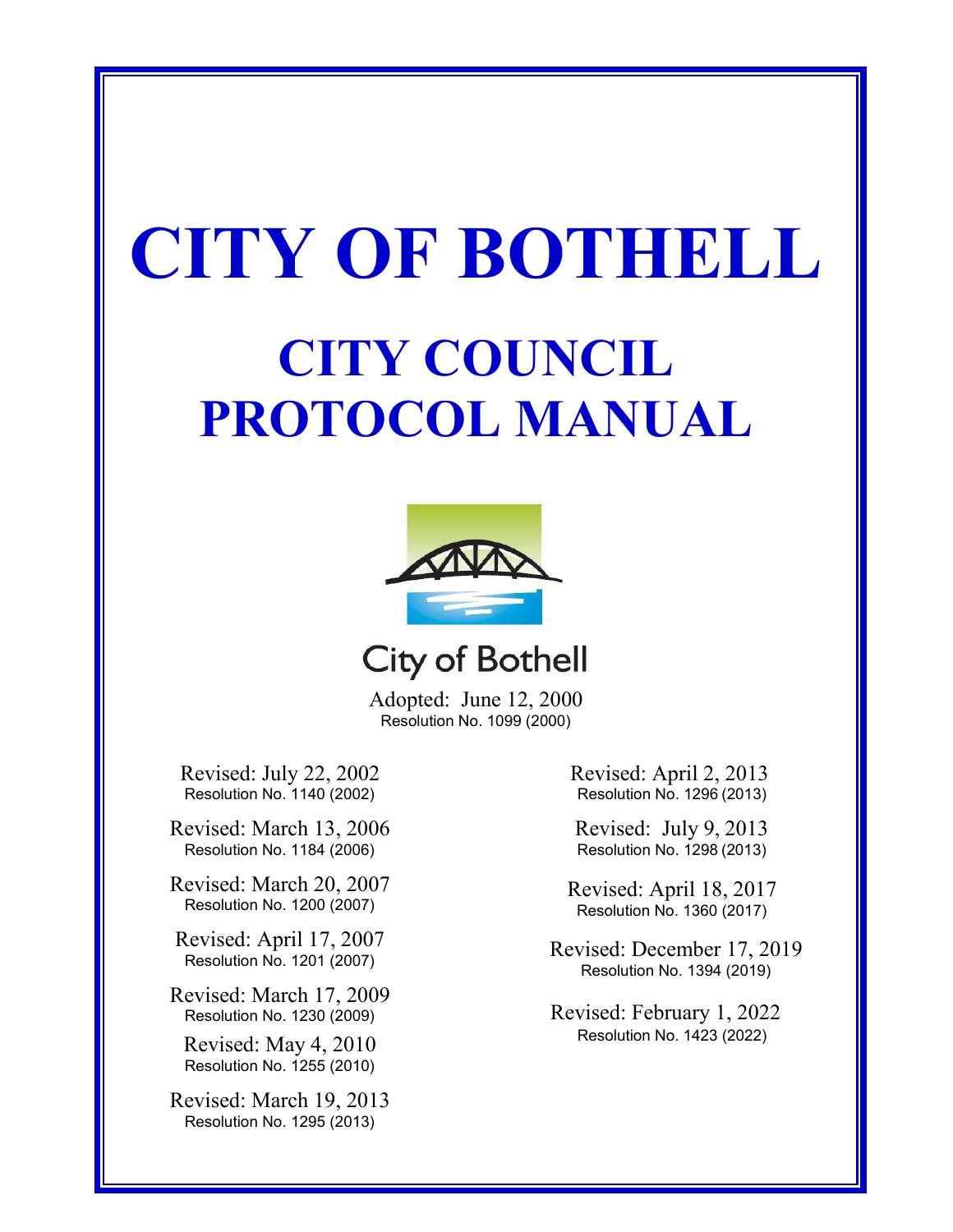# CITY OF BOTHELL

## CITY COUNCIL PROTOCOL MANUAL

City of Bothell

Adopted: June 12, 2000
Resolution No. 1099 (2000)

Revised: July 22, 2002
Resolution No. 1140 (2002)

Revised: March 13, 2006
Resolution No. 1184 (2006)

Revised: March 20, 2007
Resolution No. 1200 (2007)

Revised: April 17, 2007
Resolution No. 1201 (2007)

Revised: March 17, 2009
Resolution No. 1230 (2009)

Revised: May 4, 2010
Resolution No. 1255 (2010)

Revised: March 19, 2013
Resolution No. 1295 (2013)

Revised: April 2, 2013
Resolution No. 1296 (2013)

Revised: July 9, 2013
Resolution No. 1298 (2013)

Revised: April 18, 2017
Resolution No. 1360 (2017)

Revised: December 17, 2019
Resolution No. 1394 (2019)

Revised: February 1, 2022
Resolution No. 1423 (2022)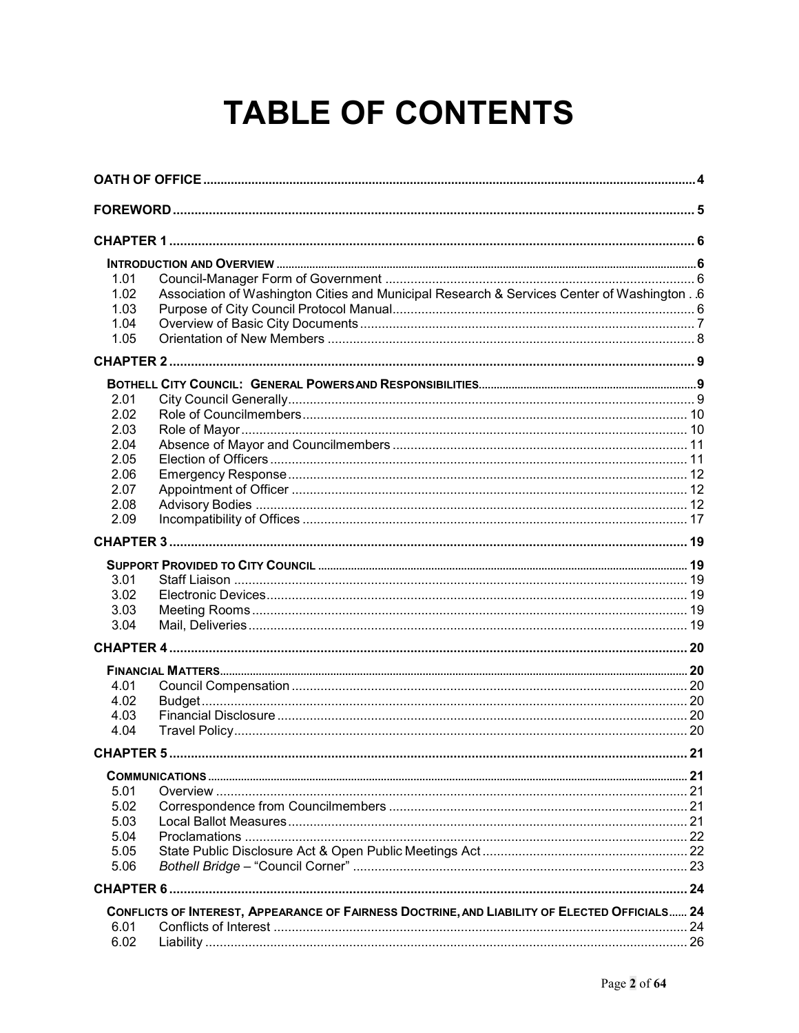# TABLE OF CONTENTS

**OATH OF OFFICE** ..... 4

**FOREWORD** ..... 5

**CHAPTER 1** ..... 6

**INTRODUCTION AND OVERVIEW** ..... 6

| | | |
|---|---|---|
| 1.01 | Council-Manager Form of Government | 6 |
| 1.02 | Association of Washington Cities and Municipal Research & Services Center of Washington | 6 |
| 1.03 | Purpose of City Council Protocol Manual | 6 |
| 1.04 | Overview of Basic City Documents | 7 |
| 1.05 | Orientation of New Members | 8 |

**CHAPTER 2** ..... 9

**BOTHELL CITY COUNCIL: GENERAL POWERS AND RESPONSIBILITIES** ..... 9

| | | |
|---|---|---|
| 2.01 | City Council Generally | 9 |
| 2.02 | Role of Councilmembers | 10 |
| 2.03 | Role of Mayor | 10 |
| 2.04 | Absence of Mayor and Councilmembers | 11 |
| 2.05 | Election of Officers | 11 |
| 2.06 | Emergency Response | 12 |
| 2.07 | Appointment of Officer | 12 |
| 2.08 | Advisory Bodies | 12 |
| 2.09 | Incompatibility of Offices | 17 |

**CHAPTER 3** ..... 19

**SUPPORT PROVIDED TO CITY COUNCIL** ..... 19

| | | |
|---|---|---|
| 3.01 | Staff Liaison | 19 |
| 3.02 | Electronic Devices | 19 |
| 3.03 | Meeting Rooms | 19 |
| 3.04 | Mail, Deliveries | 19 |

**CHAPTER 4** ..... 20

**FINANCIAL MATTERS** ..... 20

| | | |
|---|---|---|
| 4.01 | Council Compensation | 20 |
| 4.02 | Budget | 20 |
| 4.03 | Financial Disclosure | 20 |
| 4.04 | Travel Policy | 20 |

**CHAPTER 5** ..... 21

**COMMUNICATIONS** ..... 21

| | | |
|---|---|---|
| 5.01 | Overview | 21 |
| 5.02 | Correspondence from Councilmembers | 21 |
| 5.03 | Local Ballot Measures | 21 |
| 5.04 | Proclamations | 22 |
| 5.05 | State Public Disclosure Act & Open Public Meetings Act | 22 |
| 5.06 | *Bothell Bridge* – "Council Corner" | 23 |

**CHAPTER 6** ..... 24

**CONFLICTS OF INTEREST, APPEARANCE OF FAIRNESS DOCTRINE, AND LIABILITY OF ELECTED OFFICIALS** ..... 24

| | | |
|---|---|---|
| 6.01 | Conflicts of Interest | 24 |
| 6.02 | Liability | 26 |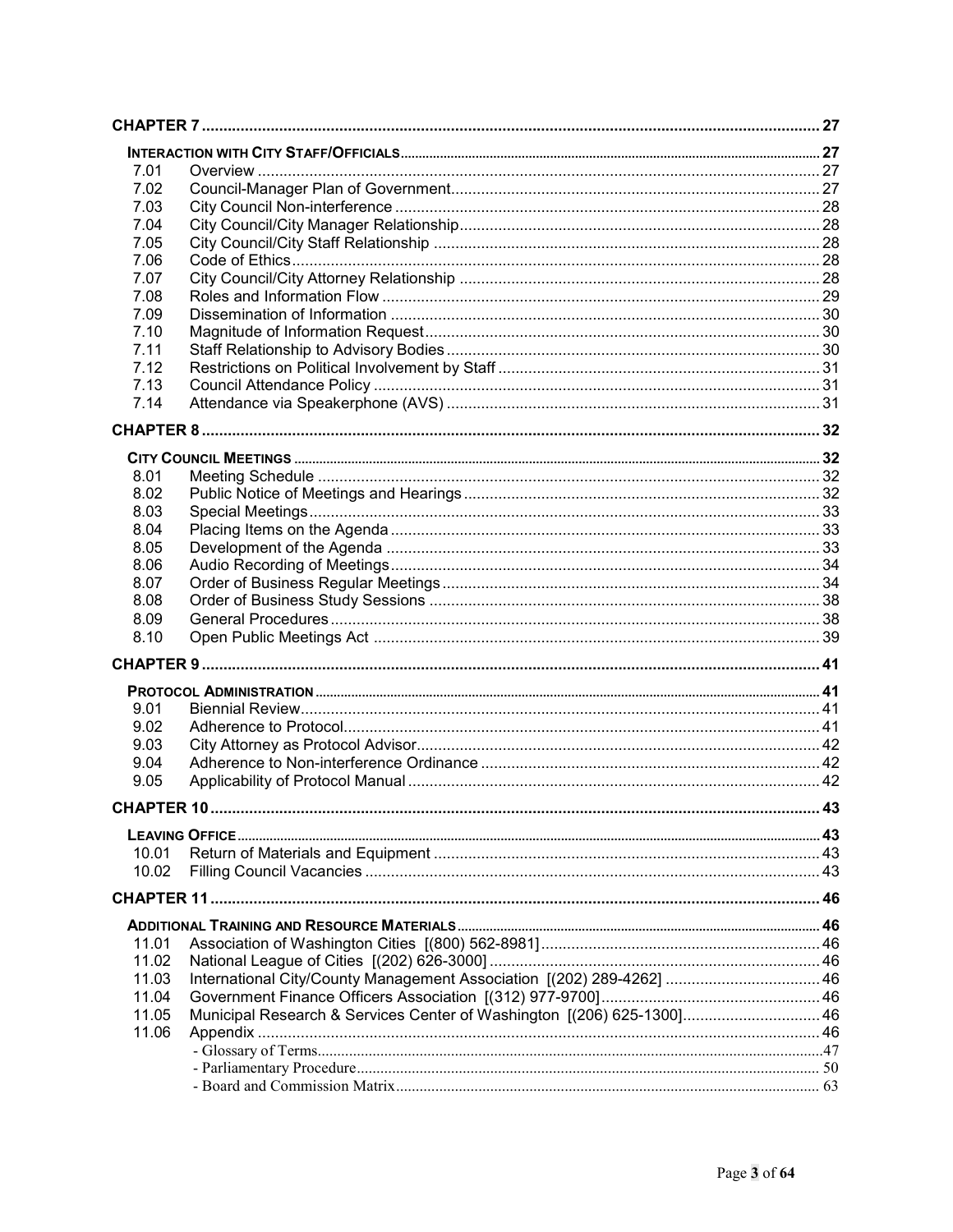**CHAPTER 7** ........................................ 27

**INTERACTION WITH CITY STAFF/OFFICIALS** ........................................ 27

| | | |
|---|---|---|
| 7.01 | Overview | 27 |
| 7.02 | Council-Manager Plan of Government | 27 |
| 7.03 | City Council Non-interference | 28 |
| 7.04 | City Council/City Manager Relationship | 28 |
| 7.05 | City Council/City Staff Relationship | 28 |
| 7.06 | Code of Ethics | 28 |
| 7.07 | City Council/City Attorney Relationship | 28 |
| 7.08 | Roles and Information Flow | 29 |
| 7.09 | Dissemination of Information | 30 |
| 7.10 | Magnitude of Information Request | 30 |
| 7.11 | Staff Relationship to Advisory Bodies | 30 |
| 7.12 | Restrictions on Political Involvement by Staff | 31 |
| 7.13 | Council Attendance Policy | 31 |
| 7.14 | Attendance via Speakerphone (AVS) | 31 |

**CHAPTER 8** ........................................ 32

**CITY COUNCIL MEETINGS** ........................................ 32

| | | |
|---|---|---|
| 8.01 | Meeting Schedule | 32 |
| 8.02 | Public Notice of Meetings and Hearings | 32 |
| 8.03 | Special Meetings | 33 |
| 8.04 | Placing Items on the Agenda | 33 |
| 8.05 | Development of the Agenda | 33 |
| 8.06 | Audio Recording of Meetings | 34 |
| 8.07 | Order of Business Regular Meetings | 34 |
| 8.08 | Order of Business Study Sessions | 38 |
| 8.09 | General Procedures | 38 |
| 8.10 | Open Public Meetings Act | 39 |

**CHAPTER 9** ........................................ 41

**PROTOCOL ADMINISTRATION** ........................................ 41

| | | |
|---|---|---|
| 9.01 | Biennial Review | 41 |
| 9.02 | Adherence to Protocol | 41 |
| 9.03 | City Attorney as Protocol Advisor | 42 |
| 9.04 | Adherence to Non-interference Ordinance | 42 |
| 9.05 | Applicability of Protocol Manual | 42 |

**CHAPTER 10** ........................................ 43

**LEAVING OFFICE** ........................................ 43

| | | |
|---|---|---|
| 10.01 | Return of Materials and Equipment | 43 |
| 10.02 | Filling Council Vacancies | 43 |

**CHAPTER 11** ........................................ 46

**ADDITIONAL TRAINING AND RESOURCE MATERIALS** ........................................ 46

| | | |
|---|---|---|
| 11.01 | Association of Washington Cities [(800) 562-8981] | 46 |
| 11.02 | National League of Cities [(202) 626-3000] | 46 |
| 11.03 | International City/County Management Association [(202) 289-4262] | 46 |
| 11.04 | Government Finance Officers Association [(312) 977-9700] | 46 |
| 11.05 | Municipal Research & Services Center of Washington [(206) 625-1300] | 46 |
| 11.06 | Appendix | 46 |
| | - Glossary of Terms | 47 |
| | - Parliamentary Procedure | 50 |
| | - Board and Commission Matrix | 63 |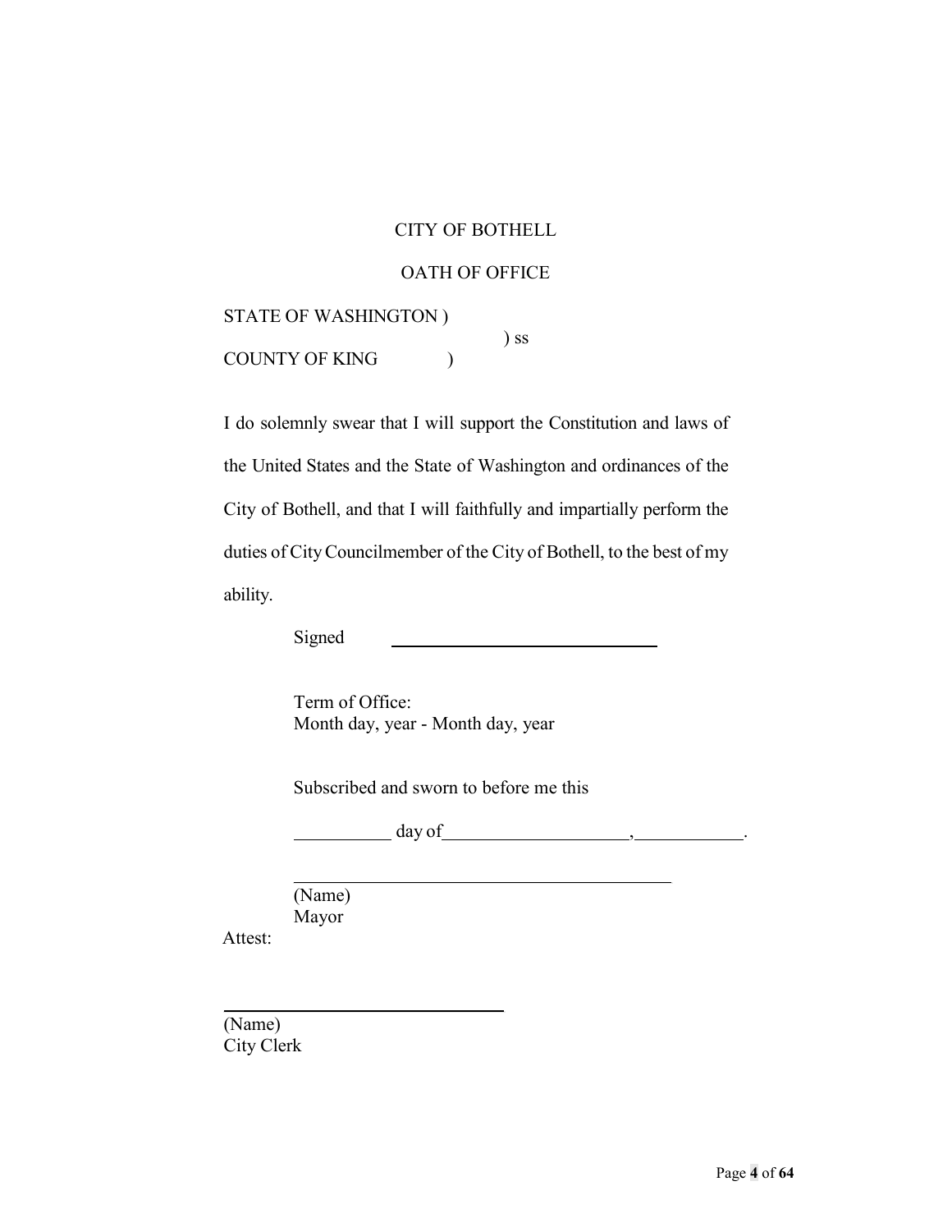CITY OF BOTHELL

OATH OF OFFICE

STATE OF WASHINGTON )
) ss
COUNTY OF KING )

I do solemnly swear that I will support the Constitution and laws of the United States and the State of Washington and ordinances of the City of Bothell, and that I will faithfully and impartially perform the duties of City Councilmember of the City of Bothell, to the best of my ability.

Signed ______________________________

Term of Office:
Month day, year - Month day, year

Subscribed and sworn to before me this

__________ day of __________________, __________.

______________________________________
(Name)
Mayor

Attest:

______________________________
(Name)
City Clerk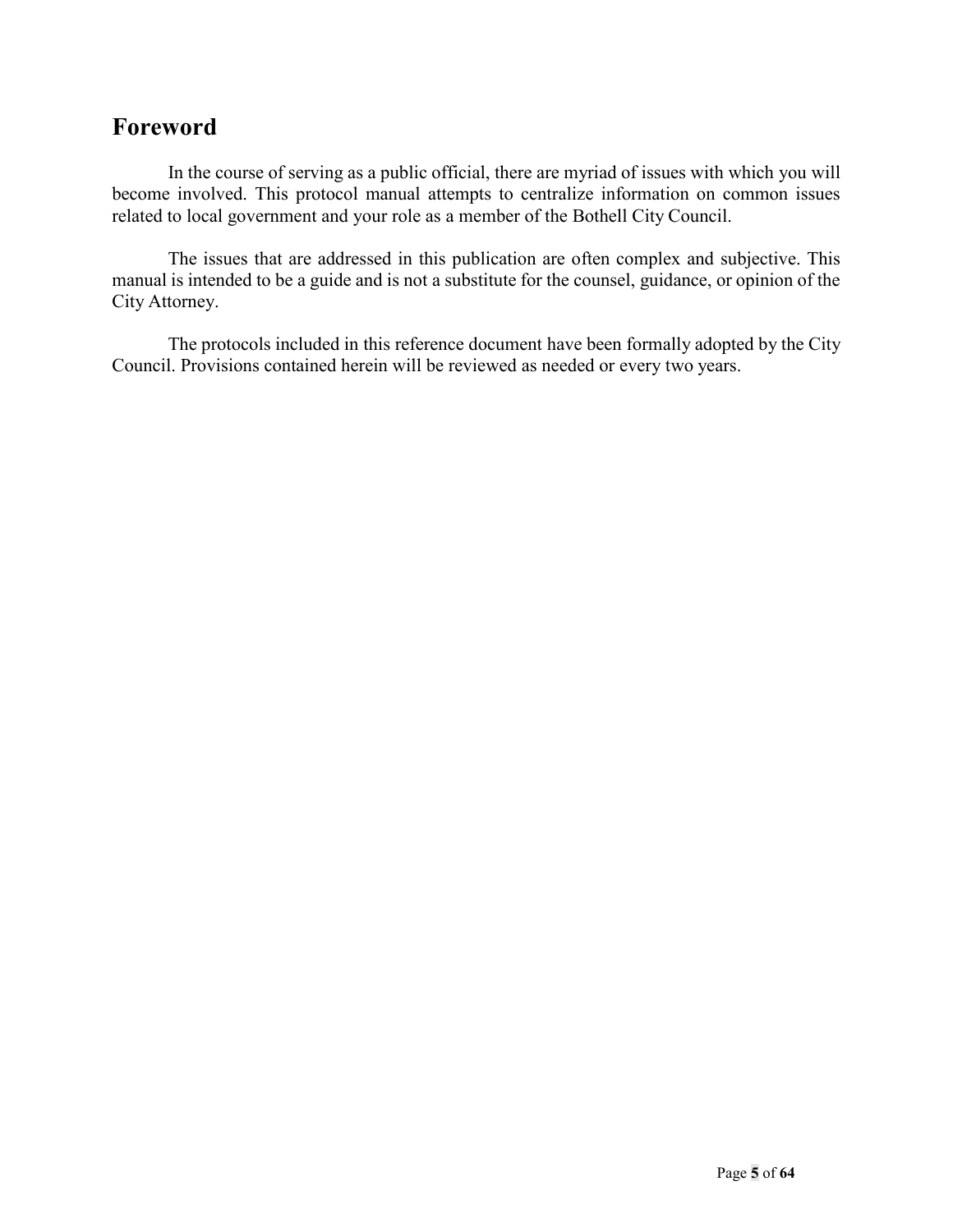## Foreword

In the course of serving as a public official, there are myriad of issues with which you will become involved. This protocol manual attempts to centralize information on common issues related to local government and your role as a member of the Bothell City Council.

The issues that are addressed in this publication are often complex and subjective. This manual is intended to be a guide and is not a substitute for the counsel, guidance, or opinion of the City Attorney.

The protocols included in this reference document have been formally adopted by the City Council. Provisions contained herein will be reviewed as needed or every two years.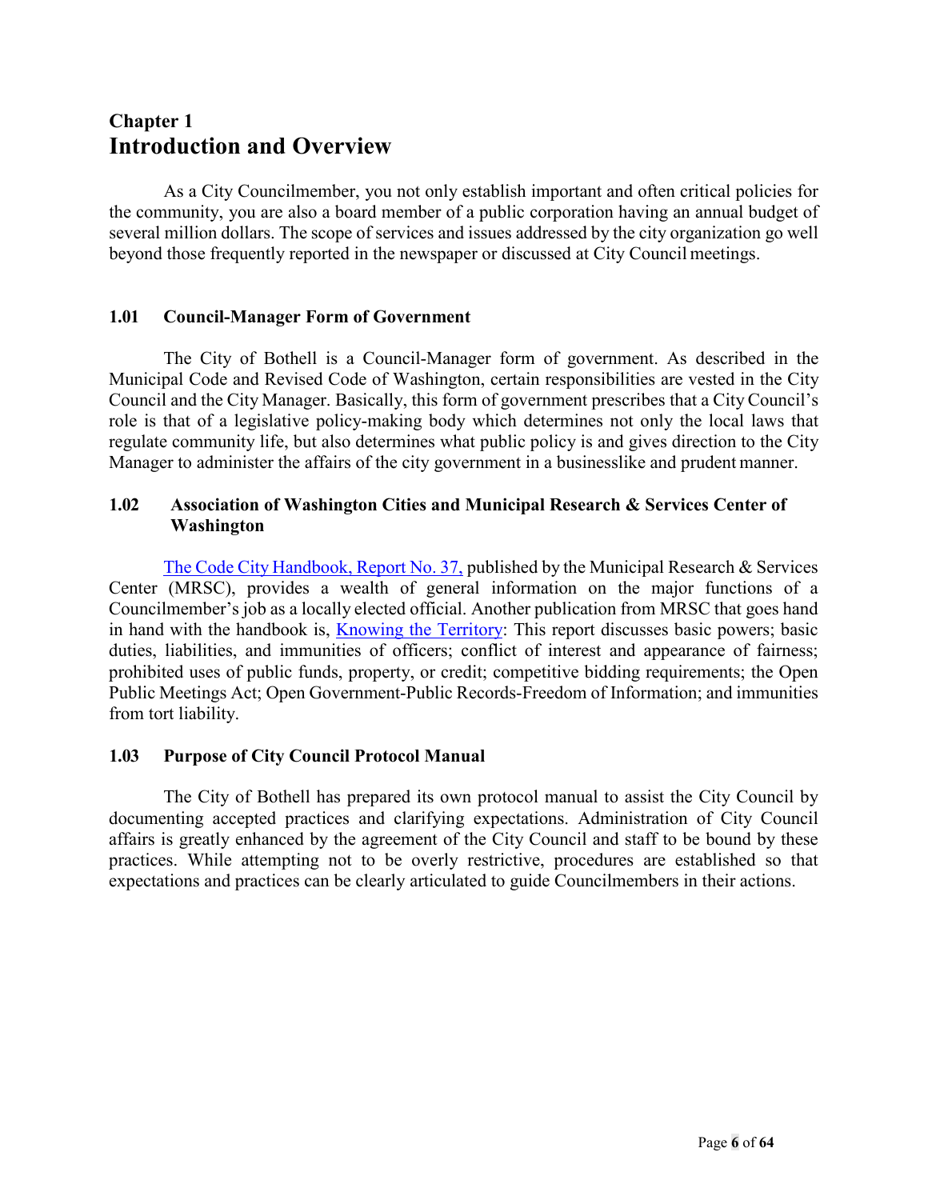# Chapter 1
# Introduction and Overview

As a City Councilmember, you not only establish important and often critical policies for the community, you are also a board member of a public corporation having an annual budget of several million dollars. The scope of services and issues addressed by the city organization go well beyond those frequently reported in the newspaper or discussed at City Council meetings.

### 1.01 Council-Manager Form of Government

The City of Bothell is a Council-Manager form of government. As described in the Municipal Code and Revised Code of Washington, certain responsibilities are vested in the City Council and the City Manager. Basically, this form of government prescribes that a City Council's role is that of a legislative policy-making body which determines not only the local laws that regulate community life, but also determines what public policy is and gives direction to the City Manager to administer the affairs of the city government in a businesslike and prudent manner.

### 1.02 Association of Washington Cities and Municipal Research & Services Center of Washington

The Code City Handbook, Report No. 37, published by the Municipal Research & Services Center (MRSC), provides a wealth of general information on the major functions of a Councilmember's job as a locally elected official. Another publication from MRSC that goes hand in hand with the handbook is, Knowing the Territory: This report discusses basic powers; basic duties, liabilities, and immunities of officers; conflict of interest and appearance of fairness; prohibited uses of public funds, property, or credit; competitive bidding requirements; the Open Public Meetings Act; Open Government-Public Records-Freedom of Information; and immunities from tort liability.

### 1.03 Purpose of City Council Protocol Manual

The City of Bothell has prepared its own protocol manual to assist the City Council by documenting accepted practices and clarifying expectations. Administration of City Council affairs is greatly enhanced by the agreement of the City Council and staff to be bound by these practices. While attempting not to be overly restrictive, procedures are established so that expectations and practices can be clearly articulated to guide Councilmembers in their actions.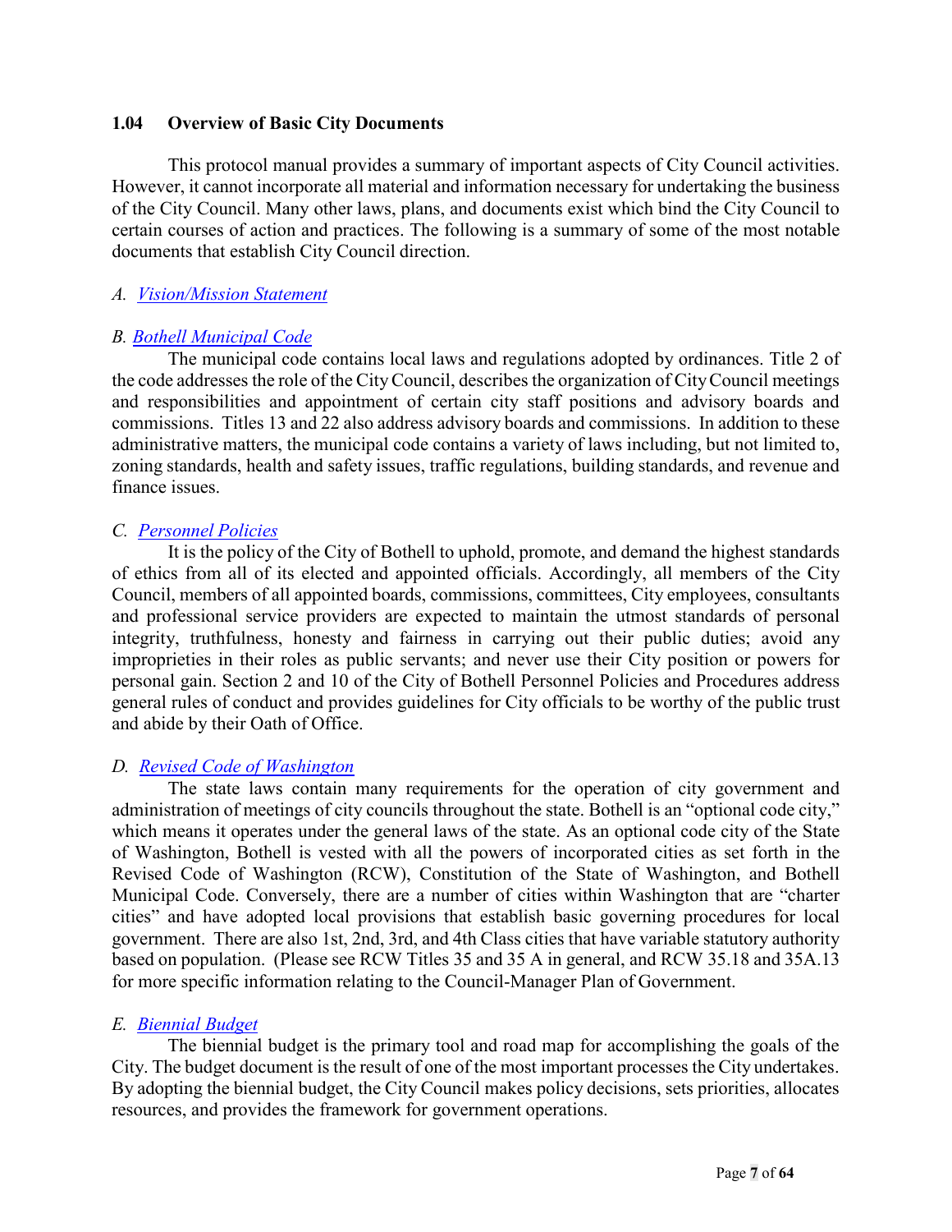### 1.04 Overview of Basic City Documents

This protocol manual provides a summary of important aspects of City Council activities. However, it cannot incorporate all material and information necessary for undertaking the business of the City Council. Many other laws, plans, and documents exist which bind the City Council to certain courses of action and practices. The following is a summary of some of the most notable documents that establish City Council direction.

*A. Vision/Mission Statement*

*B. Bothell Municipal Code*

The municipal code contains local laws and regulations adopted by ordinances. Title 2 of the code addresses the role of the City Council, describes the organization of City Council meetings and responsibilities and appointment of certain city staff positions and advisory boards and commissions. Titles 13 and 22 also address advisory boards and commissions. In addition to these administrative matters, the municipal code contains a variety of laws including, but not limited to, zoning standards, health and safety issues, traffic regulations, building standards, and revenue and finance issues.

*C. Personnel Policies*

It is the policy of the City of Bothell to uphold, promote, and demand the highest standards of ethics from all of its elected and appointed officials. Accordingly, all members of the City Council, members of all appointed boards, commissions, committees, City employees, consultants and professional service providers are expected to maintain the utmost standards of personal integrity, truthfulness, honesty and fairness in carrying out their public duties; avoid any improprieties in their roles as public servants; and never use their City position or powers for personal gain. Section 2 and 10 of the City of Bothell Personnel Policies and Procedures address general rules of conduct and provides guidelines for City officials to be worthy of the public trust and abide by their Oath of Office.

*D. Revised Code of Washington*

The state laws contain many requirements for the operation of city government and administration of meetings of city councils throughout the state. Bothell is an "optional code city," which means it operates under the general laws of the state. As an optional code city of the State of Washington, Bothell is vested with all the powers of incorporated cities as set forth in the Revised Code of Washington (RCW), Constitution of the State of Washington, and Bothell Municipal Code. Conversely, there are a number of cities within Washington that are "charter cities" and have adopted local provisions that establish basic governing procedures for local government. There are also 1st, 2nd, 3rd, and 4th Class cities that have variable statutory authority based on population. (Please see RCW Titles 35 and 35 A in general, and RCW 35.18 and 35A.13 for more specific information relating to the Council-Manager Plan of Government.

*E. Biennial Budget*

The biennial budget is the primary tool and road map for accomplishing the goals of the City. The budget document is the result of one of the most important processes the City undertakes. By adopting the biennial budget, the City Council makes policy decisions, sets priorities, allocates resources, and provides the framework for government operations.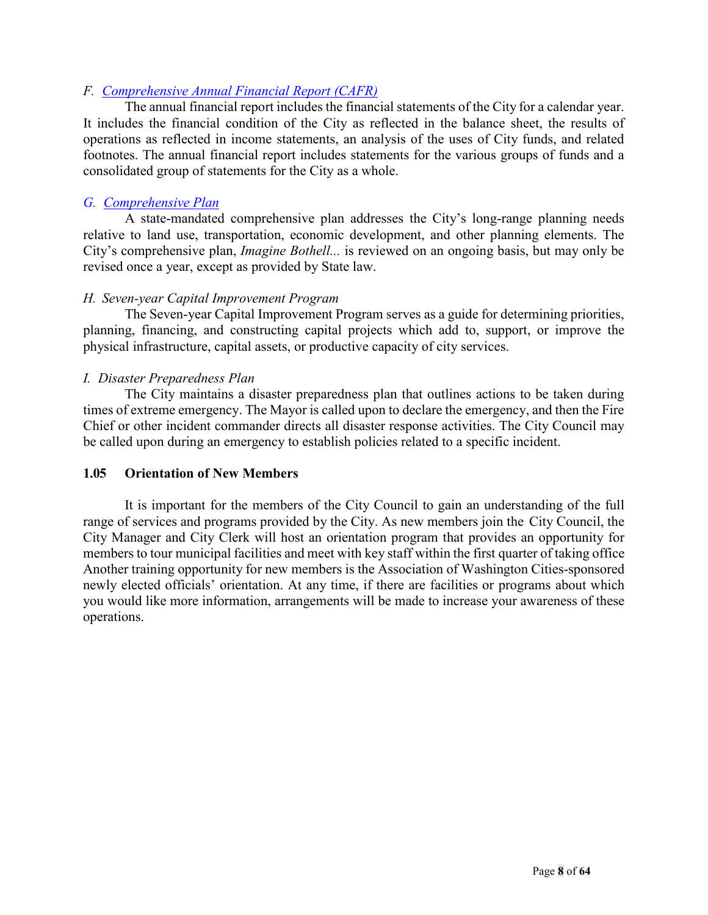*F. Comprehensive Annual Financial Report (CAFR)*

The annual financial report includes the financial statements of the City for a calendar year. It includes the financial condition of the City as reflected in the balance sheet, the results of operations as reflected in income statements, an analysis of the uses of City funds, and related footnotes. The annual financial report includes statements for the various groups of funds and a consolidated group of statements for the City as a whole.

*G. Comprehensive Plan*

A state-mandated comprehensive plan addresses the City's long-range planning needs relative to land use, transportation, economic development, and other planning elements. The City's comprehensive plan, *Imagine Bothell...* is reviewed on an ongoing basis, but may only be revised once a year, except as provided by State law.

*H. Seven-year Capital Improvement Program*

The Seven-year Capital Improvement Program serves as a guide for determining priorities, planning, financing, and constructing capital projects which add to, support, or improve the physical infrastructure, capital assets, or productive capacity of city services.

*I. Disaster Preparedness Plan*

The City maintains a disaster preparedness plan that outlines actions to be taken during times of extreme emergency. The Mayor is called upon to declare the emergency, and then the Fire Chief or other incident commander directs all disaster response activities. The City Council may be called upon during an emergency to establish policies related to a specific incident.

### 1.05 Orientation of New Members

It is important for the members of the City Council to gain an understanding of the full range of services and programs provided by the City. As new members join the City Council, the City Manager and City Clerk will host an orientation program that provides an opportunity for members to tour municipal facilities and meet with key staff within the first quarter of taking office Another training opportunity for new members is the Association of Washington Cities-sponsored newly elected officials' orientation. At any time, if there are facilities or programs about which you would like more information, arrangements will be made to increase your awareness of these operations.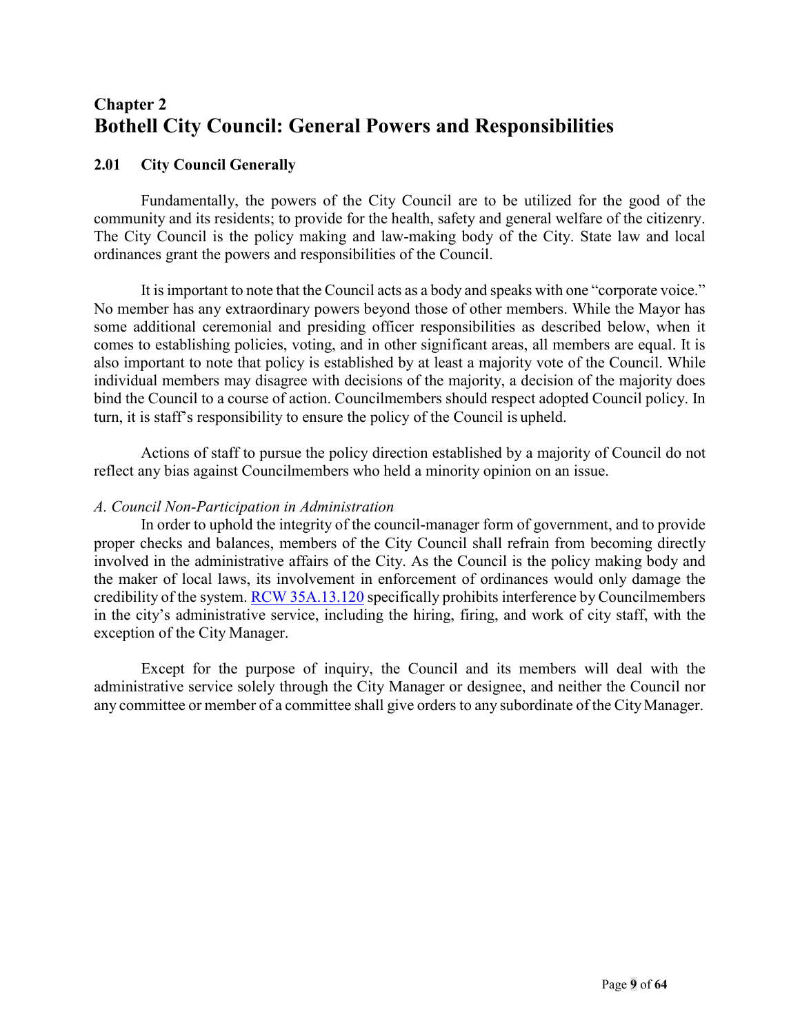# Chapter 2
# Bothell City Council: General Powers and Responsibilities

## 2.01 City Council Generally

Fundamentally, the powers of the City Council are to be utilized for the good of the community and its residents; to provide for the health, safety and general welfare of the citizenry. The City Council is the policy making and law-making body of the City. State law and local ordinances grant the powers and responsibilities of the Council.

It is important to note that the Council acts as a body and speaks with one "corporate voice." No member has any extraordinary powers beyond those of other members. While the Mayor has some additional ceremonial and presiding officer responsibilities as described below, when it comes to establishing policies, voting, and in other significant areas, all members are equal. It is also important to note that policy is established by at least a majority vote of the Council. While individual members may disagree with decisions of the majority, a decision of the majority does bind the Council to a course of action. Councilmembers should respect adopted Council policy. In turn, it is staff's responsibility to ensure the policy of the Council is upheld.

Actions of staff to pursue the policy direction established by a majority of Council do not reflect any bias against Councilmembers who held a minority opinion on an issue.

*A. Council Non-Participation in Administration*

In order to uphold the integrity of the council-manager form of government, and to provide proper checks and balances, members of the City Council shall refrain from becoming directly involved in the administrative affairs of the City. As the Council is the policy making body and the maker of local laws, its involvement in enforcement of ordinances would only damage the credibility of the system. RCW 35A.13.120 specifically prohibits interference by Councilmembers in the city's administrative service, including the hiring, firing, and work of city staff, with the exception of the City Manager.

Except for the purpose of inquiry, the Council and its members will deal with the administrative service solely through the City Manager or designee, and neither the Council nor any committee or member of a committee shall give orders to any subordinate of the City Manager.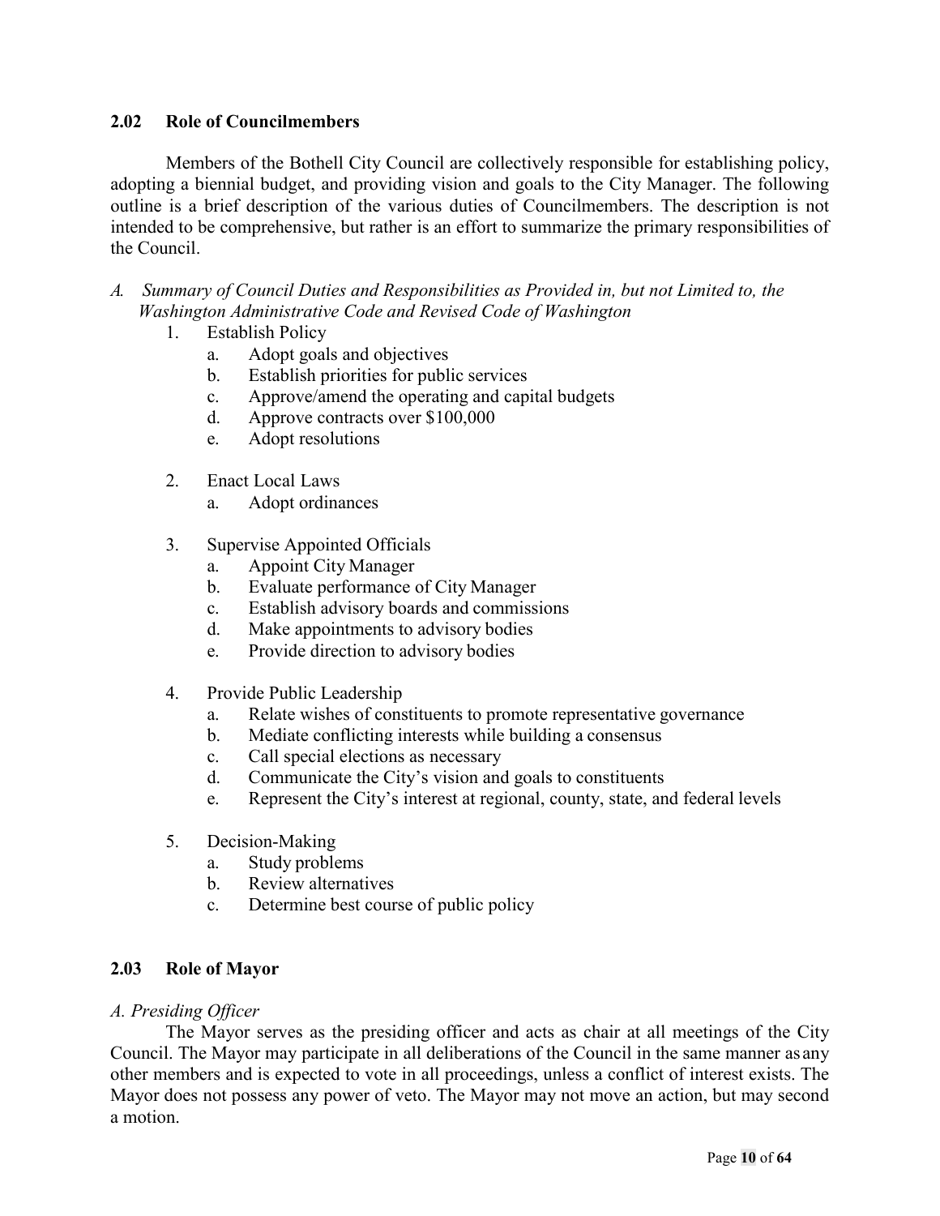## 2.02 Role of Councilmembers

Members of the Bothell City Council are collectively responsible for establishing policy, adopting a biennial budget, and providing vision and goals to the City Manager. The following outline is a brief description of the various duties of Councilmembers. The description is not intended to be comprehensive, but rather is an effort to summarize the primary responsibilities of the Council.

*A. Summary of Council Duties and Responsibilities as Provided in, but not Limited to, the Washington Administrative Code and Revised Code of Washington*

1. Establish Policy
   a. Adopt goals and objectives
   b. Establish priorities for public services
   c. Approve/amend the operating and capital budgets
   d. Approve contracts over $100,000
   e. Adopt resolutions

2. Enact Local Laws
   a. Adopt ordinances

3. Supervise Appointed Officials
   a. Appoint City Manager
   b. Evaluate performance of City Manager
   c. Establish advisory boards and commissions
   d. Make appointments to advisory bodies
   e. Provide direction to advisory bodies

4. Provide Public Leadership
   a. Relate wishes of constituents to promote representative governance
   b. Mediate conflicting interests while building a consensus
   c. Call special elections as necessary
   d. Communicate the City's vision and goals to constituents
   e. Represent the City's interest at regional, county, state, and federal levels

5. Decision-Making
   a. Study problems
   b. Review alternatives
   c. Determine best course of public policy

## 2.03 Role of Mayor

*A. Presiding Officer*

The Mayor serves as the presiding officer and acts as chair at all meetings of the City Council. The Mayor may participate in all deliberations of the Council in the same manner as any other members and is expected to vote in all proceedings, unless a conflict of interest exists. The Mayor does not possess any power of veto. The Mayor may not move an action, but may second a motion.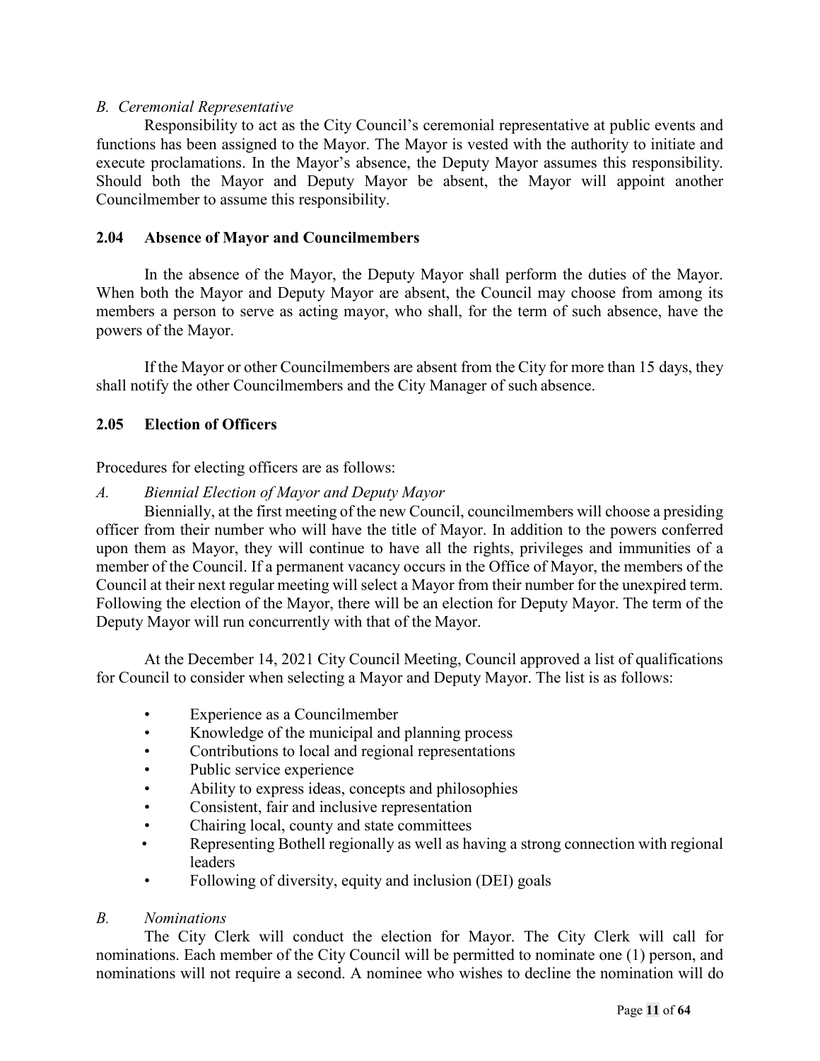*B. Ceremonial Representative*

Responsibility to act as the City Council's ceremonial representative at public events and functions has been assigned to the Mayor. The Mayor is vested with the authority to initiate and execute proclamations. In the Mayor's absence, the Deputy Mayor assumes this responsibility. Should both the Mayor and Deputy Mayor be absent, the Mayor will appoint another Councilmember to assume this responsibility.

## 2.04 Absence of Mayor and Councilmembers

In the absence of the Mayor, the Deputy Mayor shall perform the duties of the Mayor. When both the Mayor and Deputy Mayor are absent, the Council may choose from among its members a person to serve as acting mayor, who shall, for the term of such absence, have the powers of the Mayor.

If the Mayor or other Councilmembers are absent from the City for more than 15 days, they shall notify the other Councilmembers and the City Manager of such absence.

## 2.05 Election of Officers

Procedures for electing officers are as follows:

*A. Biennial Election of Mayor and Deputy Mayor*

Biennially, at the first meeting of the new Council, councilmembers will choose a presiding officer from their number who will have the title of Mayor. In addition to the powers conferred upon them as Mayor, they will continue to have all the rights, privileges and immunities of a member of the Council. If a permanent vacancy occurs in the Office of Mayor, the members of the Council at their next regular meeting will select a Mayor from their number for the unexpired term. Following the election of the Mayor, there will be an election for Deputy Mayor. The term of the Deputy Mayor will run concurrently with that of the Mayor.

At the December 14, 2021 City Council Meeting, Council approved a list of qualifications for Council to consider when selecting a Mayor and Deputy Mayor. The list is as follows:

- Experience as a Councilmember
- Knowledge of the municipal and planning process
- Contributions to local and regional representations
- Public service experience
- Ability to express ideas, concepts and philosophies
- Consistent, fair and inclusive representation
- Chairing local, county and state committees
- Representing Bothell regionally as well as having a strong connection with regional leaders
- Following of diversity, equity and inclusion (DEI) goals

*B. Nominations*

The City Clerk will conduct the election for Mayor. The City Clerk will call for nominations. Each member of the City Council will be permitted to nominate one (1) person, and nominations will not require a second. A nominee who wishes to decline the nomination will do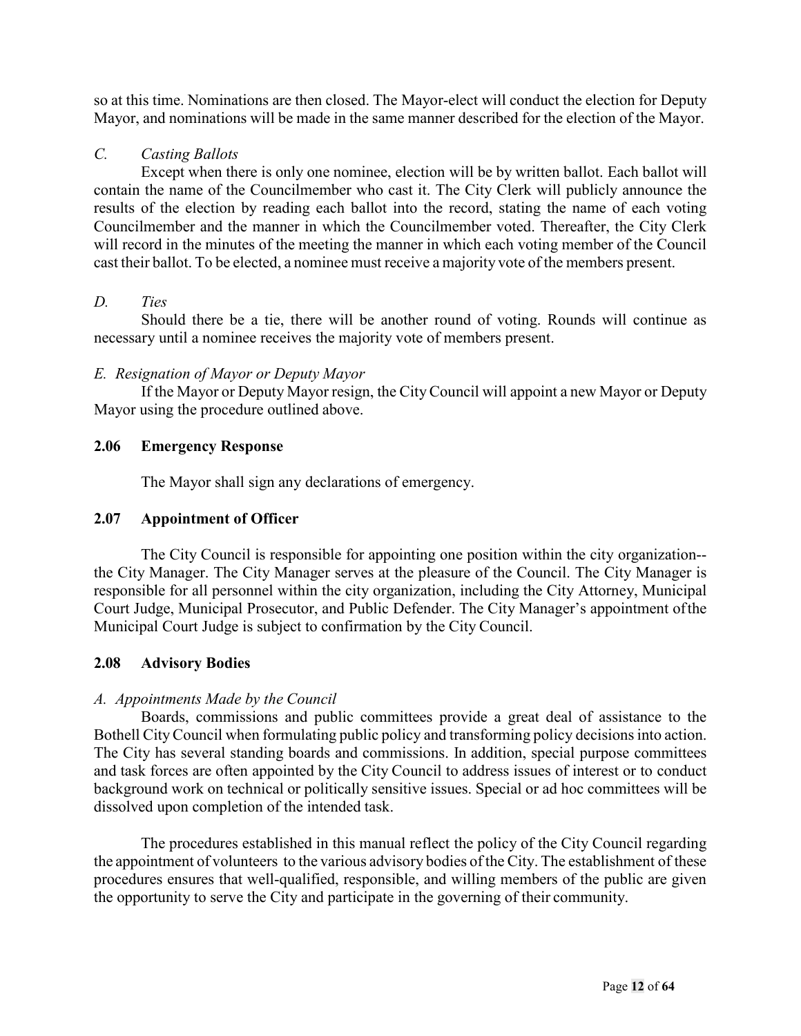so at this time. Nominations are then closed. The Mayor-elect will conduct the election for Deputy Mayor, and nominations will be made in the same manner described for the election of the Mayor.

*C. Casting Ballots*

Except when there is only one nominee, election will be by written ballot. Each ballot will contain the name of the Councilmember who cast it. The City Clerk will publicly announce the results of the election by reading each ballot into the record, stating the name of each voting Councilmember and the manner in which the Councilmember voted. Thereafter, the City Clerk will record in the minutes of the meeting the manner in which each voting member of the Council cast their ballot. To be elected, a nominee must receive a majority vote of the members present.

*D. Ties*

Should there be a tie, there will be another round of voting. Rounds will continue as necessary until a nominee receives the majority vote of members present.

*E. Resignation of Mayor or Deputy Mayor*

If the Mayor or Deputy Mayor resign, the City Council will appoint a new Mayor or Deputy Mayor using the procedure outlined above.

## 2.06 Emergency Response

The Mayor shall sign any declarations of emergency.

## 2.07 Appointment of Officer

The City Council is responsible for appointing one position within the city organization--the City Manager. The City Manager serves at the pleasure of the Council. The City Manager is responsible for all personnel within the city organization, including the City Attorney, Municipal Court Judge, Municipal Prosecutor, and Public Defender. The City Manager's appointment of the Municipal Court Judge is subject to confirmation by the City Council.

## 2.08 Advisory Bodies

*A. Appointments Made by the Council*

Boards, commissions and public committees provide a great deal of assistance to the Bothell City Council when formulating public policy and transforming policy decisions into action. The City has several standing boards and commissions. In addition, special purpose committees and task forces are often appointed by the City Council to address issues of interest or to conduct background work on technical or politically sensitive issues. Special or ad hoc committees will be dissolved upon completion of the intended task.

The procedures established in this manual reflect the policy of the City Council regarding the appointment of volunteers to the various advisory bodies of the City. The establishment of these procedures ensures that well-qualified, responsible, and willing members of the public are given the opportunity to serve the City and participate in the governing of their community.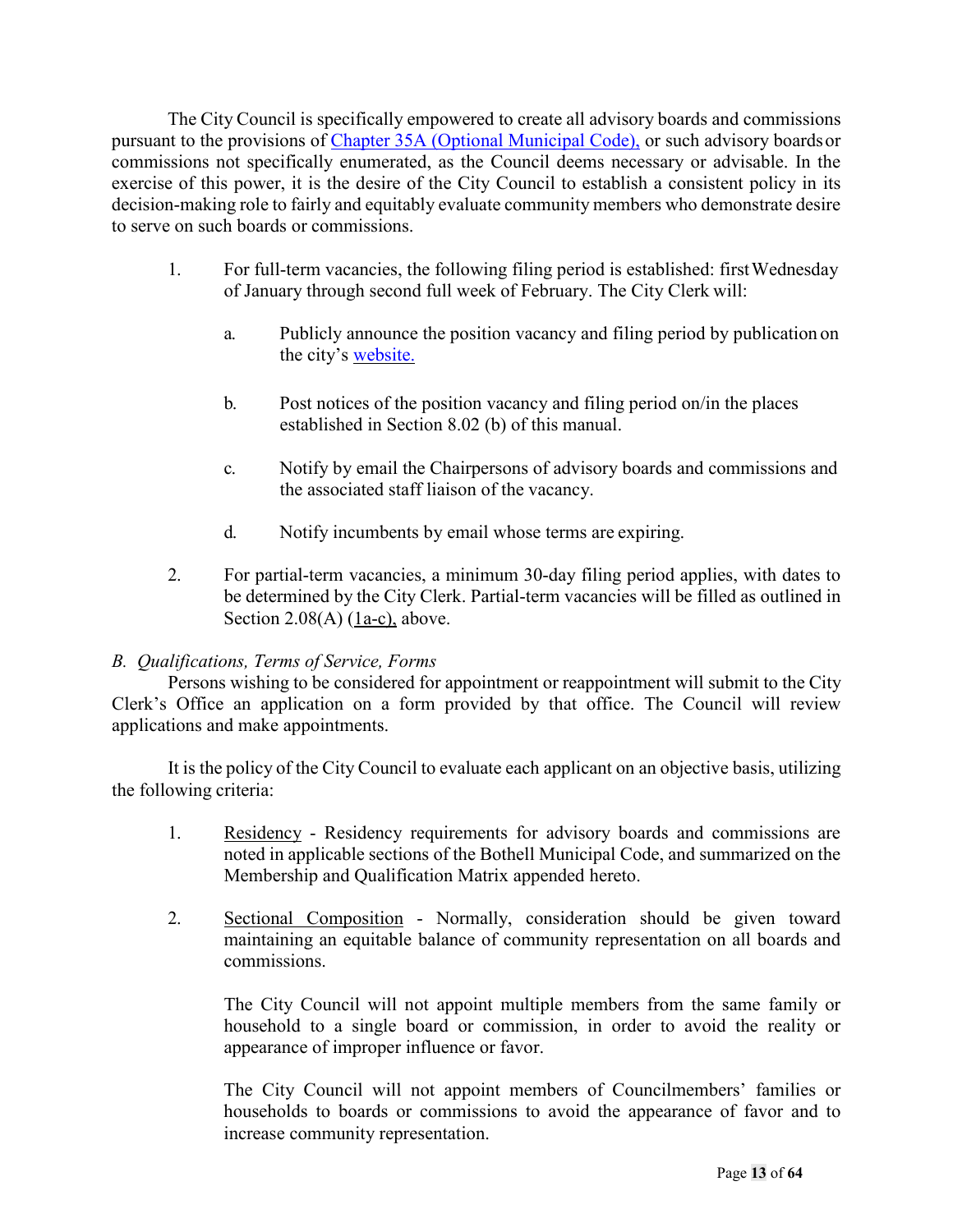The City Council is specifically empowered to create all advisory boards and commissions pursuant to the provisions of [Chapter 35A (Optional Municipal Code),] or such advisory boards or commissions not specifically enumerated, as the Council deems necessary or advisable. In the exercise of this power, it is the desire of the City Council to establish a consistent policy in its decision-making role to fairly and equitably evaluate community members who demonstrate desire to serve on such boards or commissions.

1. For full-term vacancies, the following filing period is established: first Wednesday of January through second full week of February. The City Clerk will:

    a. Publicly announce the position vacancy and filing period by publication on the city's website.

    b. Post notices of the position vacancy and filing period on/in the places established in Section 8.02 (b) of this manual.

    c. Notify by email the Chairpersons of advisory boards and commissions and the associated staff liaison of the vacancy.

    d. Notify incumbents by email whose terms are expiring.

2. For partial-term vacancies, a minimum 30-day filing period applies, with dates to be determined by the City Clerk. Partial-term vacancies will be filled as outlined in Section 2.08(A) (1a-c), above.

*B. Qualifications, Terms of Service, Forms*

Persons wishing to be considered for appointment or reappointment will submit to the City Clerk's Office an application on a form provided by that office. The Council will review applications and make appointments.

It is the policy of the City Council to evaluate each applicant on an objective basis, utilizing the following criteria:

1. Residency - Residency requirements for advisory boards and commissions are noted in applicable sections of the Bothell Municipal Code, and summarized on the Membership and Qualification Matrix appended hereto.

2. Sectional Composition - Normally, consideration should be given toward maintaining an equitable balance of community representation on all boards and commissions.

    The City Council will not appoint multiple members from the same family or household to a single board or commission, in order to avoid the reality or appearance of improper influence or favor.

    The City Council will not appoint members of Councilmembers' families or households to boards or commissions to avoid the appearance of favor and to increase community representation.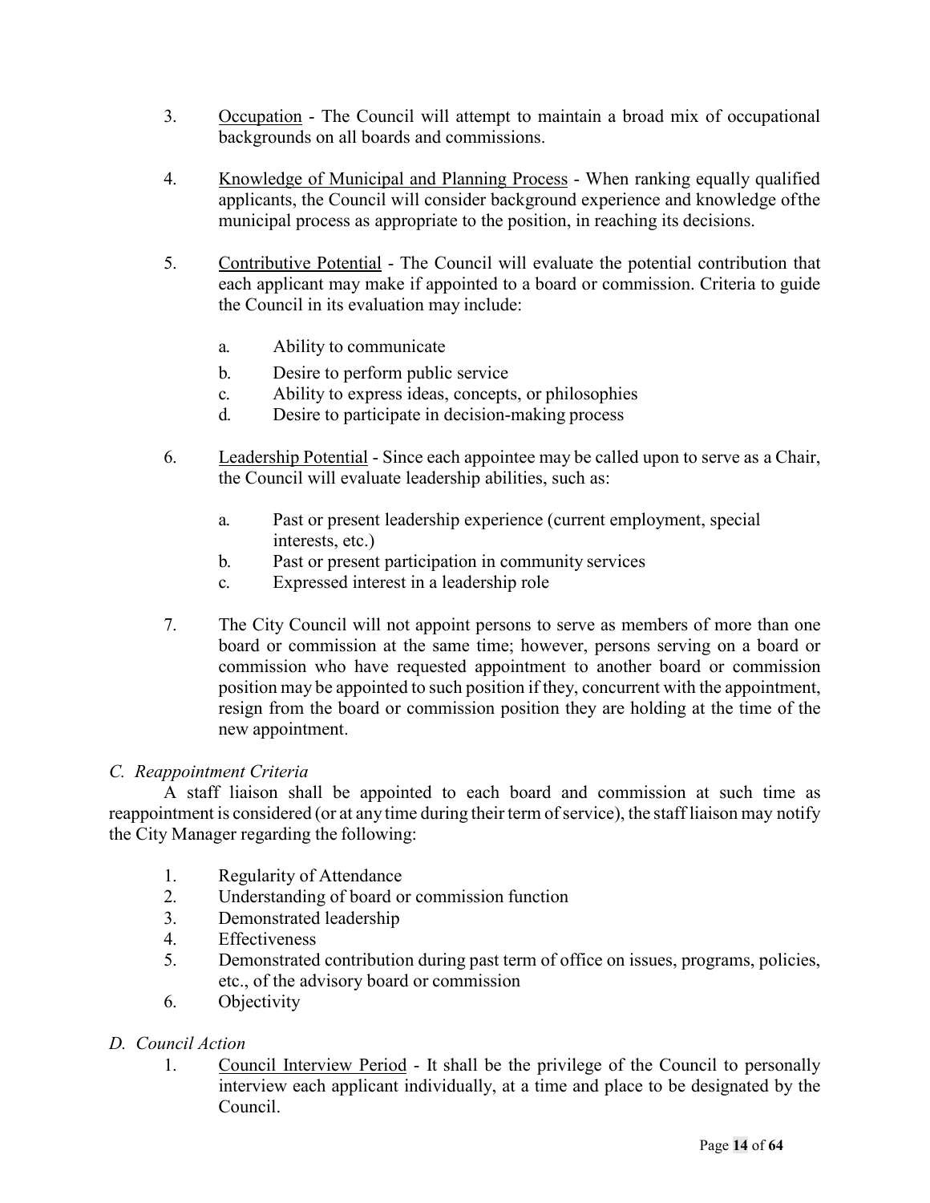3. Occupation - The Council will attempt to maintain a broad mix of occupational backgrounds on all boards and commissions.

4. Knowledge of Municipal and Planning Process - When ranking equally qualified applicants, the Council will consider background experience and knowledge ofthe municipal process as appropriate to the position, in reaching its decisions.

5. Contributive Potential - The Council will evaluate the potential contribution that each applicant may make if appointed to a board or commission. Criteria to guide the Council in its evaluation may include:

   a. Ability to communicate
   b. Desire to perform public service
   c. Ability to express ideas, concepts, or philosophies
   d. Desire to participate in decision-making process

6. Leadership Potential - Since each appointee may be called upon to serve as a Chair, the Council will evaluate leadership abilities, such as:

   a. Past or present leadership experience (current employment, special interests, etc.)
   b. Past or present participation in community services
   c. Expressed interest in a leadership role

7. The City Council will not appoint persons to serve as members of more than one board or commission at the same time; however, persons serving on a board or commission who have requested appointment to another board or commission position may be appointed to such position if they, concurrent with the appointment, resign from the board or commission position they are holding at the time of the new appointment.

*C. Reappointment Criteria*

A staff liaison shall be appointed to each board and commission at such time as reappointment is considered (or at any time during their term of service), the staff liaison may notify the City Manager regarding the following:

1. Regularity of Attendance
2. Understanding of board or commission function
3. Demonstrated leadership
4. Effectiveness
5. Demonstrated contribution during past term of office on issues, programs, policies, etc., of the advisory board or commission
6. Objectivity

*D. Council Action*

1. Council Interview Period - It shall be the privilege of the Council to personally interview each applicant individually, at a time and place to be designated by the Council.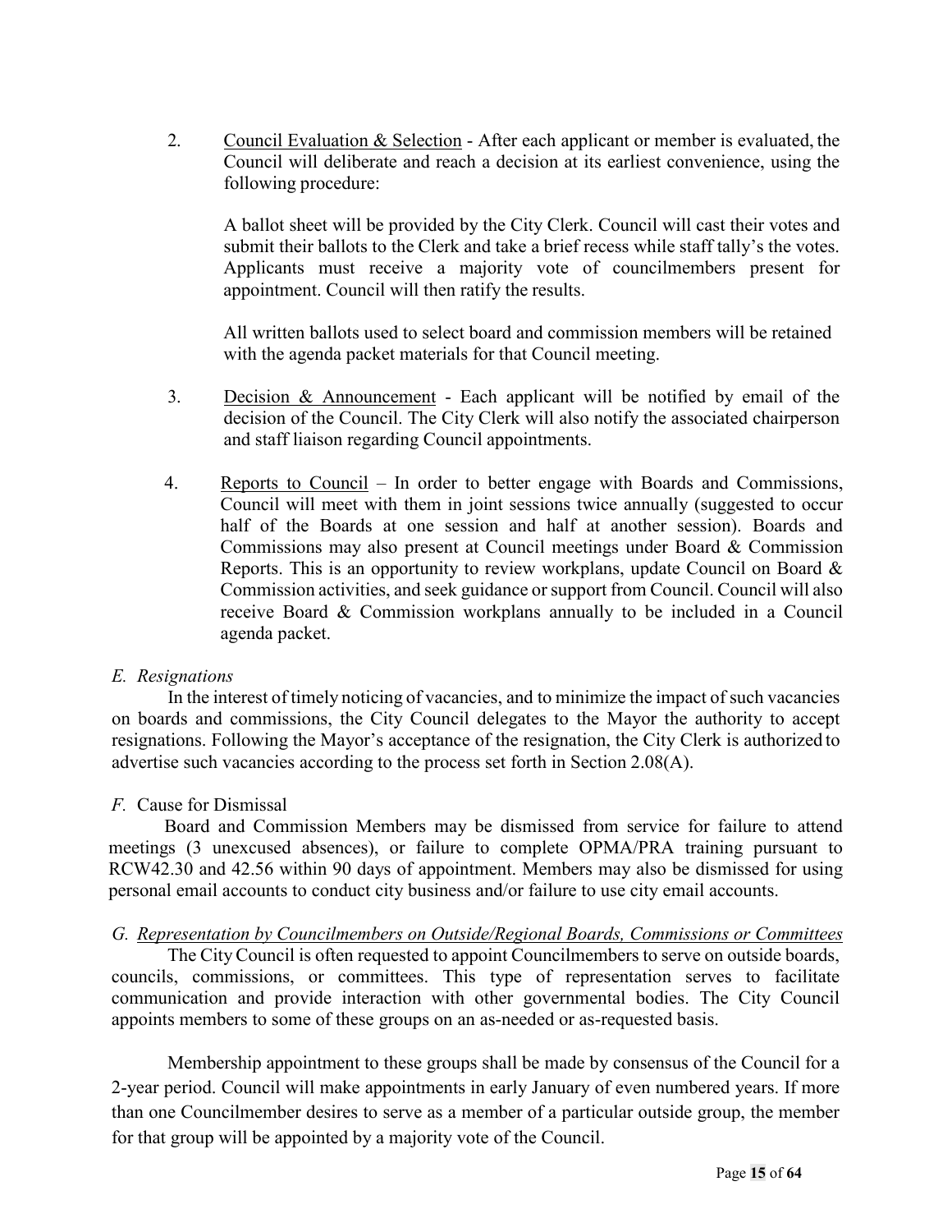2. Council Evaluation & Selection - After each applicant or member is evaluated, the Council will deliberate and reach a decision at its earliest convenience, using the following procedure:

   A ballot sheet will be provided by the City Clerk. Council will cast their votes and submit their ballots to the Clerk and take a brief recess while staff tally's the votes. Applicants must receive a majority vote of councilmembers present for appointment. Council will then ratify the results.

   All written ballots used to select board and commission members will be retained with the agenda packet materials for that Council meeting.

3. Decision & Announcement - Each applicant will be notified by email of the decision of the Council. The City Clerk will also notify the associated chairperson and staff liaison regarding Council appointments.

4. Reports to Council – In order to better engage with Boards and Commissions, Council will meet with them in joint sessions twice annually (suggested to occur half of the Boards at one session and half at another session). Boards and Commissions may also present at Council meetings under Board & Commission Reports. This is an opportunity to review workplans, update Council on Board & Commission activities, and seek guidance or support from Council. Council will also receive Board & Commission workplans annually to be included in a Council agenda packet.

*E. Resignations*

In the interest of timely noticing of vacancies, and to minimize the impact of such vacancies on boards and commissions, the City Council delegates to the Mayor the authority to accept resignations. Following the Mayor's acceptance of the resignation, the City Clerk is authorized to advertise such vacancies according to the process set forth in Section 2.08(A).

*F.* Cause for Dismissal

Board and Commission Members may be dismissed from service for failure to attend meetings (3 unexcused absences), or failure to complete OPMA/PRA training pursuant to RCW42.30 and 42.56 within 90 days of appointment. Members may also be dismissed for using personal email accounts to conduct city business and/or failure to use city email accounts.

*G. Representation by Councilmembers on Outside/Regional Boards, Commissions or Committees*

The City Council is often requested to appoint Councilmembers to serve on outside boards, councils, commissions, or committees. This type of representation serves to facilitate communication and provide interaction with other governmental bodies. The City Council appoints members to some of these groups on an as-needed or as-requested basis.

Membership appointment to these groups shall be made by consensus of the Council for a 2-year period. Council will make appointments in early January of even numbered years. If more than one Councilmember desires to serve as a member of a particular outside group, the member for that group will be appointed by a majority vote of the Council.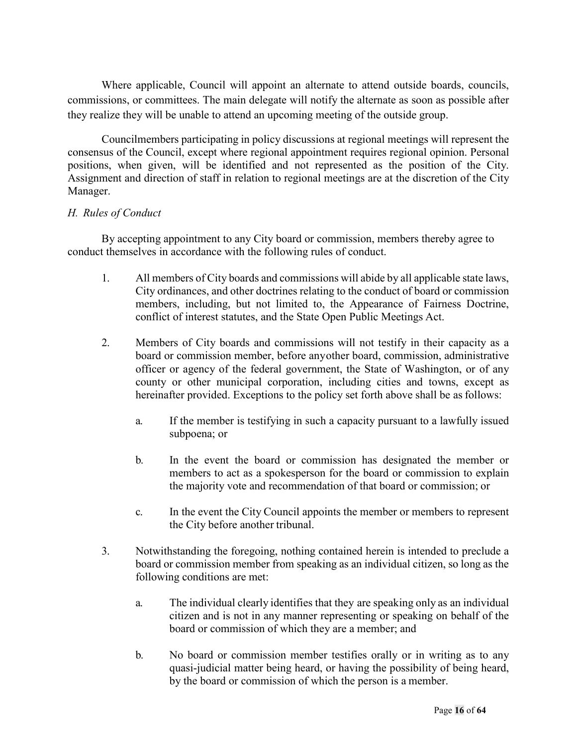Where applicable, Council will appoint an alternate to attend outside boards, councils, commissions, or committees. The main delegate will notify the alternate as soon as possible after they realize they will be unable to attend an upcoming meeting of the outside group.

Councilmembers participating in policy discussions at regional meetings will represent the consensus of the Council, except where regional appointment requires regional opinion. Personal positions, when given, will be identified and not represented as the position of the City. Assignment and direction of staff in relation to regional meetings are at the discretion of the City Manager.

*H. Rules of Conduct*

By accepting appointment to any City board or commission, members thereby agree to conduct themselves in accordance with the following rules of conduct.

1. All members of City boards and commissions will abide by all applicable state laws, City ordinances, and other doctrines relating to the conduct of board or commission members, including, but not limited to, the Appearance of Fairness Doctrine, conflict of interest statutes, and the State Open Public Meetings Act.

2. Members of City boards and commissions will not testify in their capacity as a board or commission member, before anyother board, commission, administrative officer or agency of the federal government, the State of Washington, or of any county or other municipal corporation, including cities and towns, except as hereinafter provided. Exceptions to the policy set forth above shall be as follows:

   a. If the member is testifying in such a capacity pursuant to a lawfully issued subpoena; or

   b. In the event the board or commission has designated the member or members to act as a spokesperson for the board or commission to explain the majority vote and recommendation of that board or commission; or

   c. In the event the City Council appoints the member or members to represent the City before another tribunal.

3. Notwithstanding the foregoing, nothing contained herein is intended to preclude a board or commission member from speaking as an individual citizen, so long as the following conditions are met:

   a. The individual clearly identifies that they are speaking only as an individual citizen and is not in any manner representing or speaking on behalf of the board or commission of which they are a member; and

   b. No board or commission member testifies orally or in writing as to any quasi-judicial matter being heard, or having the possibility of being heard, by the board or commission of which the person is a member.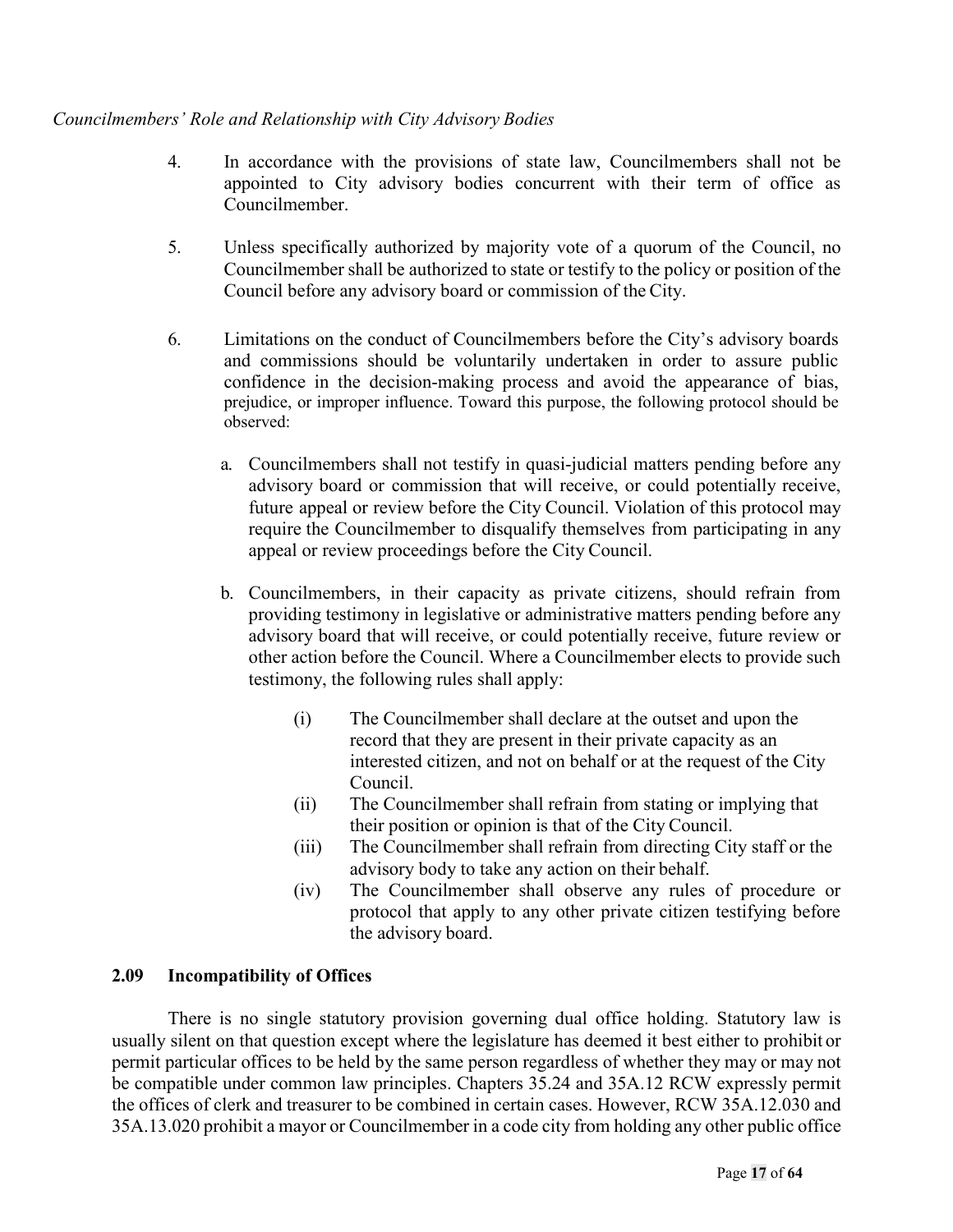*Councilmembers' Role and Relationship with City Advisory Bodies*

4. In accordance with the provisions of state law, Councilmembers shall not be appointed to City advisory bodies concurrent with their term of office as Councilmember.

5. Unless specifically authorized by majority vote of a quorum of the Council, no Councilmember shall be authorized to state or testify to the policy or position of the Council before any advisory board or commission of the City.

6. Limitations on the conduct of Councilmembers before the City's advisory boards and commissions should be voluntarily undertaken in order to assure public confidence in the decision-making process and avoid the appearance of bias, prejudice, or improper influence. Toward this purpose, the following protocol should be observed:

   a. Councilmembers shall not testify in quasi-judicial matters pending before any advisory board or commission that will receive, or could potentially receive, future appeal or review before the City Council. Violation of this protocol may require the Councilmember to disqualify themselves from participating in any appeal or review proceedings before the City Council.

   b. Councilmembers, in their capacity as private citizens, should refrain from providing testimony in legislative or administrative matters pending before any advisory board that will receive, or could potentially receive, future review or other action before the Council. Where a Councilmember elects to provide such testimony, the following rules shall apply:

      (i) The Councilmember shall declare at the outset and upon the record that they are present in their private capacity as an interested citizen, and not on behalf or at the request of the City Council.
      (ii) The Councilmember shall refrain from stating or implying that their position or opinion is that of the City Council.
      (iii) The Councilmember shall refrain from directing City staff or the advisory body to take any action on their behalf.
      (iv) The Councilmember shall observe any rules of procedure or protocol that apply to any other private citizen testifying before the advisory board.

### 2.09 Incompatibility of Offices

There is no single statutory provision governing dual office holding. Statutory law is usually silent on that question except where the legislature has deemed it best either to prohibit or permit particular offices to be held by the same person regardless of whether they may or may not be compatible under common law principles. Chapters 35.24 and 35A.12 RCW expressly permit the offices of clerk and treasurer to be combined in certain cases. However, RCW 35A.12.030 and 35A.13.020 prohibit a mayor or Councilmember in a code city from holding any other public office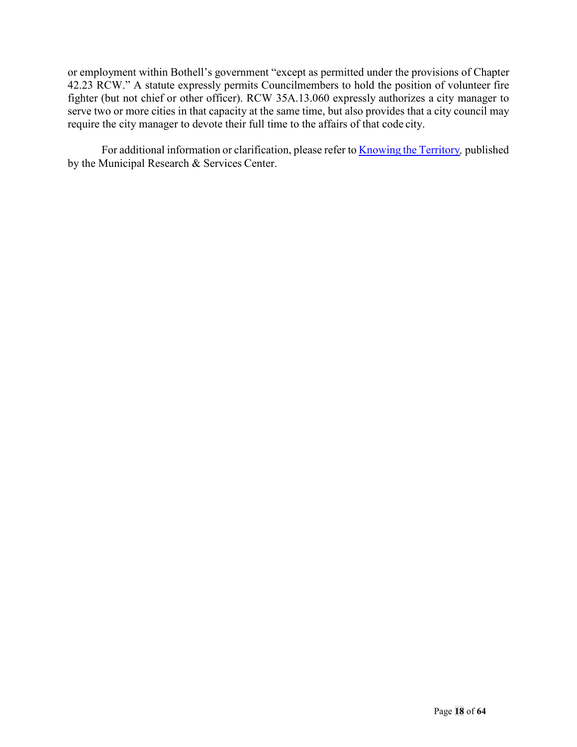or employment within Bothell's government "except as permitted under the provisions of Chapter 42.23 RCW." A statute expressly permits Councilmembers to hold the position of volunteer fire fighter (but not chief or other officer). RCW 35A.13.060 expressly authorizes a city manager to serve two or more cities in that capacity at the same time, but also provides that a city council may require the city manager to devote their full time to the affairs of that code city.

For additional information or clarification, please refer to [Knowing the Territory](), published by the Municipal Research & Services Center.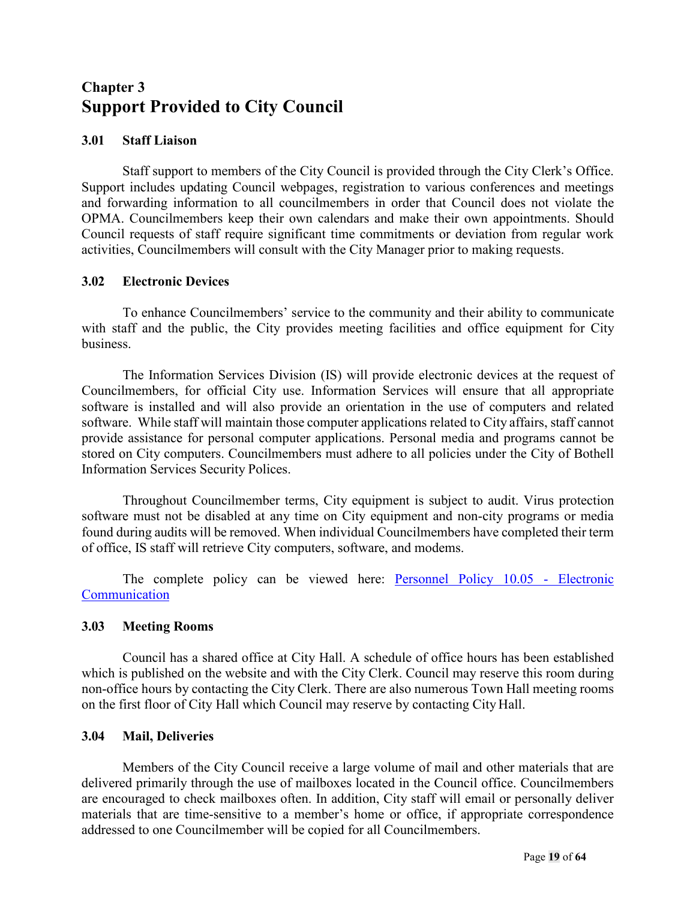# Chapter 3
# Support Provided to City Council

### 3.01 Staff Liaison

Staff support to members of the City Council is provided through the City Clerk's Office. Support includes updating Council webpages, registration to various conferences and meetings and forwarding information to all councilmembers in order that Council does not violate the OPMA. Councilmembers keep their own calendars and make their own appointments. Should Council requests of staff require significant time commitments or deviation from regular work activities, Councilmembers will consult with the City Manager prior to making requests.

### 3.02 Electronic Devices

To enhance Councilmembers' service to the community and their ability to communicate with staff and the public, the City provides meeting facilities and office equipment for City business.

The Information Services Division (IS) will provide electronic devices at the request of Councilmembers, for official City use. Information Services will ensure that all appropriate software is installed and will also provide an orientation in the use of computers and related software. While staff will maintain those computer applications related to City affairs, staff cannot provide assistance for personal computer applications. Personal media and programs cannot be stored on City computers. Councilmembers must adhere to all policies under the City of Bothell Information Services Security Polices.

Throughout Councilmember terms, City equipment is subject to audit. Virus protection software must not be disabled at any time on City equipment and non-city programs or media found during audits will be removed. When individual Councilmembers have completed their term of office, IS staff will retrieve City computers, software, and modems.

The complete policy can be viewed here: Personnel Policy 10.05 - Electronic Communication

### 3.03 Meeting Rooms

Council has a shared office at City Hall. A schedule of office hours has been established which is published on the website and with the City Clerk. Council may reserve this room during non-office hours by contacting the City Clerk. There are also numerous Town Hall meeting rooms on the first floor of City Hall which Council may reserve by contacting City Hall.

### 3.04 Mail, Deliveries

Members of the City Council receive a large volume of mail and other materials that are delivered primarily through the use of mailboxes located in the Council office. Councilmembers are encouraged to check mailboxes often. In addition, City staff will email or personally deliver materials that are time-sensitive to a member's home or office, if appropriate correspondence addressed to one Councilmember will be copied for all Councilmembers.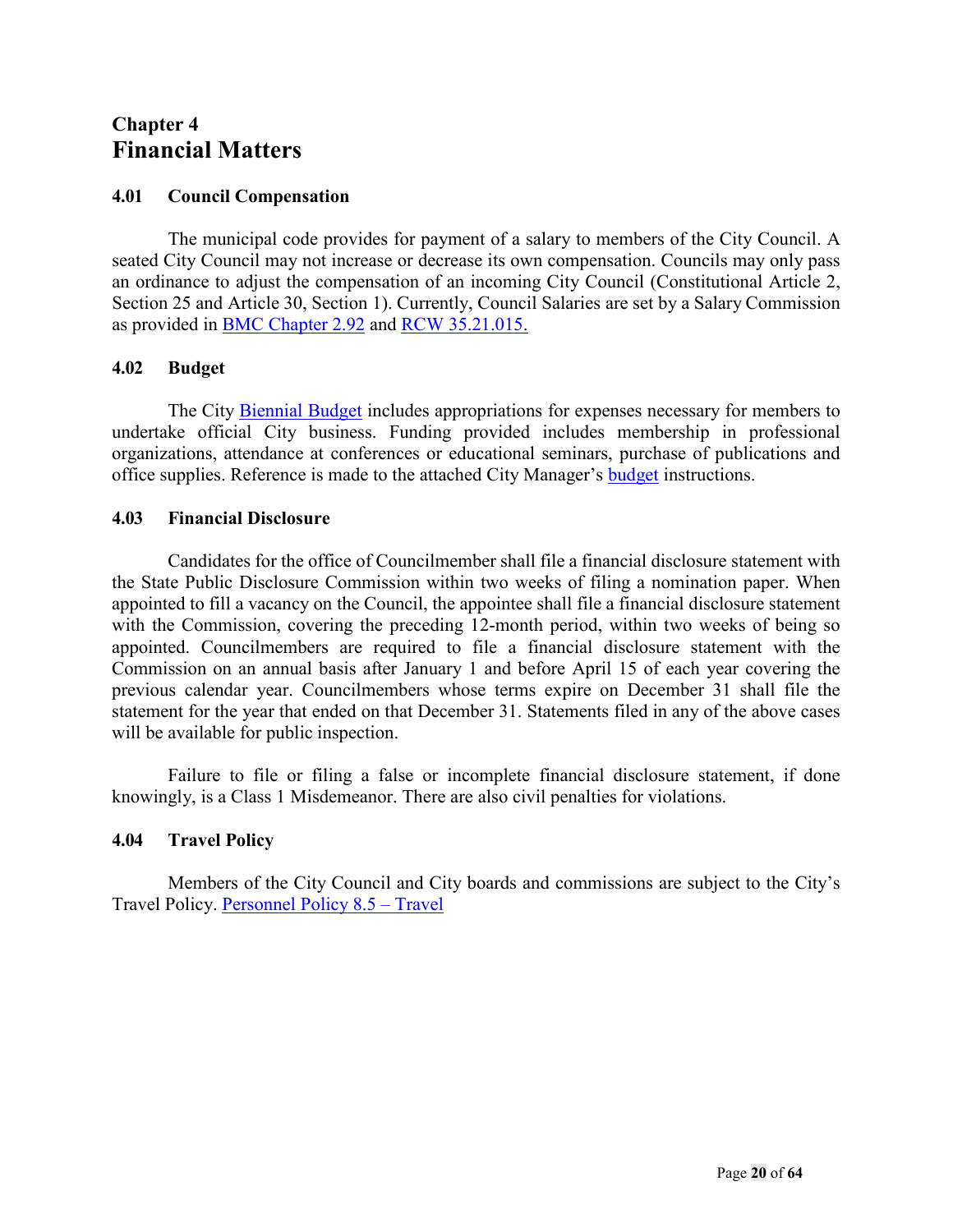# Chapter 4
# Financial Matters

## 4.01 Council Compensation

The municipal code provides for payment of a salary to members of the City Council. A seated City Council may not increase or decrease its own compensation. Councils may only pass an ordinance to adjust the compensation of an incoming City Council (Constitutional Article 2, Section 25 and Article 30, Section 1). Currently, Council Salaries are set by a Salary Commission as provided in BMC Chapter 2.92 and RCW 35.21.015.

## 4.02 Budget

The City Biennial Budget includes appropriations for expenses necessary for members to undertake official City business. Funding provided includes membership in professional organizations, attendance at conferences or educational seminars, purchase of publications and office supplies. Reference is made to the attached City Manager's budget instructions.

## 4.03 Financial Disclosure

Candidates for the office of Councilmember shall file a financial disclosure statement with the State Public Disclosure Commission within two weeks of filing a nomination paper. When appointed to fill a vacancy on the Council, the appointee shall file a financial disclosure statement with the Commission, covering the preceding 12-month period, within two weeks of being so appointed. Councilmembers are required to file a financial disclosure statement with the Commission on an annual basis after January 1 and before April 15 of each year covering the previous calendar year. Councilmembers whose terms expire on December 31 shall file the statement for the year that ended on that December 31. Statements filed in any of the above cases will be available for public inspection.

Failure to file or filing a false or incomplete financial disclosure statement, if done knowingly, is a Class 1 Misdemeanor. There are also civil penalties for violations.

## 4.04 Travel Policy

Members of the City Council and City boards and commissions are subject to the City's Travel Policy. Personnel Policy 8.5 – Travel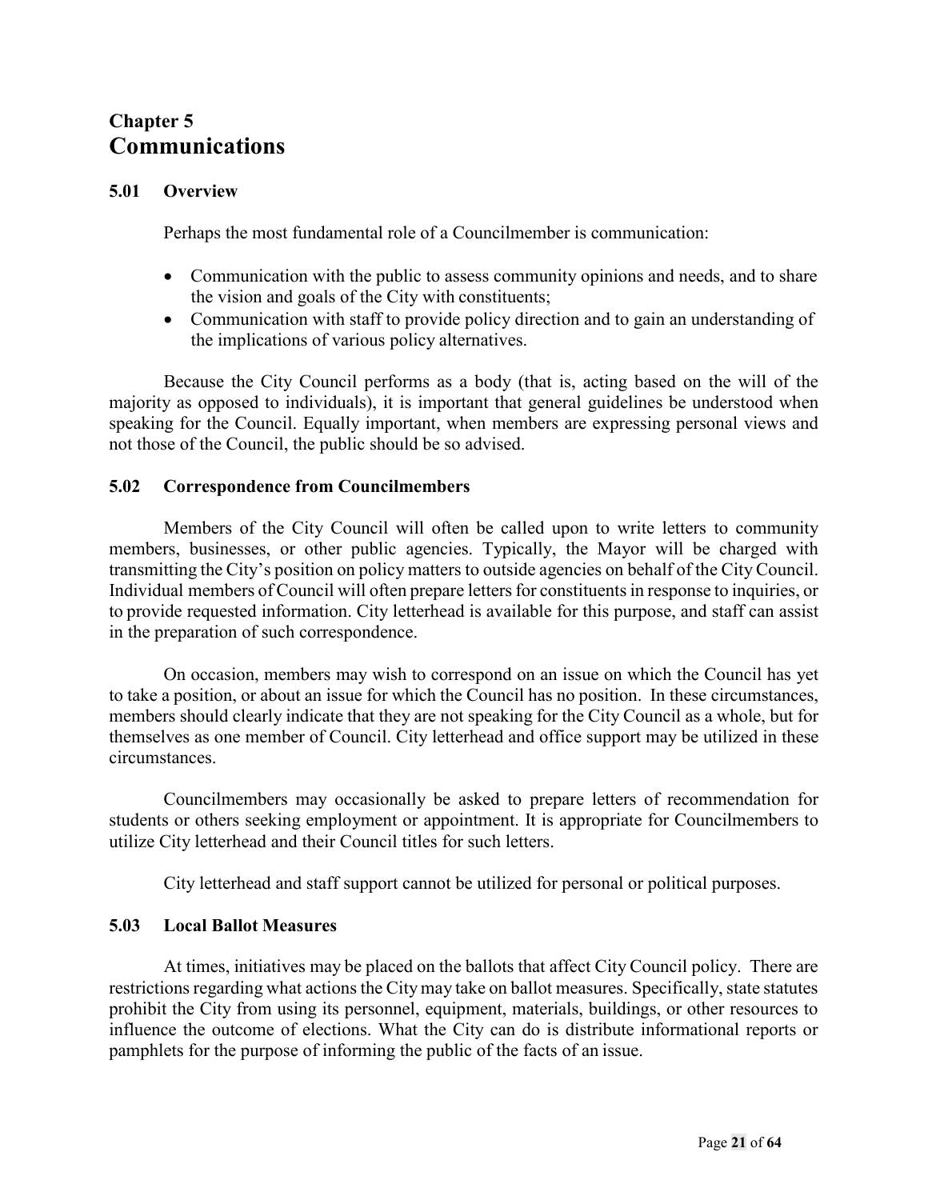# Chapter 5
# Communications

## 5.01 Overview

Perhaps the most fundamental role of a Councilmember is communication:

- Communication with the public to assess community opinions and needs, and to share the vision and goals of the City with constituents;
- Communication with staff to provide policy direction and to gain an understanding of the implications of various policy alternatives.

Because the City Council performs as a body (that is, acting based on the will of the majority as opposed to individuals), it is important that general guidelines be understood when speaking for the Council. Equally important, when members are expressing personal views and not those of the Council, the public should be so advised.

## 5.02 Correspondence from Councilmembers

Members of the City Council will often be called upon to write letters to community members, businesses, or other public agencies. Typically, the Mayor will be charged with transmitting the City's position on policy matters to outside agencies on behalf of the City Council. Individual members of Council will often prepare letters for constituents in response to inquiries, or to provide requested information. City letterhead is available for this purpose, and staff can assist in the preparation of such correspondence.

On occasion, members may wish to correspond on an issue on which the Council has yet to take a position, or about an issue for which the Council has no position. In these circumstances, members should clearly indicate that they are not speaking for the City Council as a whole, but for themselves as one member of Council. City letterhead and office support may be utilized in these circumstances.

Councilmembers may occasionally be asked to prepare letters of recommendation for students or others seeking employment or appointment. It is appropriate for Councilmembers to utilize City letterhead and their Council titles for such letters.

City letterhead and staff support cannot be utilized for personal or political purposes.

## 5.03 Local Ballot Measures

At times, initiatives may be placed on the ballots that affect City Council policy. There are restrictions regarding what actions the City may take on ballot measures. Specifically, state statutes prohibit the City from using its personnel, equipment, materials, buildings, or other resources to influence the outcome of elections. What the City can do is distribute informational reports or pamphlets for the purpose of informing the public of the facts of an issue.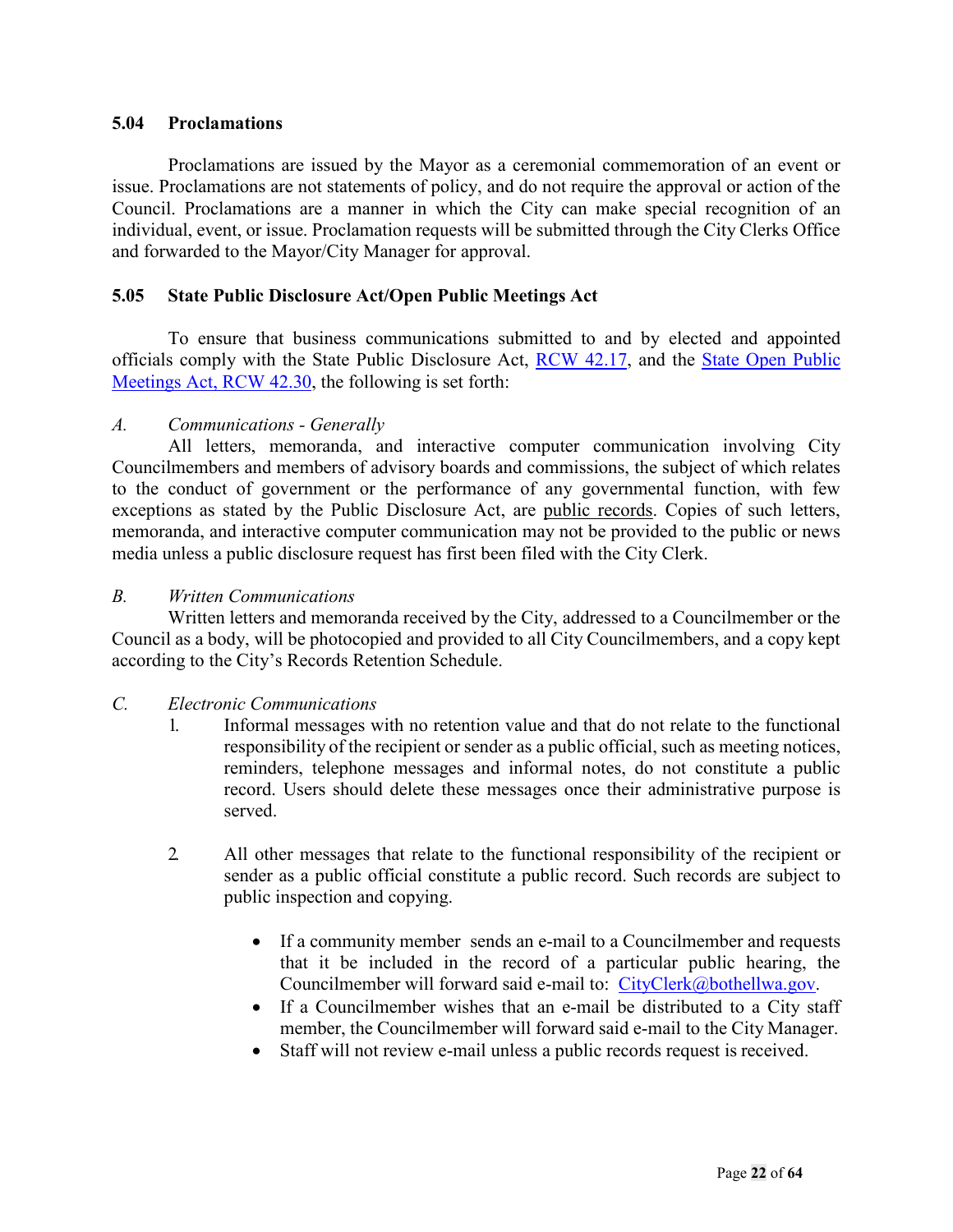### 5.04 Proclamations

Proclamations are issued by the Mayor as a ceremonial commemoration of an event or issue. Proclamations are not statements of policy, and do not require the approval or action of the Council. Proclamations are a manner in which the City can make special recognition of an individual, event, or issue. Proclamation requests will be submitted through the City Clerks Office and forwarded to the Mayor/City Manager for approval.

### 5.05 State Public Disclosure Act/Open Public Meetings Act

To ensure that business communications submitted to and by elected and appointed officials comply with the State Public Disclosure Act, RCW 42.17, and the State Open Public Meetings Act, RCW 42.30, the following is set forth:

*A. Communications - Generally*

All letters, memoranda, and interactive computer communication involving City Councilmembers and members of advisory boards and commissions, the subject of which relates to the conduct of government or the performance of any governmental function, with few exceptions as stated by the Public Disclosure Act, are public records. Copies of such letters, memoranda, and interactive computer communication may not be provided to the public or news media unless a public disclosure request has first been filed with the City Clerk.

*B. Written Communications*

Written letters and memoranda received by the City, addressed to a Councilmember or the Council as a body, will be photocopied and provided to all City Councilmembers, and a copy kept according to the City's Records Retention Schedule.

*C. Electronic Communications*

1. Informal messages with no retention value and that do not relate to the functional responsibility of the recipient or sender as a public official, such as meeting notices, reminders, telephone messages and informal notes, do not constitute a public record. Users should delete these messages once their administrative purpose is served.

2. All other messages that relate to the functional responsibility of the recipient or sender as a public official constitute a public record. Such records are subject to public inspection and copying.

   - If a community member sends an e-mail to a Councilmember and requests that it be included in the record of a particular public hearing, the Councilmember will forward said e-mail to: CityClerk@bothellwa.gov.
   - If a Councilmember wishes that an e-mail be distributed to a City staff member, the Councilmember will forward said e-mail to the City Manager.
   - Staff will not review e-mail unless a public records request is received.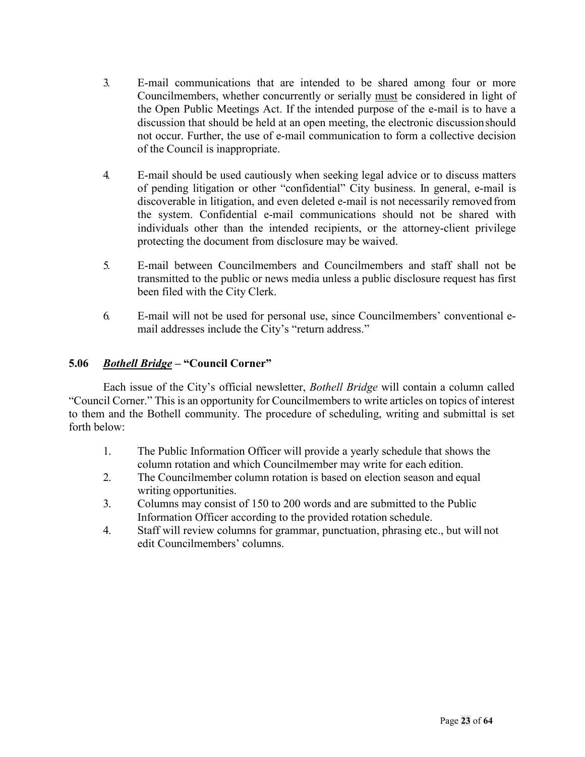3. E-mail communications that are intended to be shared among four or more Councilmembers, whether concurrently or serially must be considered in light of the Open Public Meetings Act. If the intended purpose of the e-mail is to have a discussion that should be held at an open meeting, the electronic discussion should not occur. Further, the use of e-mail communication to form a collective decision of the Council is inappropriate.

4. E-mail should be used cautiously when seeking legal advice or to discuss matters of pending litigation or other "confidential" City business. In general, e-mail is discoverable in litigation, and even deleted e-mail is not necessarily removed from the system. Confidential e-mail communications should not be shared with individuals other than the intended recipients, or the attorney-client privilege protecting the document from disclosure may be waived.

5. E-mail between Councilmembers and Councilmembers and staff shall not be transmitted to the public or news media unless a public disclosure request has first been filed with the City Clerk.

6. E-mail will not be used for personal use, since Councilmembers' conventional e-mail addresses include the City's "return address."

### 5.06 *Bothell Bridge* – "Council Corner"

Each issue of the City's official newsletter, *Bothell Bridge* will contain a column called "Council Corner." This is an opportunity for Councilmembers to write articles on topics of interest to them and the Bothell community. The procedure of scheduling, writing and submittal is set forth below:

1. The Public Information Officer will provide a yearly schedule that shows the column rotation and which Councilmember may write for each edition.
2. The Councilmember column rotation is based on election season and equal writing opportunities.
3. Columns may consist of 150 to 200 words and are submitted to the Public Information Officer according to the provided rotation schedule.
4. Staff will review columns for grammar, punctuation, phrasing etc., but will not edit Councilmembers' columns.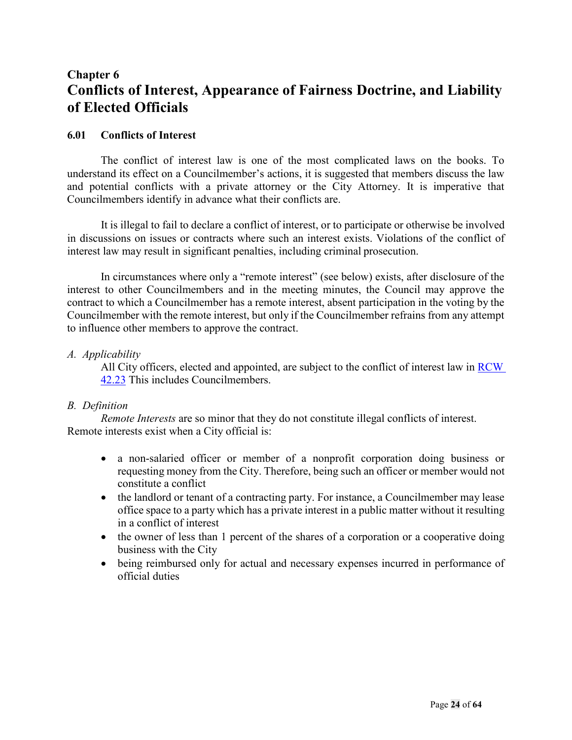# Chapter 6
# Conflicts of Interest, Appearance of Fairness Doctrine, and Liability of Elected Officials

## 6.01 Conflicts of Interest

The conflict of interest law is one of the most complicated laws on the books. To understand its effect on a Councilmember's actions, it is suggested that members discuss the law and potential conflicts with a private attorney or the City Attorney. It is imperative that Councilmembers identify in advance what their conflicts are.

It is illegal to fail to declare a conflict of interest, or to participate or otherwise be involved in discussions on issues or contracts where such an interest exists. Violations of the conflict of interest law may result in significant penalties, including criminal prosecution.

In circumstances where only a "remote interest" (see below) exists, after disclosure of the interest to other Councilmembers and in the meeting minutes, the Council may approve the contract to which a Councilmember has a remote interest, absent participation in the voting by the Councilmember with the remote interest, but only if the Councilmember refrains from any attempt to influence other members to approve the contract.

*A. Applicability*

All City officers, elected and appointed, are subject to the conflict of interest law in RCW 42.23 This includes Councilmembers.

*B. Definition*

*Remote Interests* are so minor that they do not constitute illegal conflicts of interest. Remote interests exist when a City official is:

- a non-salaried officer or member of a nonprofit corporation doing business or requesting money from the City. Therefore, being such an officer or member would not constitute a conflict
- the landlord or tenant of a contracting party. For instance, a Councilmember may lease office space to a party which has a private interest in a public matter without it resulting in a conflict of interest
- the owner of less than 1 percent of the shares of a corporation or a cooperative doing business with the City
- being reimbursed only for actual and necessary expenses incurred in performance of official duties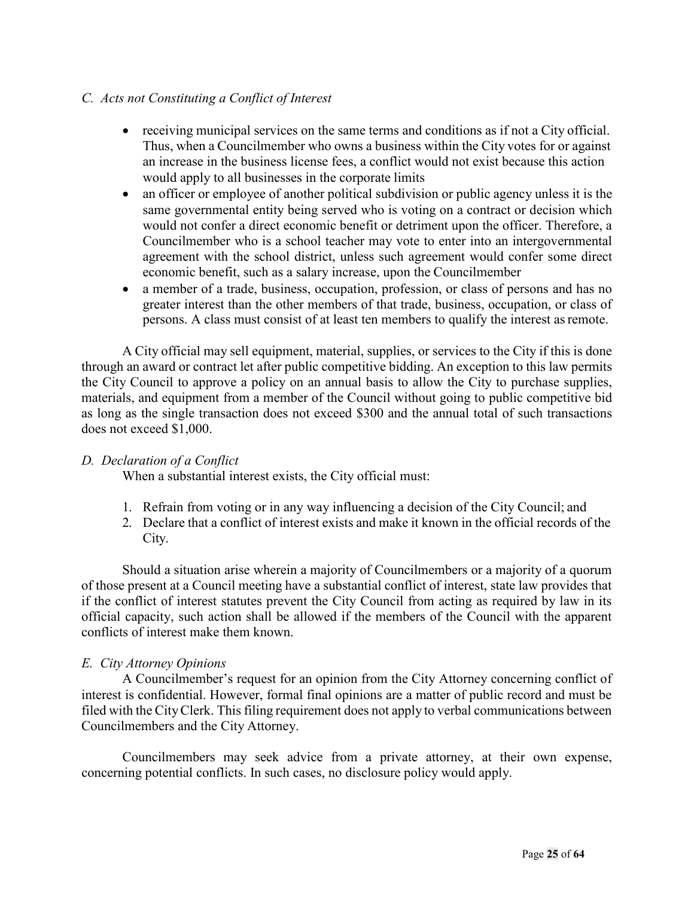### *C. Acts not Constituting a Conflict of Interest*

- receiving municipal services on the same terms and conditions as if not a City official. Thus, when a Councilmember who owns a business within the City votes for or against an increase in the business license fees, a conflict would not exist because this action would apply to all businesses in the corporate limits
- an officer or employee of another political subdivision or public agency unless it is the same governmental entity being served who is voting on a contract or decision which would not confer a direct economic benefit or detriment upon the officer. Therefore, a Councilmember who is a school teacher may vote to enter into an intergovernmental agreement with the school district, unless such agreement would confer some direct economic benefit, such as a salary increase, upon the Councilmember
- a member of a trade, business, occupation, profession, or class of persons and has no greater interest than the other members of that trade, business, occupation, or class of persons. A class must consist of at least ten members to qualify the interest as remote.

A City official may sell equipment, material, supplies, or services to the City if this is done through an award or contract let after public competitive bidding. An exception to this law permits the City Council to approve a policy on an annual basis to allow the City to purchase supplies, materials, and equipment from a member of the Council without going to public competitive bid as long as the single transaction does not exceed $300 and the annual total of such transactions does not exceed $1,000.

### *D. Declaration of a Conflict*

When a substantial interest exists, the City official must:

1. Refrain from voting or in any way influencing a decision of the City Council; and
2. Declare that a conflict of interest exists and make it known in the official records of the City.

Should a situation arise wherein a majority of Councilmembers or a majority of a quorum of those present at a Council meeting have a substantial conflict of interest, state law provides that if the conflict of interest statutes prevent the City Council from acting as required by law in its official capacity, such action shall be allowed if the members of the Council with the apparent conflicts of interest make them known.

### *E. City Attorney Opinions*

A Councilmember's request for an opinion from the City Attorney concerning conflict of interest is confidential. However, formal final opinions are a matter of public record and must be filed with the City Clerk. This filing requirement does not apply to verbal communications between Councilmembers and the City Attorney.

Councilmembers may seek advice from a private attorney, at their own expense, concerning potential conflicts. In such cases, no disclosure policy would apply.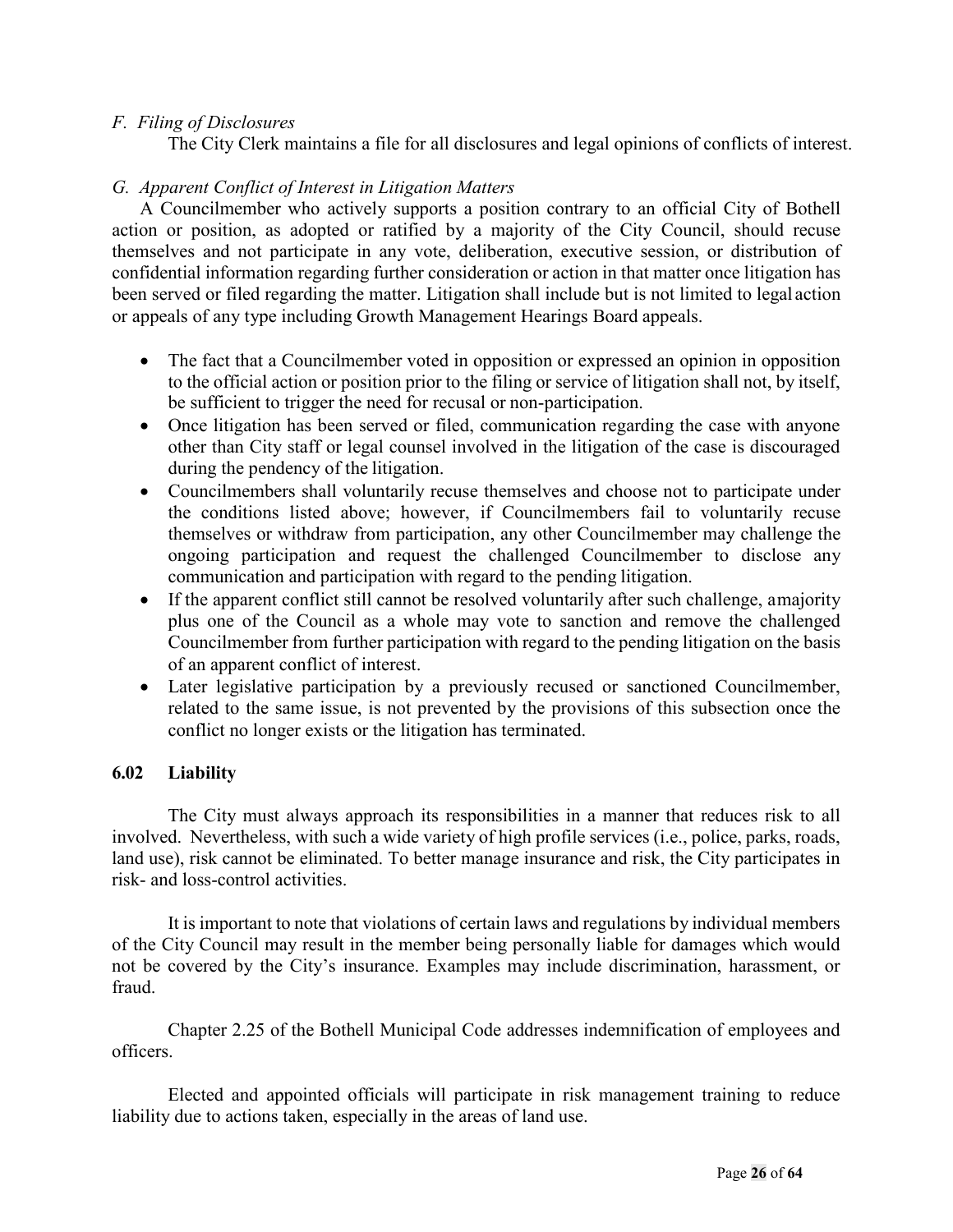*F. Filing of Disclosures*

The City Clerk maintains a file for all disclosures and legal opinions of conflicts of interest.

*G. Apparent Conflict of Interest in Litigation Matters*

A Councilmember who actively supports a position contrary to an official City of Bothell action or position, as adopted or ratified by a majority of the City Council, should recuse themselves and not participate in any vote, deliberation, executive session, or distribution of confidential information regarding further consideration or action in that matter once litigation has been served or filed regarding the matter. Litigation shall include but is not limited to legal action or appeals of any type including Growth Management Hearings Board appeals.

- The fact that a Councilmember voted in opposition or expressed an opinion in opposition to the official action or position prior to the filing or service of litigation shall not, by itself, be sufficient to trigger the need for recusal or non-participation.
- Once litigation has been served or filed, communication regarding the case with anyone other than City staff or legal counsel involved in the litigation of the case is discouraged during the pendency of the litigation.
- Councilmembers shall voluntarily recuse themselves and choose not to participate under the conditions listed above; however, if Councilmembers fail to voluntarily recuse themselves or withdraw from participation, any other Councilmember may challenge the ongoing participation and request the challenged Councilmember to disclose any communication and participation with regard to the pending litigation.
- If the apparent conflict still cannot be resolved voluntarily after such challenge, a majority plus one of the Council as a whole may vote to sanction and remove the challenged Councilmember from further participation with regard to the pending litigation on the basis of an apparent conflict of interest.
- Later legislative participation by a previously recused or sanctioned Councilmember, related to the same issue, is not prevented by the provisions of this subsection once the conflict no longer exists or the litigation has terminated.

## 6.02 Liability

The City must always approach its responsibilities in a manner that reduces risk to all involved. Nevertheless, with such a wide variety of high profile services (i.e., police, parks, roads, land use), risk cannot be eliminated. To better manage insurance and risk, the City participates in risk- and loss-control activities.

It is important to note that violations of certain laws and regulations by individual members of the City Council may result in the member being personally liable for damages which would not be covered by the City's insurance. Examples may include discrimination, harassment, or fraud.

Chapter 2.25 of the Bothell Municipal Code addresses indemnification of employees and officers.

Elected and appointed officials will participate in risk management training to reduce liability due to actions taken, especially in the areas of land use.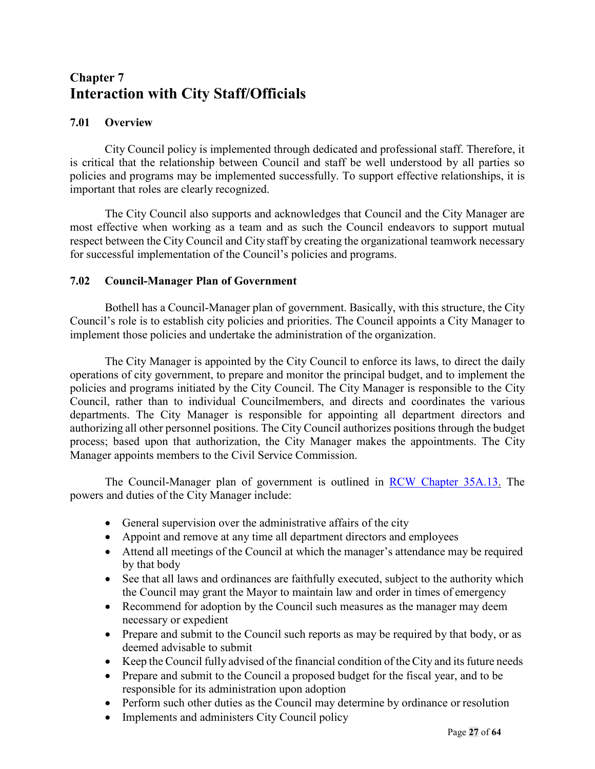# Chapter 7
# Interaction with City Staff/Officials

## 7.01 Overview

City Council policy is implemented through dedicated and professional staff. Therefore, it is critical that the relationship between Council and staff be well understood by all parties so policies and programs may be implemented successfully. To support effective relationships, it is important that roles are clearly recognized.

The City Council also supports and acknowledges that Council and the City Manager are most effective when working as a team and as such the Council endeavors to support mutual respect between the City Council and City staff by creating the organizational teamwork necessary for successful implementation of the Council's policies and programs.

## 7.02 Council-Manager Plan of Government

Bothell has a Council-Manager plan of government. Basically, with this structure, the City Council's role is to establish city policies and priorities. The Council appoints a City Manager to implement those policies and undertake the administration of the organization.

The City Manager is appointed by the City Council to enforce its laws, to direct the daily operations of city government, to prepare and monitor the principal budget, and to implement the policies and programs initiated by the City Council. The City Manager is responsible to the City Council, rather than to individual Councilmembers, and directs and coordinates the various departments. The City Manager is responsible for appointing all department directors and authorizing all other personnel positions. The City Council authorizes positions through the budget process; based upon that authorization, the City Manager makes the appointments. The City Manager appoints members to the Civil Service Commission.

The Council-Manager plan of government is outlined in [RCW Chapter 35A.13](). The powers and duties of the City Manager include:

- General supervision over the administrative affairs of the city
- Appoint and remove at any time all department directors and employees
- Attend all meetings of the Council at which the manager's attendance may be required by that body
- See that all laws and ordinances are faithfully executed, subject to the authority which the Council may grant the Mayor to maintain law and order in times of emergency
- Recommend for adoption by the Council such measures as the manager may deem necessary or expedient
- Prepare and submit to the Council such reports as may be required by that body, or as deemed advisable to submit
- Keep the Council fully advised of the financial condition of the City and its future needs
- Prepare and submit to the Council a proposed budget for the fiscal year, and to be responsible for its administration upon adoption
- Perform such other duties as the Council may determine by ordinance or resolution
- Implements and administers City Council policy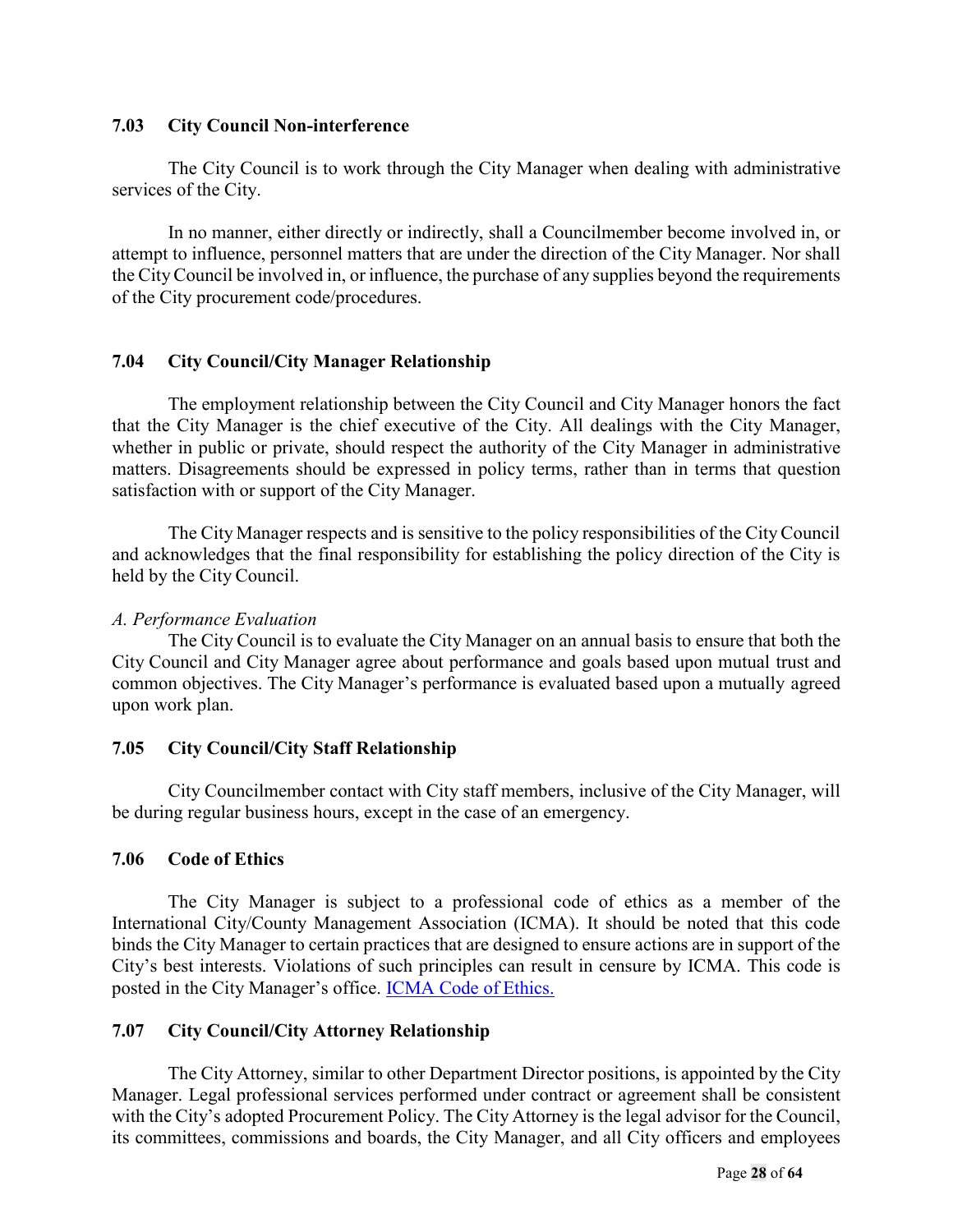### 7.03 City Council Non-interference

The City Council is to work through the City Manager when dealing with administrative services of the City.

In no manner, either directly or indirectly, shall a Councilmember become involved in, or attempt to influence, personnel matters that are under the direction of the City Manager. Nor shall the City Council be involved in, or influence, the purchase of any supplies beyond the requirements of the City procurement code/procedures.

### 7.04 City Council/City Manager Relationship

The employment relationship between the City Council and City Manager honors the fact that the City Manager is the chief executive of the City. All dealings with the City Manager, whether in public or private, should respect the authority of the City Manager in administrative matters. Disagreements should be expressed in policy terms, rather than in terms that question satisfaction with or support of the City Manager.

The City Manager respects and is sensitive to the policy responsibilities of the City Council and acknowledges that the final responsibility for establishing the policy direction of the City is held by the City Council.

*A. Performance Evaluation*

The City Council is to evaluate the City Manager on an annual basis to ensure that both the City Council and City Manager agree about performance and goals based upon mutual trust and common objectives. The City Manager's performance is evaluated based upon a mutually agreed upon work plan.

### 7.05 City Council/City Staff Relationship

City Councilmember contact with City staff members, inclusive of the City Manager, will be during regular business hours, except in the case of an emergency.

### 7.06 Code of Ethics

The City Manager is subject to a professional code of ethics as a member of the International City/County Management Association (ICMA). It should be noted that this code binds the City Manager to certain practices that are designed to ensure actions are in support of the City's best interests. Violations of such principles can result in censure by ICMA. This code is posted in the City Manager's office. [ICMA Code of Ethics.]

### 7.07 City Council/City Attorney Relationship

The City Attorney, similar to other Department Director positions, is appointed by the City Manager. Legal professional services performed under contract or agreement shall be consistent with the City's adopted Procurement Policy. The City Attorney is the legal advisor for the Council, its committees, commissions and boards, the City Manager, and all City officers and employees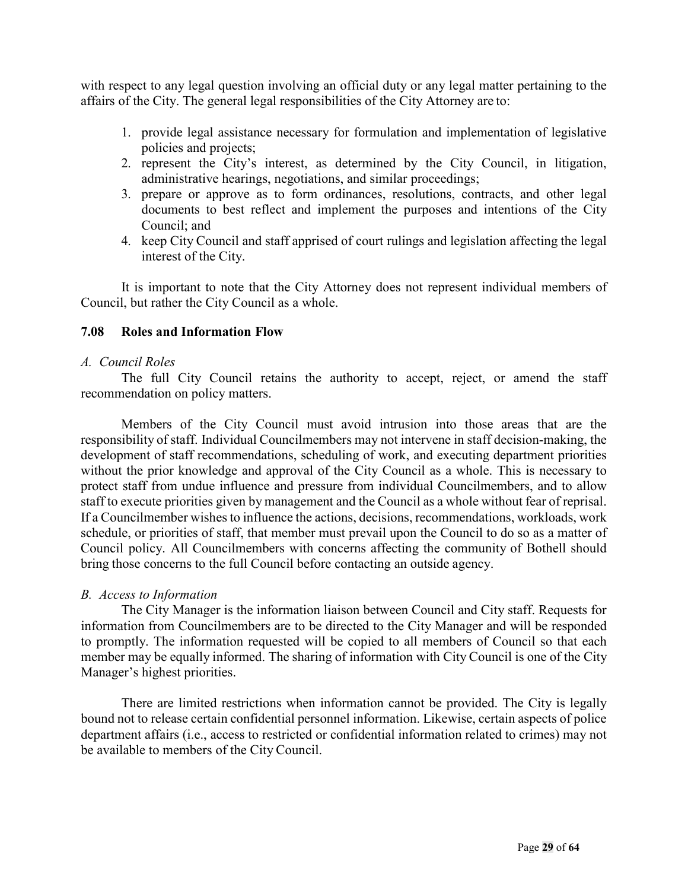with respect to any legal question involving an official duty or any legal matter pertaining to the affairs of the City. The general legal responsibilities of the City Attorney are to:

1. provide legal assistance necessary for formulation and implementation of legislative policies and projects;
2. represent the City's interest, as determined by the City Council, in litigation, administrative hearings, negotiations, and similar proceedings;
3. prepare or approve as to form ordinances, resolutions, contracts, and other legal documents to best reflect and implement the purposes and intentions of the City Council; and
4. keep City Council and staff apprised of court rulings and legislation affecting the legal interest of the City.

It is important to note that the City Attorney does not represent individual members of Council, but rather the City Council as a whole.

### 7.08 Roles and Information Flow

*A. Council Roles*

The full City Council retains the authority to accept, reject, or amend the staff recommendation on policy matters.

Members of the City Council must avoid intrusion into those areas that are the responsibility of staff. Individual Councilmembers may not intervene in staff decision-making, the development of staff recommendations, scheduling of work, and executing department priorities without the prior knowledge and approval of the City Council as a whole. This is necessary to protect staff from undue influence and pressure from individual Councilmembers, and to allow staff to execute priorities given by management and the Council as a whole without fear of reprisal. If a Councilmember wishes to influence the actions, decisions, recommendations, workloads, work schedule, or priorities of staff, that member must prevail upon the Council to do so as a matter of Council policy. All Councilmembers with concerns affecting the community of Bothell should bring those concerns to the full Council before contacting an outside agency.

*B. Access to Information*

The City Manager is the information liaison between Council and City staff. Requests for information from Councilmembers are to be directed to the City Manager and will be responded to promptly. The information requested will be copied to all members of Council so that each member may be equally informed. The sharing of information with City Council is one of the City Manager's highest priorities.

There are limited restrictions when information cannot be provided. The City is legally bound not to release certain confidential personnel information. Likewise, certain aspects of police department affairs (i.e., access to restricted or confidential information related to crimes) may not be available to members of the City Council.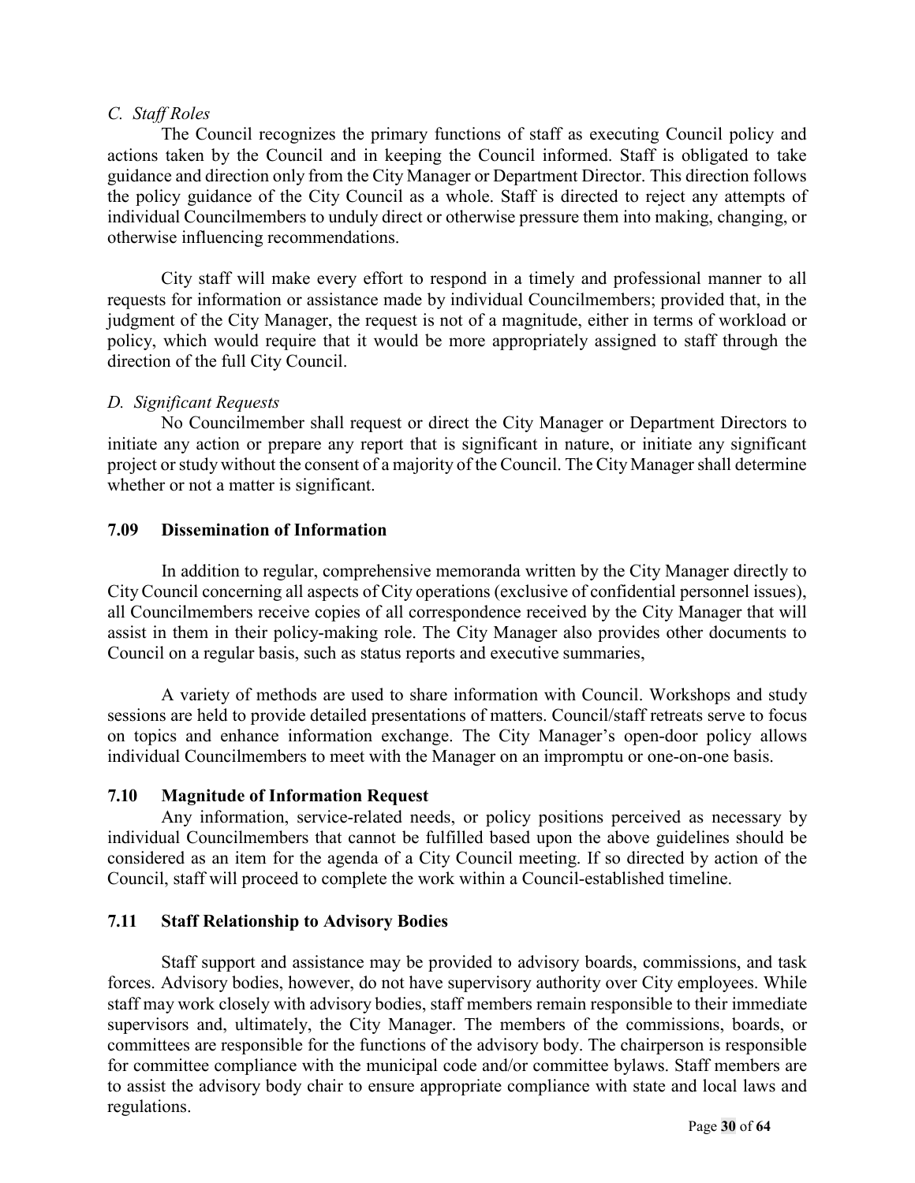*C. Staff Roles*

The Council recognizes the primary functions of staff as executing Council policy and actions taken by the Council and in keeping the Council informed. Staff is obligated to take guidance and direction only from the City Manager or Department Director. This direction follows the policy guidance of the City Council as a whole. Staff is directed to reject any attempts of individual Councilmembers to unduly direct or otherwise pressure them into making, changing, or otherwise influencing recommendations.

City staff will make every effort to respond in a timely and professional manner to all requests for information or assistance made by individual Councilmembers; provided that, in the judgment of the City Manager, the request is not of a magnitude, either in terms of workload or policy, which would require that it would be more appropriately assigned to staff through the direction of the full City Council.

*D. Significant Requests*

No Councilmember shall request or direct the City Manager or Department Directors to initiate any action or prepare any report that is significant in nature, or initiate any significant project or study without the consent of a majority of the Council. The City Manager shall determine whether or not a matter is significant.

### 7.09 Dissemination of Information

In addition to regular, comprehensive memoranda written by the City Manager directly to City Council concerning all aspects of City operations (exclusive of confidential personnel issues), all Councilmembers receive copies of all correspondence received by the City Manager that will assist in them in their policy-making role. The City Manager also provides other documents to Council on a regular basis, such as status reports and executive summaries,

A variety of methods are used to share information with Council. Workshops and study sessions are held to provide detailed presentations of matters. Council/staff retreats serve to focus on topics and enhance information exchange. The City Manager's open-door policy allows individual Councilmembers to meet with the Manager on an impromptu or one-on-one basis.

### 7.10 Magnitude of Information Request

Any information, service-related needs, or policy positions perceived as necessary by individual Councilmembers that cannot be fulfilled based upon the above guidelines should be considered as an item for the agenda of a City Council meeting. If so directed by action of the Council, staff will proceed to complete the work within a Council-established timeline.

### 7.11 Staff Relationship to Advisory Bodies

Staff support and assistance may be provided to advisory boards, commissions, and task forces. Advisory bodies, however, do not have supervisory authority over City employees. While staff may work closely with advisory bodies, staff members remain responsible to their immediate supervisors and, ultimately, the City Manager. The members of the commissions, boards, or committees are responsible for the functions of the advisory body. The chairperson is responsible for committee compliance with the municipal code and/or committee bylaws. Staff members are to assist the advisory body chair to ensure appropriate compliance with state and local laws and regulations.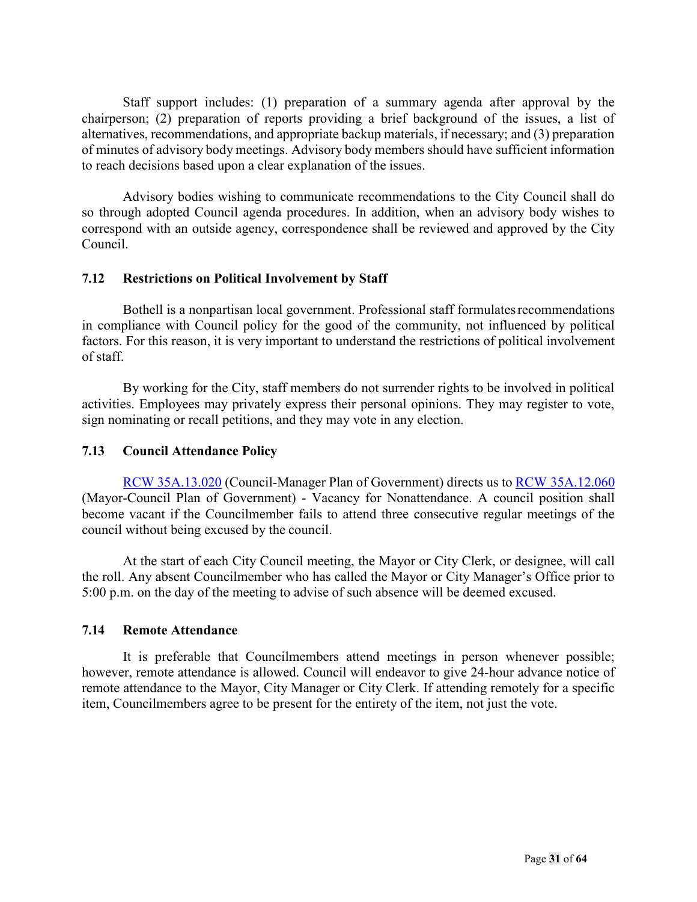Staff support includes: (1) preparation of a summary agenda after approval by the chairperson; (2) preparation of reports providing a brief background of the issues, a list of alternatives, recommendations, and appropriate backup materials, if necessary; and (3) preparation of minutes of advisory body meetings. Advisory body members should have sufficient information to reach decisions based upon a clear explanation of the issues.

Advisory bodies wishing to communicate recommendations to the City Council shall do so through adopted Council agenda procedures. In addition, when an advisory body wishes to correspond with an outside agency, correspondence shall be reviewed and approved by the City Council.

### 7.12 Restrictions on Political Involvement by Staff

Bothell is a nonpartisan local government. Professional staff formulates recommendations in compliance with Council policy for the good of the community, not influenced by political factors. For this reason, it is very important to understand the restrictions of political involvement of staff.

By working for the City, staff members do not surrender rights to be involved in political activities. Employees may privately express their personal opinions. They may register to vote, sign nominating or recall petitions, and they may vote in any election.

### 7.13 Council Attendance Policy

RCW 35A.13.020 (Council-Manager Plan of Government) directs us to RCW 35A.12.060 (Mayor-Council Plan of Government) - Vacancy for Nonattendance. A council position shall become vacant if the Councilmember fails to attend three consecutive regular meetings of the council without being excused by the council.

At the start of each City Council meeting, the Mayor or City Clerk, or designee, will call the roll. Any absent Councilmember who has called the Mayor or City Manager's Office prior to 5:00 p.m. on the day of the meeting to advise of such absence will be deemed excused.

### 7.14 Remote Attendance

It is preferable that Councilmembers attend meetings in person whenever possible; however, remote attendance is allowed. Council will endeavor to give 24-hour advance notice of remote attendance to the Mayor, City Manager or City Clerk. If attending remotely for a specific item, Councilmembers agree to be present for the entirety of the item, not just the vote.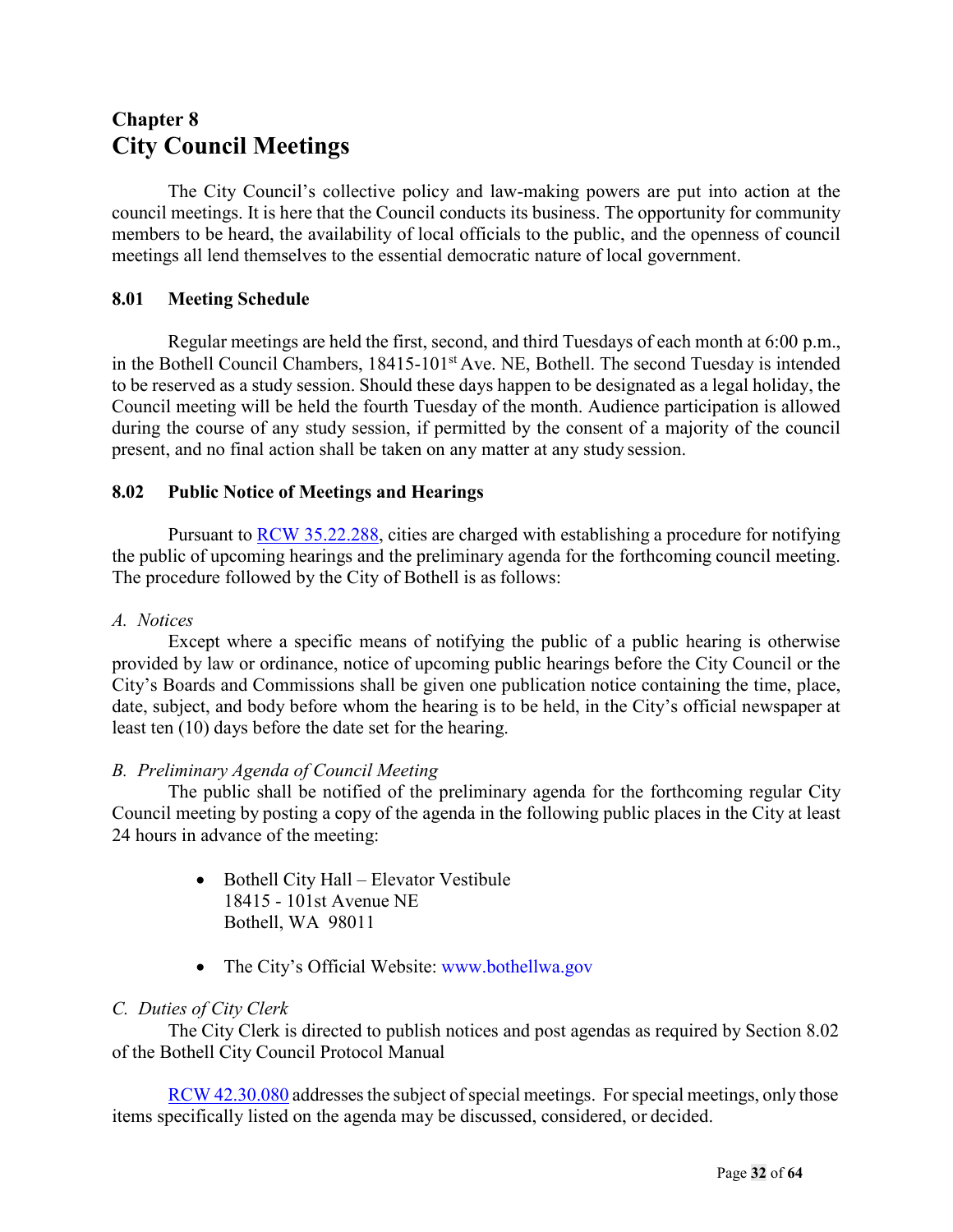# Chapter 8
# City Council Meetings

The City Council's collective policy and law-making powers are put into action at the council meetings. It is here that the Council conducts its business. The opportunity for community members to be heard, the availability of local officials to the public, and the openness of council meetings all lend themselves to the essential democratic nature of local government.

## 8.01 Meeting Schedule

Regular meetings are held the first, second, and third Tuesdays of each month at 6:00 p.m., in the Bothell Council Chambers, 18415-101st Ave. NE, Bothell. The second Tuesday is intended to be reserved as a study session. Should these days happen to be designated as a legal holiday, the Council meeting will be held the fourth Tuesday of the month. Audience participation is allowed during the course of any study session, if permitted by the consent of a majority of the council present, and no final action shall be taken on any matter at any study session.

## 8.02 Public Notice of Meetings and Hearings

Pursuant to [RCW 35.22.288](RCW 35.22.288), cities are charged with establishing a procedure for notifying the public of upcoming hearings and the preliminary agenda for the forthcoming council meeting. The procedure followed by the City of Bothell is as follows:

*A. Notices*

Except where a specific means of notifying the public of a public hearing is otherwise provided by law or ordinance, notice of upcoming public hearings before the City Council or the City's Boards and Commissions shall be given one publication notice containing the time, place, date, subject, and body before whom the hearing is to be held, in the City's official newspaper at least ten (10) days before the date set for the hearing.

*B. Preliminary Agenda of Council Meeting*

The public shall be notified of the preliminary agenda for the forthcoming regular City Council meeting by posting a copy of the agenda in the following public places in the City at least 24 hours in advance of the meeting:

- Bothell City Hall – Elevator Vestibule
  18415 - 101st Avenue NE
  Bothell, WA 98011

- The City's Official Website: www.bothellwa.gov

*C. Duties of City Clerk*

The City Clerk is directed to publish notices and post agendas as required by Section 8.02 of the Bothell City Council Protocol Manual

RCW 42.30.080 addresses the subject of special meetings. For special meetings, only those items specifically listed on the agenda may be discussed, considered, or decided.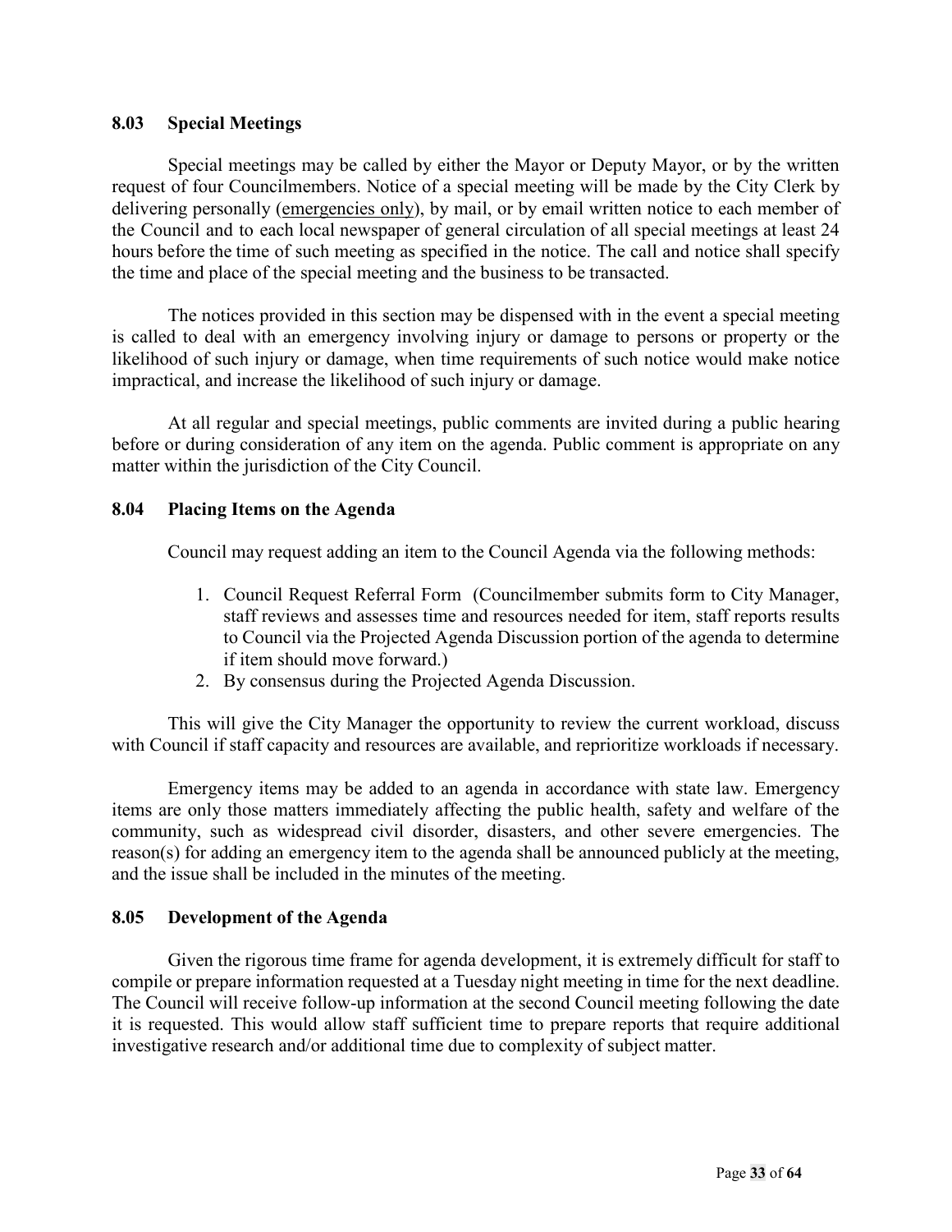### 8.03 Special Meetings

Special meetings may be called by either the Mayor or Deputy Mayor, or by the written request of four Councilmembers. Notice of a special meeting will be made by the City Clerk by delivering personally (<u>emergencies only</u>), by mail, or by email written notice to each member of the Council and to each local newspaper of general circulation of all special meetings at least 24 hours before the time of such meeting as specified in the notice. The call and notice shall specify the time and place of the special meeting and the business to be transacted.

The notices provided in this section may be dispensed with in the event a special meeting is called to deal with an emergency involving injury or damage to persons or property or the likelihood of such injury or damage, when time requirements of such notice would make notice impractical, and increase the likelihood of such injury or damage.

At all regular and special meetings, public comments are invited during a public hearing before or during consideration of any item on the agenda. Public comment is appropriate on any matter within the jurisdiction of the City Council.

### 8.04 Placing Items on the Agenda

Council may request adding an item to the Council Agenda via the following methods:

1. Council Request Referral Form (Councilmember submits form to City Manager, staff reviews and assesses time and resources needed for item, staff reports results to Council via the Projected Agenda Discussion portion of the agenda to determine if item should move forward.)
2. By consensus during the Projected Agenda Discussion.

This will give the City Manager the opportunity to review the current workload, discuss with Council if staff capacity and resources are available, and reprioritize workloads if necessary.

Emergency items may be added to an agenda in accordance with state law. Emergency items are only those matters immediately affecting the public health, safety and welfare of the community, such as widespread civil disorder, disasters, and other severe emergencies. The reason(s) for adding an emergency item to the agenda shall be announced publicly at the meeting, and the issue shall be included in the minutes of the meeting.

### 8.05 Development of the Agenda

Given the rigorous time frame for agenda development, it is extremely difficult for staff to compile or prepare information requested at a Tuesday night meeting in time for the next deadline. The Council will receive follow-up information at the second Council meeting following the date it is requested. This would allow staff sufficient time to prepare reports that require additional investigative research and/or additional time due to complexity of subject matter.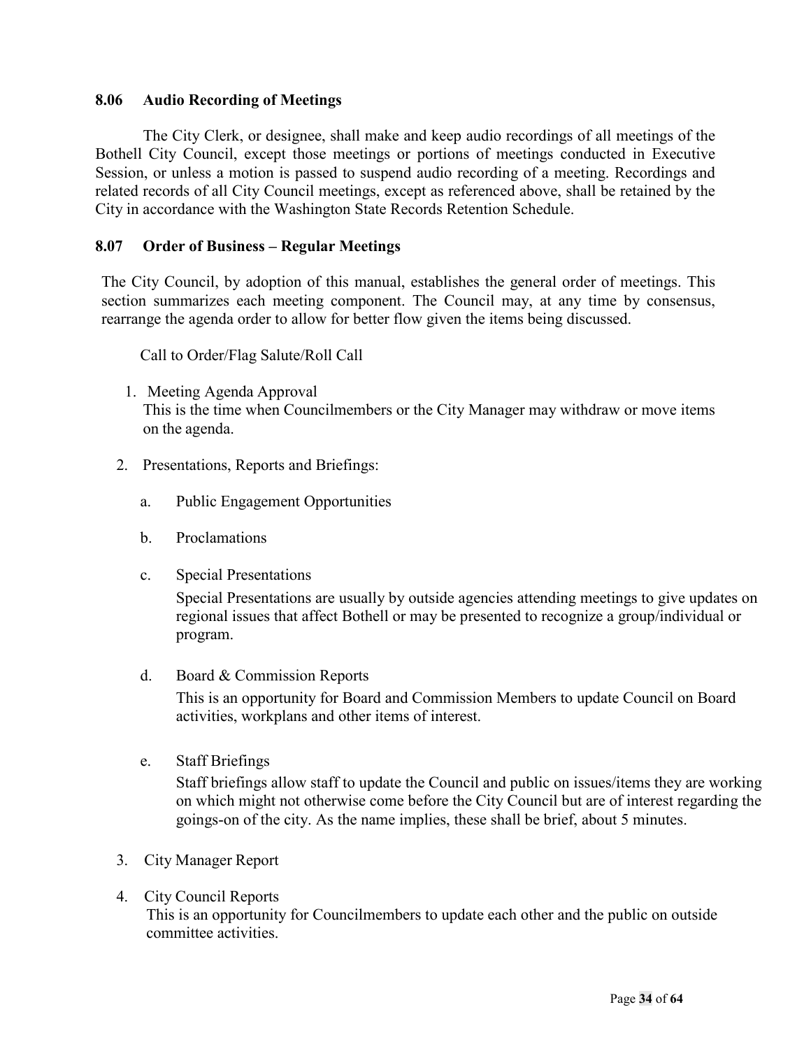### 8.06 Audio Recording of Meetings

The City Clerk, or designee, shall make and keep audio recordings of all meetings of the Bothell City Council, except those meetings or portions of meetings conducted in Executive Session, or unless a motion is passed to suspend audio recording of a meeting. Recordings and related records of all City Council meetings, except as referenced above, shall be retained by the City in accordance with the Washington State Records Retention Schedule.

### 8.07 Order of Business – Regular Meetings

The City Council, by adoption of this manual, establishes the general order of meetings. This section summarizes each meeting component. The Council may, at any time by consensus, rearrange the agenda order to allow for better flow given the items being discussed.

Call to Order/Flag Salute/Roll Call

1. Meeting Agenda Approval
   This is the time when Councilmembers or the City Manager may withdraw or move items on the agenda.

2. Presentations, Reports and Briefings:

   a. Public Engagement Opportunities

   b. Proclamations

   c. Special Presentations

      Special Presentations are usually by outside agencies attending meetings to give updates on regional issues that affect Bothell or may be presented to recognize a group/individual or program.

   d. Board & Commission Reports

      This is an opportunity for Board and Commission Members to update Council on Board activities, workplans and other items of interest.

   e. Staff Briefings

      Staff briefings allow staff to update the Council and public on issues/items they are working on which might not otherwise come before the City Council but are of interest regarding the goings-on of the city. As the name implies, these shall be brief, about 5 minutes.

3. City Manager Report

4. City Council Reports
   This is an opportunity for Councilmembers to update each other and the public on outside committee activities.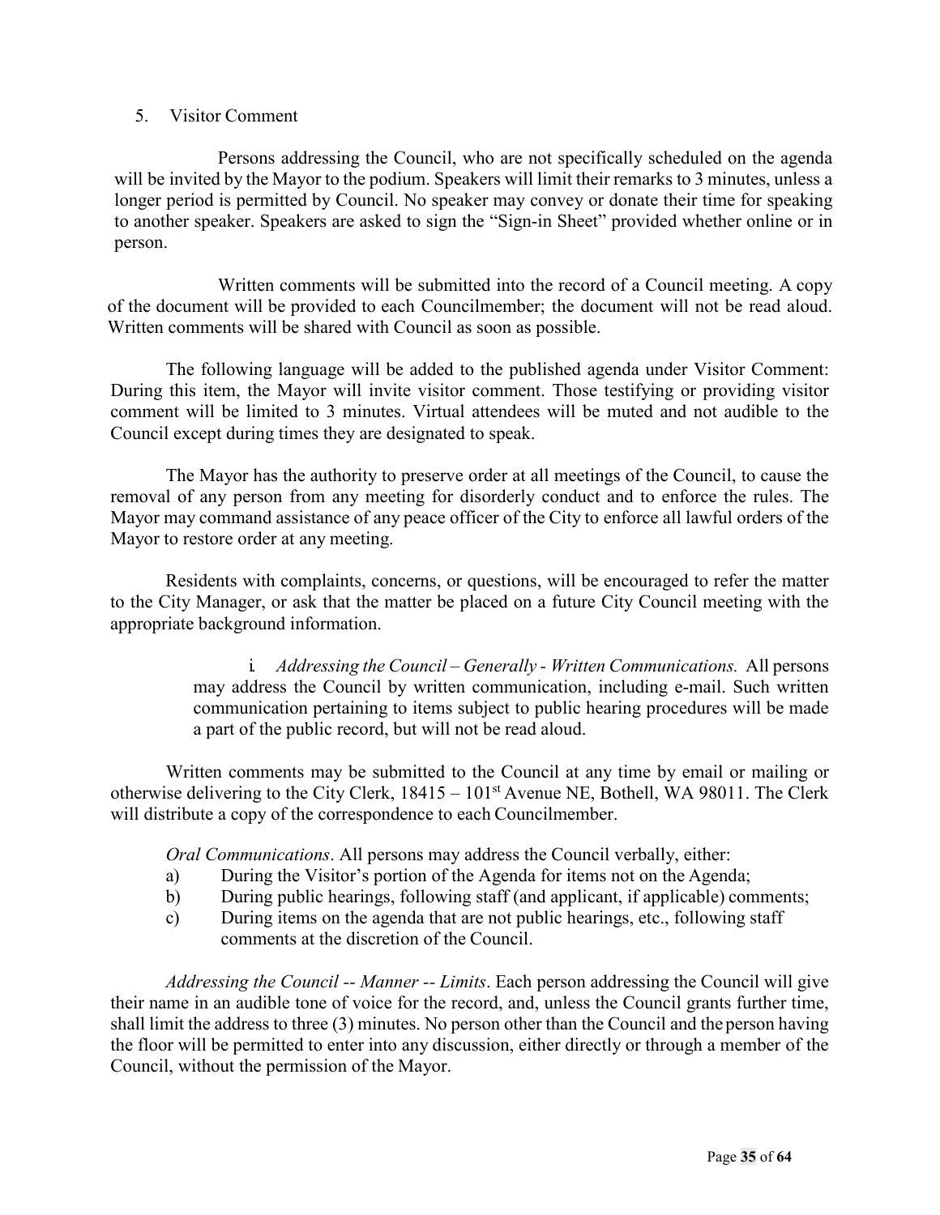5. Visitor Comment

Persons addressing the Council, who are not specifically scheduled on the agenda will be invited by the Mayor to the podium. Speakers will limit their remarks to 3 minutes, unless a longer period is permitted by Council. No speaker may convey or donate their time for speaking to another speaker. Speakers are asked to sign the "Sign-in Sheet" provided whether online or in person.

Written comments will be submitted into the record of a Council meeting. A copy of the document will be provided to each Councilmember; the document will not be read aloud. Written comments will be shared with Council as soon as possible.

The following language will be added to the published agenda under Visitor Comment: During this item, the Mayor will invite visitor comment. Those testifying or providing visitor comment will be limited to 3 minutes. Virtual attendees will be muted and not audible to the Council except during times they are designated to speak.

The Mayor has the authority to preserve order at all meetings of the Council, to cause the removal of any person from any meeting for disorderly conduct and to enforce the rules. The Mayor may command assistance of any peace officer of the City to enforce all lawful orders of the Mayor to restore order at any meeting.

Residents with complaints, concerns, or questions, will be encouraged to refer the matter to the City Manager, or ask that the matter be placed on a future City Council meeting with the appropriate background information.

i. *Addressing the Council – Generally - Written Communications.* All persons may address the Council by written communication, including e-mail. Such written communication pertaining to items subject to public hearing procedures will be made a part of the public record, but will not be read aloud.

Written comments may be submitted to the Council at any time by email or mailing or otherwise delivering to the City Clerk, 18415 – 101st Avenue NE, Bothell, WA 98011. The Clerk will distribute a copy of the correspondence to each Councilmember.

*Oral Communications*. All persons may address the Council verbally, either:

a) During the Visitor's portion of the Agenda for items not on the Agenda;
b) During public hearings, following staff (and applicant, if applicable) comments;
c) During items on the agenda that are not public hearings, etc., following staff comments at the discretion of the Council.

*Addressing the Council -- Manner -- Limits*. Each person addressing the Council will give their name in an audible tone of voice for the record, and, unless the Council grants further time, shall limit the address to three (3) minutes. No person other than the Council and the person having the floor will be permitted to enter into any discussion, either directly or through a member of the Council, without the permission of the Mayor.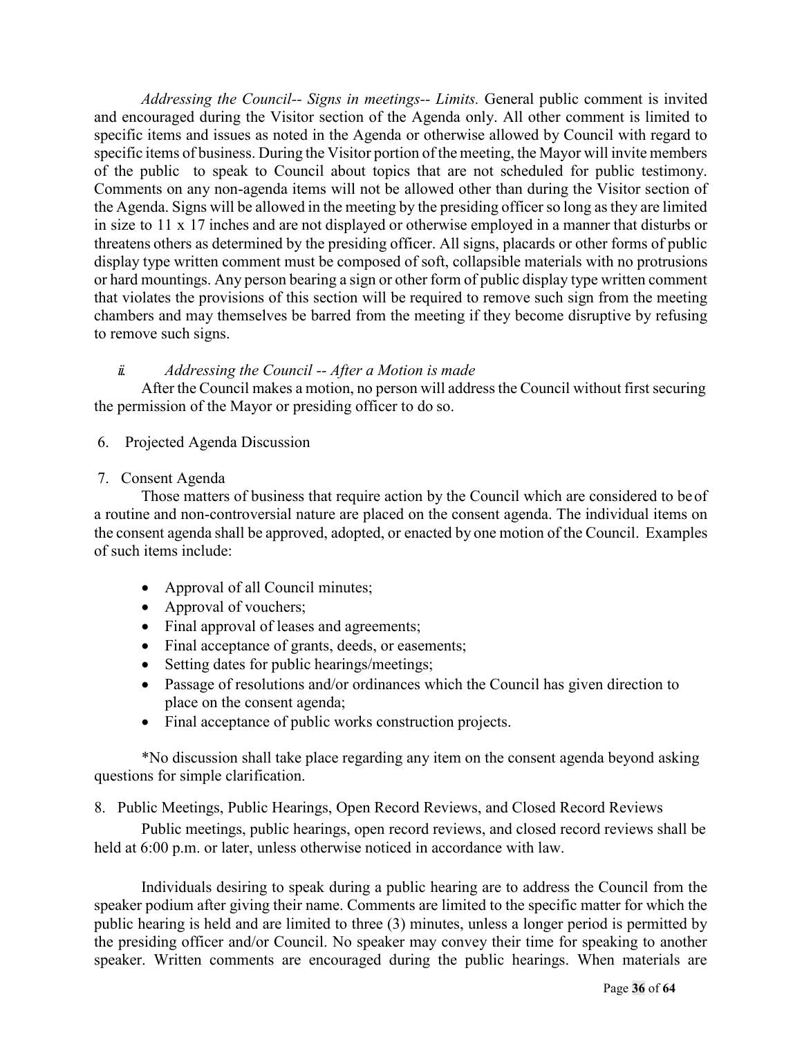*Addressing the Council-- Signs in meetings-- Limits.* General public comment is invited and encouraged during the Visitor section of the Agenda only. All other comment is limited to specific items and issues as noted in the Agenda or otherwise allowed by Council with regard to specific items of business. During the Visitor portion of the meeting, the Mayor will invite members of the public to speak to Council about topics that are not scheduled for public testimony. Comments on any non-agenda items will not be allowed other than during the Visitor section of the Agenda. Signs will be allowed in the meeting by the presiding officer so long as they are limited in size to 11 x 17 inches and are not displayed or otherwise employed in a manner that disturbs or threatens others as determined by the presiding officer. All signs, placards or other forms of public display type written comment must be composed of soft, collapsible materials with no protrusions or hard mountings. Any person bearing a sign or other form of public display type written comment that violates the provisions of this section will be required to remove such sign from the meeting chambers and may themselves be barred from the meeting if they become disruptive by refusing to remove such signs.

ii. *Addressing the Council -- After a Motion is made*

After the Council makes a motion, no person will address the Council without first securing the permission of the Mayor or presiding officer to do so.

6. Projected Agenda Discussion

7. Consent Agenda

Those matters of business that require action by the Council which are considered to be of a routine and non-controversial nature are placed on the consent agenda. The individual items on the consent agenda shall be approved, adopted, or enacted by one motion of the Council. Examples of such items include:

- Approval of all Council minutes;
- Approval of vouchers;
- Final approval of leases and agreements;
- Final acceptance of grants, deeds, or easements;
- Setting dates for public hearings/meetings;
- Passage of resolutions and/or ordinances which the Council has given direction to place on the consent agenda;
- Final acceptance of public works construction projects.

*No discussion shall take place regarding any item on the consent agenda beyond asking questions for simple clarification.

8. Public Meetings, Public Hearings, Open Record Reviews, and Closed Record Reviews

Public meetings, public hearings, open record reviews, and closed record reviews shall be held at 6:00 p.m. or later, unless otherwise noticed in accordance with law.

Individuals desiring to speak during a public hearing are to address the Council from the speaker podium after giving their name. Comments are limited to the specific matter for which the public hearing is held and are limited to three (3) minutes, unless a longer period is permitted by the presiding officer and/or Council. No speaker may convey their time for speaking to another speaker. Written comments are encouraged during the public hearings. When materials are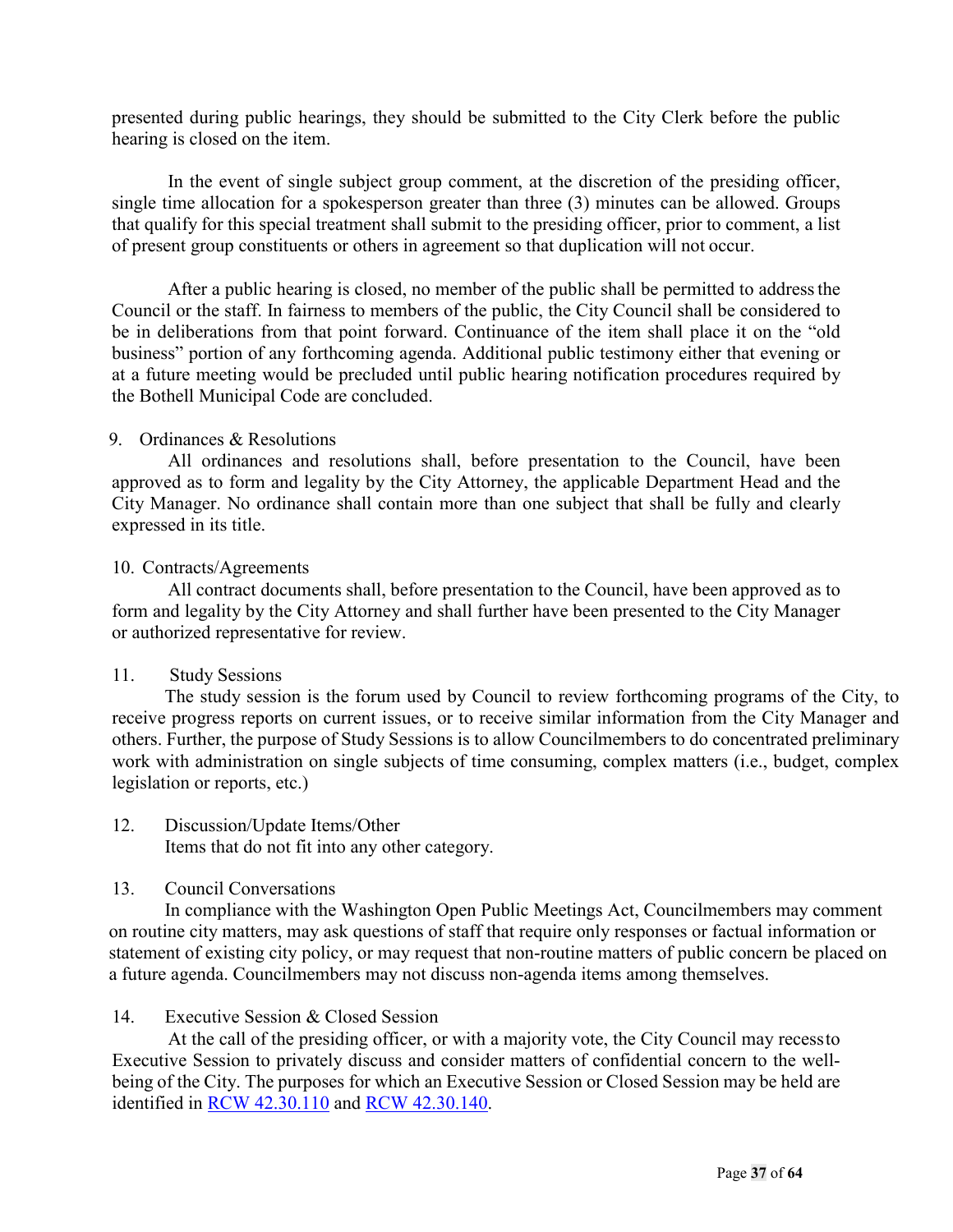presented during public hearings, they should be submitted to the City Clerk before the public hearing is closed on the item.

In the event of single subject group comment, at the discretion of the presiding officer, single time allocation for a spokesperson greater than three (3) minutes can be allowed. Groups that qualify for this special treatment shall submit to the presiding officer, prior to comment, a list of present group constituents or others in agreement so that duplication will not occur.

After a public hearing is closed, no member of the public shall be permitted to address the Council or the staff. In fairness to members of the public, the City Council shall be considered to be in deliberations from that point forward. Continuance of the item shall place it on the "old business" portion of any forthcoming agenda. Additional public testimony either that evening or at a future meeting would be precluded until public hearing notification procedures required by the Bothell Municipal Code are concluded.

9. Ordinances & Resolutions

All ordinances and resolutions shall, before presentation to the Council, have been approved as to form and legality by the City Attorney, the applicable Department Head and the City Manager. No ordinance shall contain more than one subject that shall be fully and clearly expressed in its title.

10. Contracts/Agreements

All contract documents shall, before presentation to the Council, have been approved as to form and legality by the City Attorney and shall further have been presented to the City Manager or authorized representative for review.

11. Study Sessions

The study session is the forum used by Council to review forthcoming programs of the City, to receive progress reports on current issues, or to receive similar information from the City Manager and others. Further, the purpose of Study Sessions is to allow Councilmembers to do concentrated preliminary work with administration on single subjects of time consuming, complex matters (i.e., budget, complex legislation or reports, etc.)

12. Discussion/Update Items/Other

Items that do not fit into any other category.

13. Council Conversations

In compliance with the Washington Open Public Meetings Act, Councilmembers may comment on routine city matters, may ask questions of staff that require only responses or factual information or statement of existing city policy, or may request that non-routine matters of public concern be placed on a future agenda. Councilmembers may not discuss non-agenda items among themselves.

14. Executive Session & Closed Session

At the call of the presiding officer, or with a majority vote, the City Council may recess to Executive Session to privately discuss and consider matters of confidential concern to the well-being of the City. The purposes for which an Executive Session or Closed Session may be held are identified in RCW 42.30.110 and RCW 42.30.140.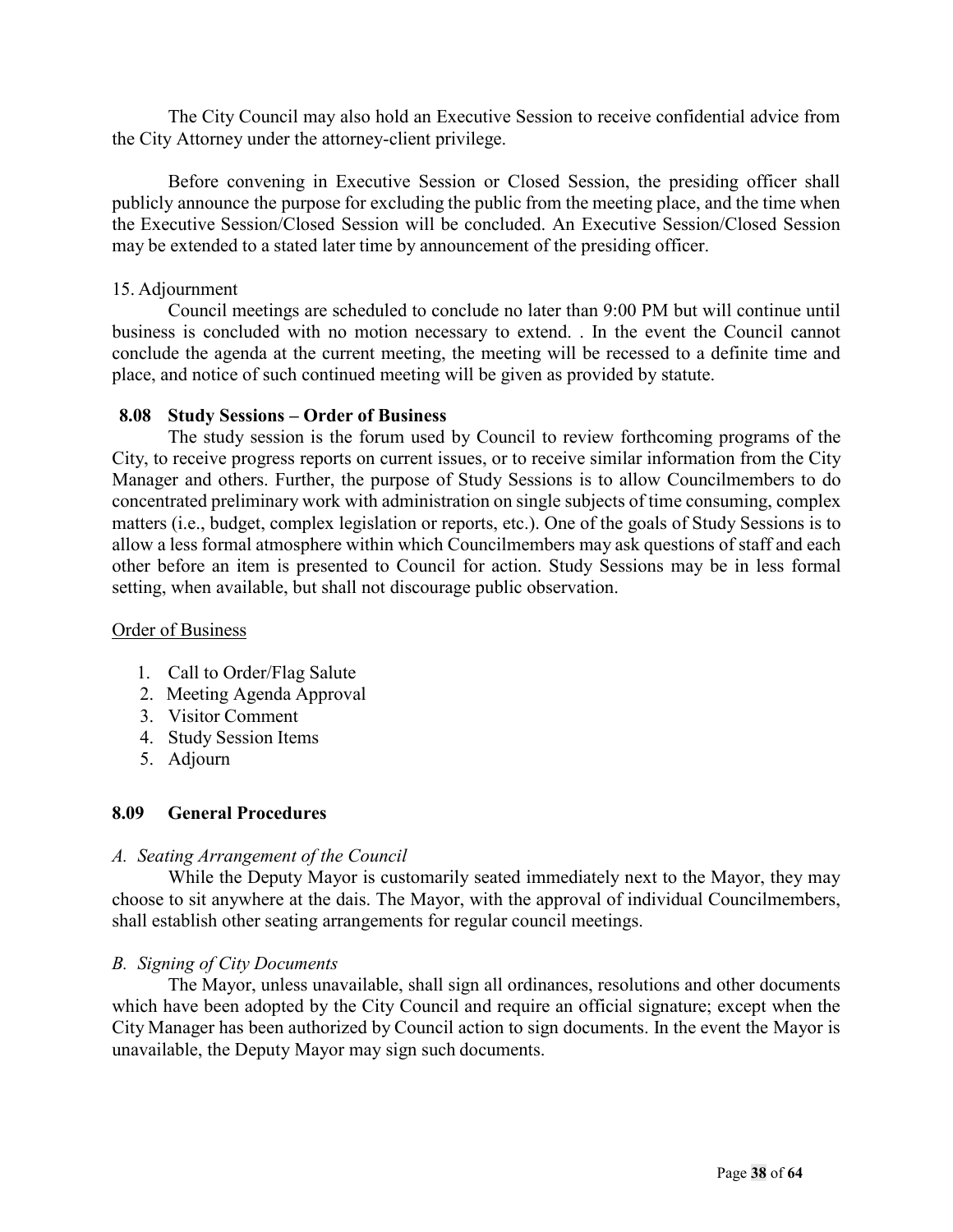The City Council may also hold an Executive Session to receive confidential advice from the City Attorney under the attorney-client privilege.

Before convening in Executive Session or Closed Session, the presiding officer shall publicly announce the purpose for excluding the public from the meeting place, and the time when the Executive Session/Closed Session will be concluded. An Executive Session/Closed Session may be extended to a stated later time by announcement of the presiding officer.

15. Adjournment

Council meetings are scheduled to conclude no later than 9:00 PM but will continue until business is concluded with no motion necessary to extend. . In the event the Council cannot conclude the agenda at the current meeting, the meeting will be recessed to a definite time and place, and notice of such continued meeting will be given as provided by statute.

### 8.08 Study Sessions – Order of Business

The study session is the forum used by Council to review forthcoming programs of the City, to receive progress reports on current issues, or to receive similar information from the City Manager and others. Further, the purpose of Study Sessions is to allow Councilmembers to do concentrated preliminary work with administration on single subjects of time consuming, complex matters (i.e., budget, complex legislation or reports, etc.). One of the goals of Study Sessions is to allow a less formal atmosphere within which Councilmembers may ask questions of staff and each other before an item is presented to Council for action. Study Sessions may be in less formal setting, when available, but shall not discourage public observation.

<u>Order of Business</u>

1. Call to Order/Flag Salute
2. Meeting Agenda Approval
3. Visitor Comment
4. Study Session Items
5. Adjourn

### 8.09 General Procedures

*A. Seating Arrangement of the Council*

While the Deputy Mayor is customarily seated immediately next to the Mayor, they may choose to sit anywhere at the dais. The Mayor, with the approval of individual Councilmembers, shall establish other seating arrangements for regular council meetings.

*B. Signing of City Documents*

The Mayor, unless unavailable, shall sign all ordinances, resolutions and other documents which have been adopted by the City Council and require an official signature; except when the City Manager has been authorized by Council action to sign documents. In the event the Mayor is unavailable, the Deputy Mayor may sign such documents.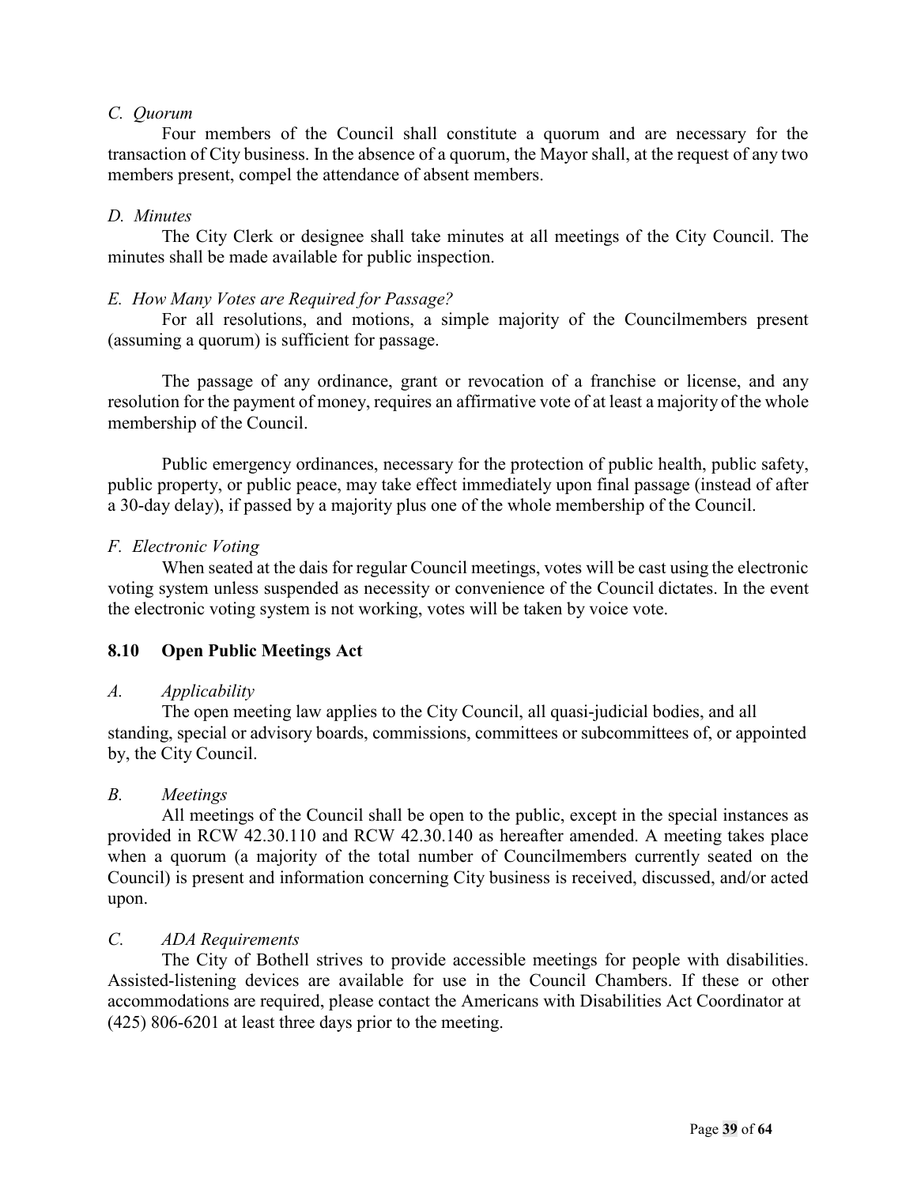*C. Quorum*

Four members of the Council shall constitute a quorum and are necessary for the transaction of City business. In the absence of a quorum, the Mayor shall, at the request of any two members present, compel the attendance of absent members.

*D. Minutes*

The City Clerk or designee shall take minutes at all meetings of the City Council. The minutes shall be made available for public inspection.

*E. How Many Votes are Required for Passage?*

For all resolutions, and motions, a simple majority of the Councilmembers present (assuming a quorum) is sufficient for passage.

The passage of any ordinance, grant or revocation of a franchise or license, and any resolution for the payment of money, requires an affirmative vote of at least a majority of the whole membership of the Council.

Public emergency ordinances, necessary for the protection of public health, public safety, public property, or public peace, may take effect immediately upon final passage (instead of after a 30-day delay), if passed by a majority plus one of the whole membership of the Council.

*F. Electronic Voting*

When seated at the dais for regular Council meetings, votes will be cast using the electronic voting system unless suspended as necessity or convenience of the Council dictates. In the event the electronic voting system is not working, votes will be taken by voice vote.

## 8.10 Open Public Meetings Act

*A. Applicability*

The open meeting law applies to the City Council, all quasi-judicial bodies, and all standing, special or advisory boards, commissions, committees or subcommittees of, or appointed by, the City Council.

*B. Meetings*

All meetings of the Council shall be open to the public, except in the special instances as provided in RCW 42.30.110 and RCW 42.30.140 as hereafter amended. A meeting takes place when a quorum (a majority of the total number of Councilmembers currently seated on the Council) is present and information concerning City business is received, discussed, and/or acted upon.

*C. ADA Requirements*

The City of Bothell strives to provide accessible meetings for people with disabilities. Assisted-listening devices are available for use in the Council Chambers. If these or other accommodations are required, please contact the Americans with Disabilities Act Coordinator at (425) 806-6201 at least three days prior to the meeting.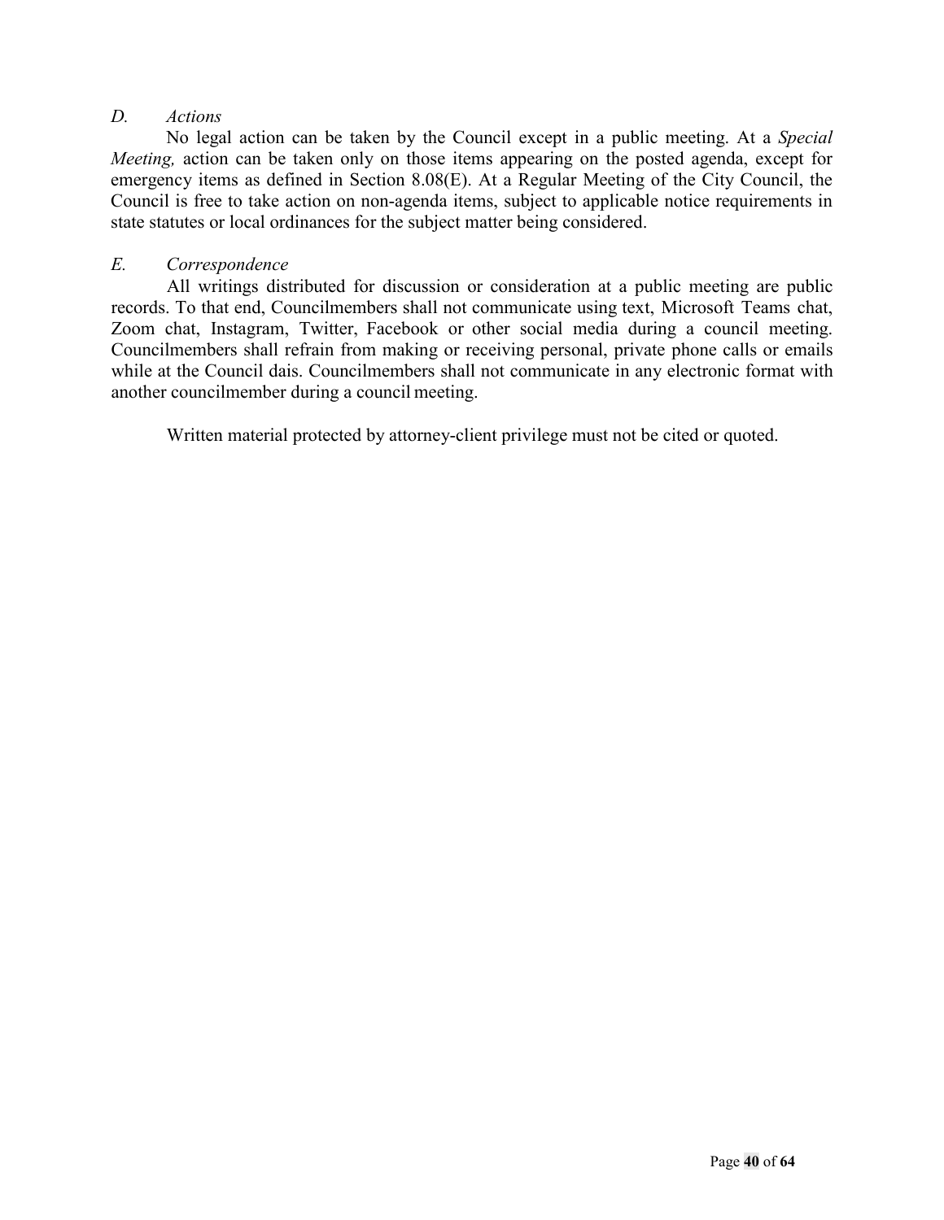*D. Actions*

No legal action can be taken by the Council except in a public meeting. At a *Special Meeting,* action can be taken only on those items appearing on the posted agenda, except for emergency items as defined in Section 8.08(E). At a Regular Meeting of the City Council, the Council is free to take action on non-agenda items, subject to applicable notice requirements in state statutes or local ordinances for the subject matter being considered.

*E. Correspondence*

All writings distributed for discussion or consideration at a public meeting are public records. To that end, Councilmembers shall not communicate using text, Microsoft Teams chat, Zoom chat, Instagram, Twitter, Facebook or other social media during a council meeting. Councilmembers shall refrain from making or receiving personal, private phone calls or emails while at the Council dais. Councilmembers shall not communicate in any electronic format with another councilmember during a council meeting.

Written material protected by attorney-client privilege must not be cited or quoted.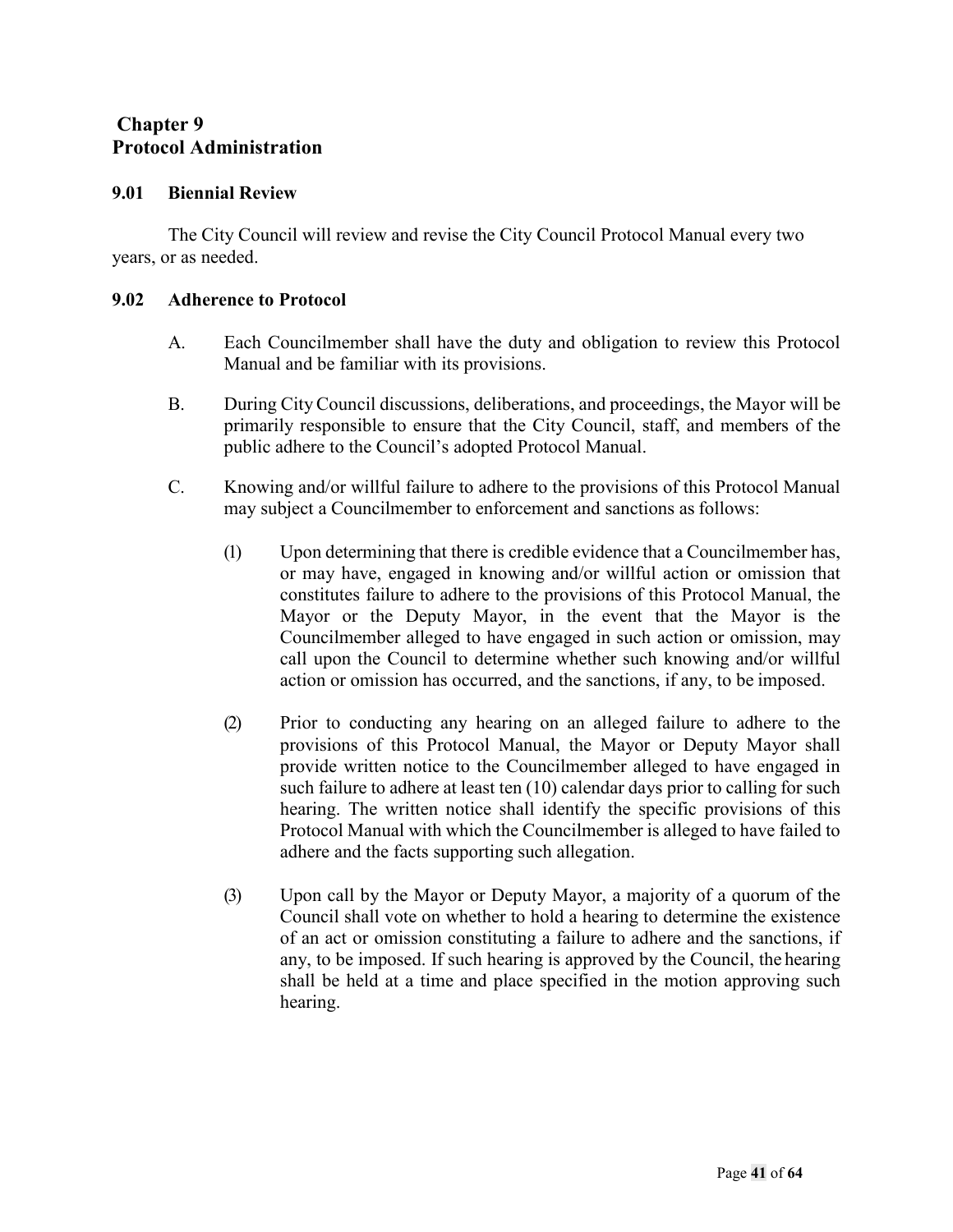# Chapter 9
# Protocol Administration

## 9.01 Biennial Review

The City Council will review and revise the City Council Protocol Manual every two years, or as needed.

## 9.02 Adherence to Protocol

A. Each Councilmember shall have the duty and obligation to review this Protocol Manual and be familiar with its provisions.

B. During City Council discussions, deliberations, and proceedings, the Mayor will be primarily responsible to ensure that the City Council, staff, and members of the public adhere to the Council's adopted Protocol Manual.

C. Knowing and/or willful failure to adhere to the provisions of this Protocol Manual may subject a Councilmember to enforcement and sanctions as follows:

(1) Upon determining that there is credible evidence that a Councilmember has, or may have, engaged in knowing and/or willful action or omission that constitutes failure to adhere to the provisions of this Protocol Manual, the Mayor or the Deputy Mayor, in the event that the Mayor is the Councilmember alleged to have engaged in such action or omission, may call upon the Council to determine whether such knowing and/or willful action or omission has occurred, and the sanctions, if any, to be imposed.

(2) Prior to conducting any hearing on an alleged failure to adhere to the provisions of this Protocol Manual, the Mayor or Deputy Mayor shall provide written notice to the Councilmember alleged to have engaged in such failure to adhere at least ten (10) calendar days prior to calling for such hearing. The written notice shall identify the specific provisions of this Protocol Manual with which the Councilmember is alleged to have failed to adhere and the facts supporting such allegation.

(3) Upon call by the Mayor or Deputy Mayor, a majority of a quorum of the Council shall vote on whether to hold a hearing to determine the existence of an act or omission constituting a failure to adhere and the sanctions, if any, to be imposed. If such hearing is approved by the Council, the hearing shall be held at a time and place specified in the motion approving such hearing.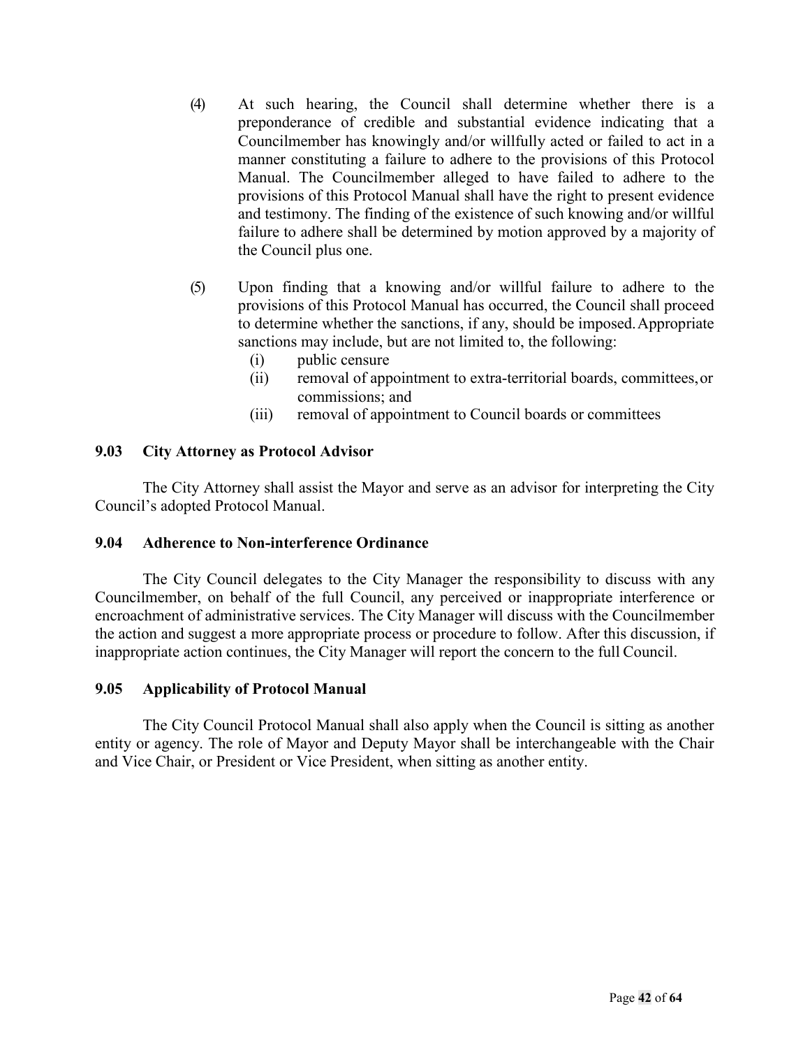(4) At such hearing, the Council shall determine whether there is a preponderance of credible and substantial evidence indicating that a Councilmember has knowingly and/or willfully acted or failed to act in a manner constituting a failure to adhere to the provisions of this Protocol Manual. The Councilmember alleged to have failed to adhere to the provisions of this Protocol Manual shall have the right to present evidence and testimony. The finding of the existence of such knowing and/or willful failure to adhere shall be determined by motion approved by a majority of the Council plus one.

(5) Upon finding that a knowing and/or willful failure to adhere to the provisions of this Protocol Manual has occurred, the Council shall proceed to determine whether the sanctions, if any, should be imposed. Appropriate sanctions may include, but are not limited to, the following:

- (i) public censure
- (ii) removal of appointment to extra-territorial boards, committees, or commissions; and
- (iii) removal of appointment to Council boards or committees

### 9.03 City Attorney as Protocol Advisor

The City Attorney shall assist the Mayor and serve as an advisor for interpreting the City Council's adopted Protocol Manual.

### 9.04 Adherence to Non-interference Ordinance

The City Council delegates to the City Manager the responsibility to discuss with any Councilmember, on behalf of the full Council, any perceived or inappropriate interference or encroachment of administrative services. The City Manager will discuss with the Councilmember the action and suggest a more appropriate process or procedure to follow. After this discussion, if inappropriate action continues, the City Manager will report the concern to the full Council.

### 9.05 Applicability of Protocol Manual

The City Council Protocol Manual shall also apply when the Council is sitting as another entity or agency. The role of Mayor and Deputy Mayor shall be interchangeable with the Chair and Vice Chair, or President or Vice President, when sitting as another entity.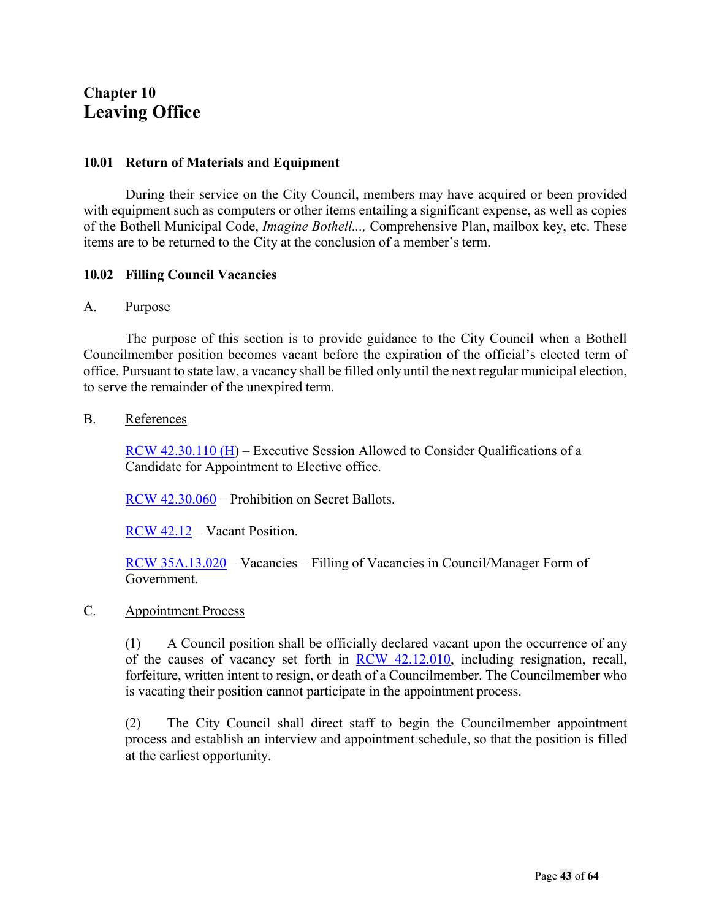# Chapter 10
# Leaving Office

## 10.01 Return of Materials and Equipment

During their service on the City Council, members may have acquired or been provided with equipment such as computers or other items entailing a significant expense, as well as copies of the Bothell Municipal Code, *Imagine Bothell...,* Comprehensive Plan, mailbox key, etc. These items are to be returned to the City at the conclusion of a member's term.

## 10.02 Filling Council Vacancies

A. Purpose

The purpose of this section is to provide guidance to the City Council when a Bothell Councilmember position becomes vacant before the expiration of the official's elected term of office. Pursuant to state law, a vacancy shall be filled only until the next regular municipal election, to serve the remainder of the unexpired term.

B. References

RCW 42.30.110 (H) – Executive Session Allowed to Consider Qualifications of a Candidate for Appointment to Elective office.

RCW 42.30.060 – Prohibition on Secret Ballots.

RCW 42.12 – Vacant Position.

RCW 35A.13.020 – Vacancies – Filling of Vacancies in Council/Manager Form of Government.

C. Appointment Process

(1) A Council position shall be officially declared vacant upon the occurrence of any of the causes of vacancy set forth in RCW 42.12.010, including resignation, recall, forfeiture, written intent to resign, or death of a Councilmember. The Councilmember who is vacating their position cannot participate in the appointment process.

(2) The City Council shall direct staff to begin the Councilmember appointment process and establish an interview and appointment schedule, so that the position is filled at the earliest opportunity.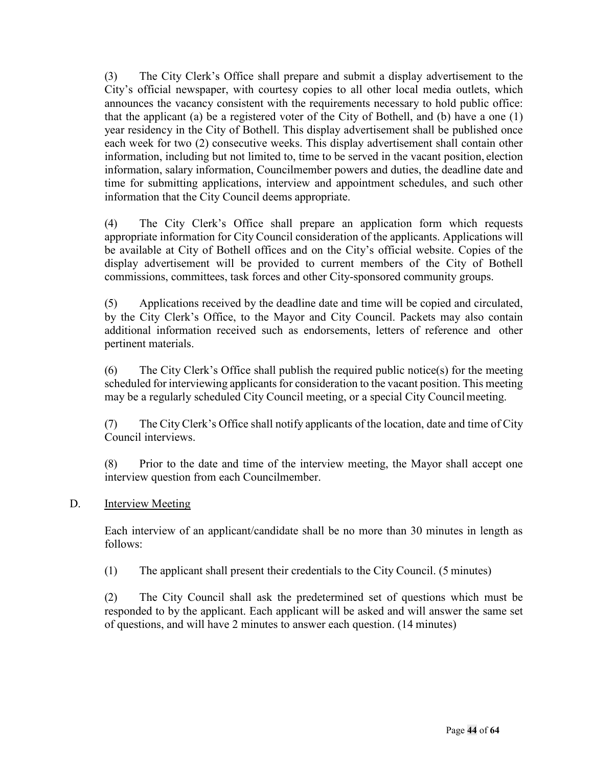(3) The City Clerk's Office shall prepare and submit a display advertisement to the City's official newspaper, with courtesy copies to all other local media outlets, which announces the vacancy consistent with the requirements necessary to hold public office: that the applicant (a) be a registered voter of the City of Bothell, and (b) have a one (1) year residency in the City of Bothell. This display advertisement shall be published once each week for two (2) consecutive weeks. This display advertisement shall contain other information, including but not limited to, time to be served in the vacant position, election information, salary information, Councilmember powers and duties, the deadline date and time for submitting applications, interview and appointment schedules, and such other information that the City Council deems appropriate.

(4) The City Clerk's Office shall prepare an application form which requests appropriate information for City Council consideration of the applicants. Applications will be available at City of Bothell offices and on the City's official website. Copies of the display advertisement will be provided to current members of the City of Bothell commissions, committees, task forces and other City-sponsored community groups.

(5) Applications received by the deadline date and time will be copied and circulated, by the City Clerk's Office, to the Mayor and City Council. Packets may also contain additional information received such as endorsements, letters of reference and other pertinent materials.

(6) The City Clerk's Office shall publish the required public notice(s) for the meeting scheduled for interviewing applicants for consideration to the vacant position. This meeting may be a regularly scheduled City Council meeting, or a special City Council meeting.

(7) The City Clerk's Office shall notify applicants of the location, date and time of City Council interviews.

(8) Prior to the date and time of the interview meeting, the Mayor shall accept one interview question from each Councilmember.

D. <u>Interview Meeting</u>

Each interview of an applicant/candidate shall be no more than 30 minutes in length as follows:

(1) The applicant shall present their credentials to the City Council. (5 minutes)

(2) The City Council shall ask the predetermined set of questions which must be responded to by the applicant. Each applicant will be asked and will answer the same set of questions, and will have 2 minutes to answer each question. (14 minutes)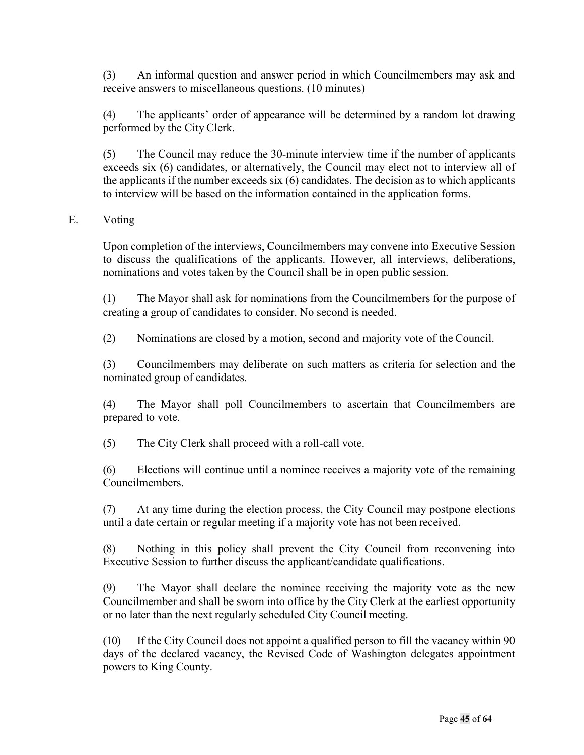(3) An informal question and answer period in which Councilmembers may ask and receive answers to miscellaneous questions. (10 minutes)

(4) The applicants' order of appearance will be determined by a random lot drawing performed by the City Clerk.

(5) The Council may reduce the 30-minute interview time if the number of applicants exceeds six (6) candidates, or alternatively, the Council may elect not to interview all of the applicants if the number exceeds six (6) candidates. The decision as to which applicants to interview will be based on the information contained in the application forms.

E. Voting

Upon completion of the interviews, Councilmembers may convene into Executive Session to discuss the qualifications of the applicants. However, all interviews, deliberations, nominations and votes taken by the Council shall be in open public session.

(1) The Mayor shall ask for nominations from the Councilmembers for the purpose of creating a group of candidates to consider. No second is needed.

(2) Nominations are closed by a motion, second and majority vote of the Council.

(3) Councilmembers may deliberate on such matters as criteria for selection and the nominated group of candidates.

(4) The Mayor shall poll Councilmembers to ascertain that Councilmembers are prepared to vote.

(5) The City Clerk shall proceed with a roll-call vote.

(6) Elections will continue until a nominee receives a majority vote of the remaining Councilmembers.

(7) At any time during the election process, the City Council may postpone elections until a date certain or regular meeting if a majority vote has not been received.

(8) Nothing in this policy shall prevent the City Council from reconvening into Executive Session to further discuss the applicant/candidate qualifications.

(9) The Mayor shall declare the nominee receiving the majority vote as the new Councilmember and shall be sworn into office by the City Clerk at the earliest opportunity or no later than the next regularly scheduled City Council meeting.

(10) If the City Council does not appoint a qualified person to fill the vacancy within 90 days of the declared vacancy, the Revised Code of Washington delegates appointment powers to King County.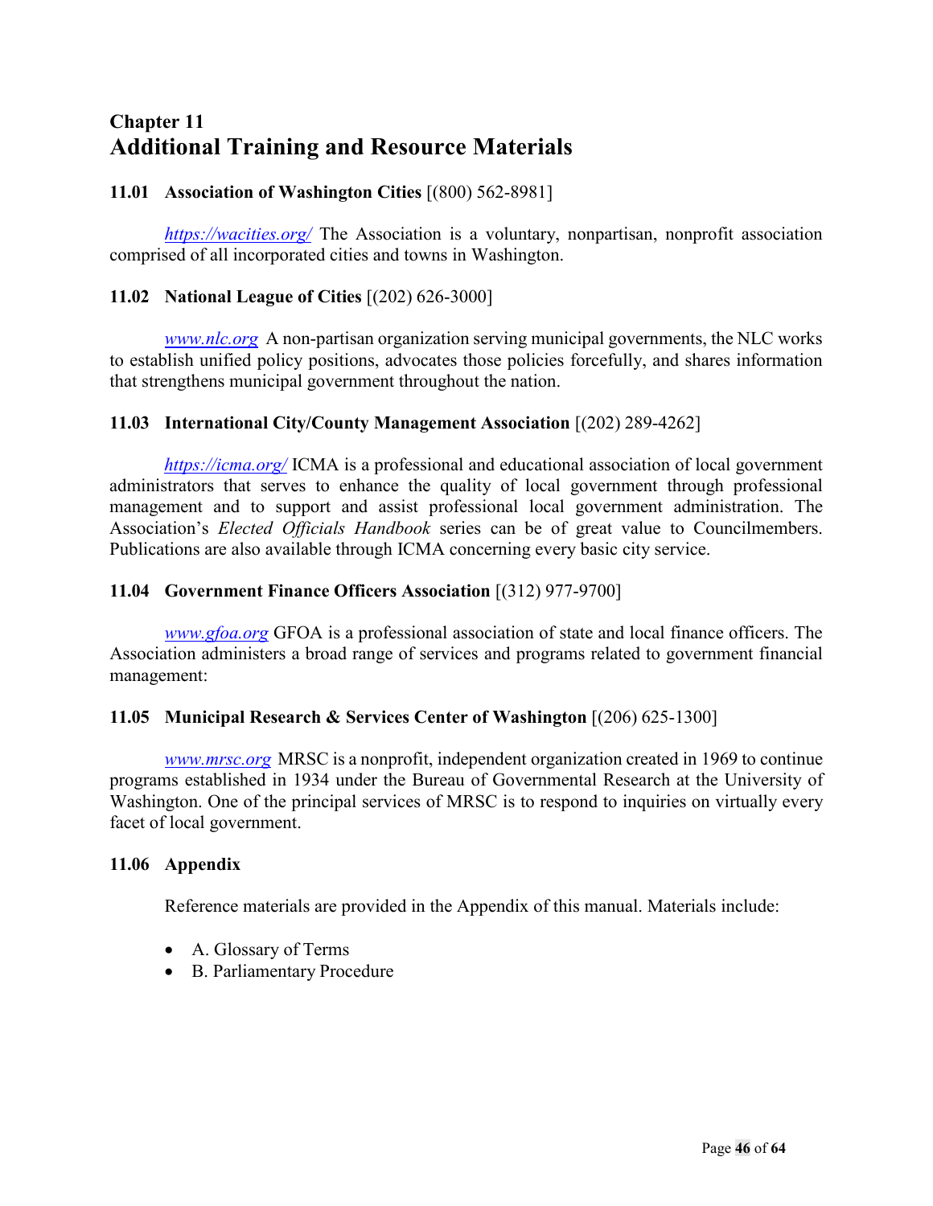# Chapter 11
# Additional Training and Resource Materials

### 11.01 Association of Washington Cities [(800) 562-8981]

*https://wacities.org/* The Association is a voluntary, nonpartisan, nonprofit association comprised of all incorporated cities and towns in Washington.

### 11.02 National League of Cities [(202) 626-3000]

*www.nlc.org* A non-partisan organization serving municipal governments, the NLC works to establish unified policy positions, advocates those policies forcefully, and shares information that strengthens municipal government throughout the nation.

### 11.03 International City/County Management Association [(202) 289-4262]

*https://icma.org/* ICMA is a professional and educational association of local government administrators that serves to enhance the quality of local government through professional management and to support and assist professional local government administration. The Association's *Elected Officials Handbook* series can be of great value to Councilmembers. Publications are also available through ICMA concerning every basic city service.

### 11.04 Government Finance Officers Association [(312) 977-9700]

*www.gfoa.org* GFOA is a professional association of state and local finance officers. The Association administers a broad range of services and programs related to government financial management:

### 11.05 Municipal Research & Services Center of Washington [(206) 625-1300]

*www.mrsc.org* MRSC is a nonprofit, independent organization created in 1969 to continue programs established in 1934 under the Bureau of Governmental Research at the University of Washington. One of the principal services of MRSC is to respond to inquiries on virtually every facet of local government.

### 11.06 Appendix

Reference materials are provided in the Appendix of this manual. Materials include:

- A. Glossary of Terms
- B. Parliamentary Procedure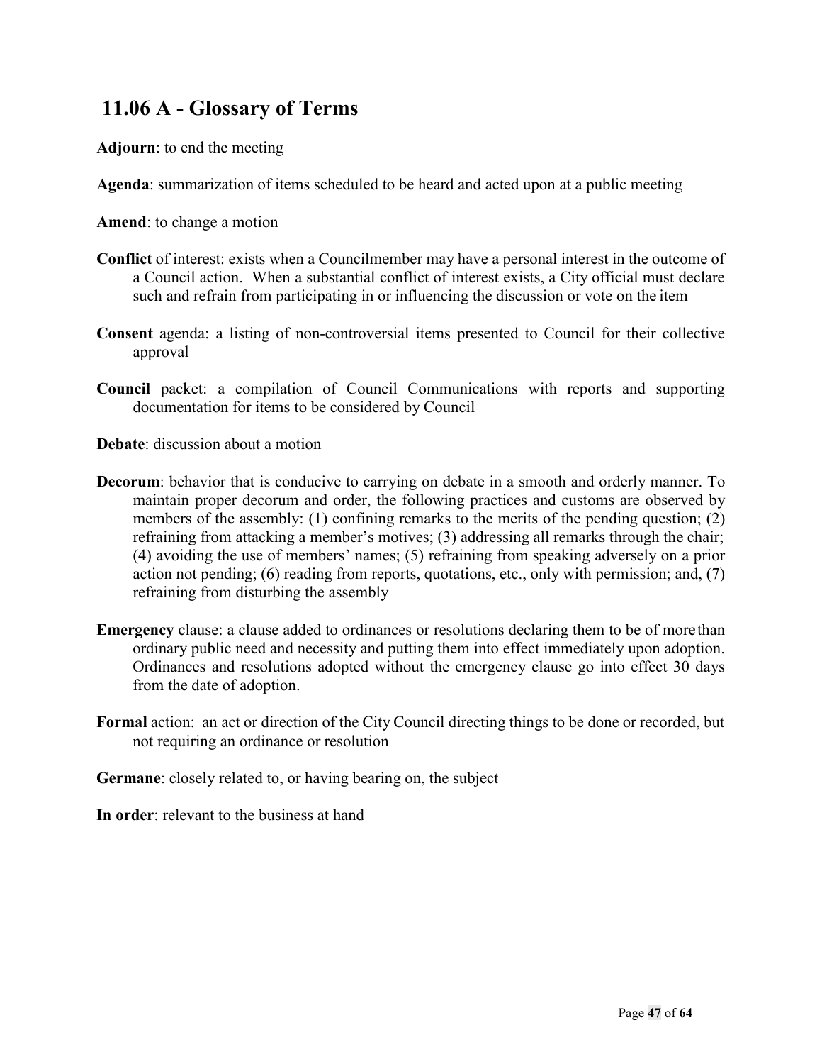## 11.06 A - Glossary of Terms

**Adjourn**: to end the meeting

**Agenda**: summarization of items scheduled to be heard and acted upon at a public meeting

**Amend**: to change a motion

**Conflict** of interest: exists when a Councilmember may have a personal interest in the outcome of a Council action. When a substantial conflict of interest exists, a City official must declare such and refrain from participating in or influencing the discussion or vote on the item

**Consent** agenda: a listing of non-controversial items presented to Council for their collective approval

**Council** packet: a compilation of Council Communications with reports and supporting documentation for items to be considered by Council

**Debate**: discussion about a motion

**Decorum**: behavior that is conducive to carrying on debate in a smooth and orderly manner. To maintain proper decorum and order, the following practices and customs are observed by members of the assembly: (1) confining remarks to the merits of the pending question; (2) refraining from attacking a member's motives; (3) addressing all remarks through the chair; (4) avoiding the use of members' names; (5) refraining from speaking adversely on a prior action not pending; (6) reading from reports, quotations, etc., only with permission; and, (7) refraining from disturbing the assembly

**Emergency** clause: a clause added to ordinances or resolutions declaring them to be of more than ordinary public need and necessity and putting them into effect immediately upon adoption. Ordinances and resolutions adopted without the emergency clause go into effect 30 days from the date of adoption.

**Formal** action: an act or direction of the City Council directing things to be done or recorded, but not requiring an ordinance or resolution

**Germane**: closely related to, or having bearing on, the subject

**In order**: relevant to the business at hand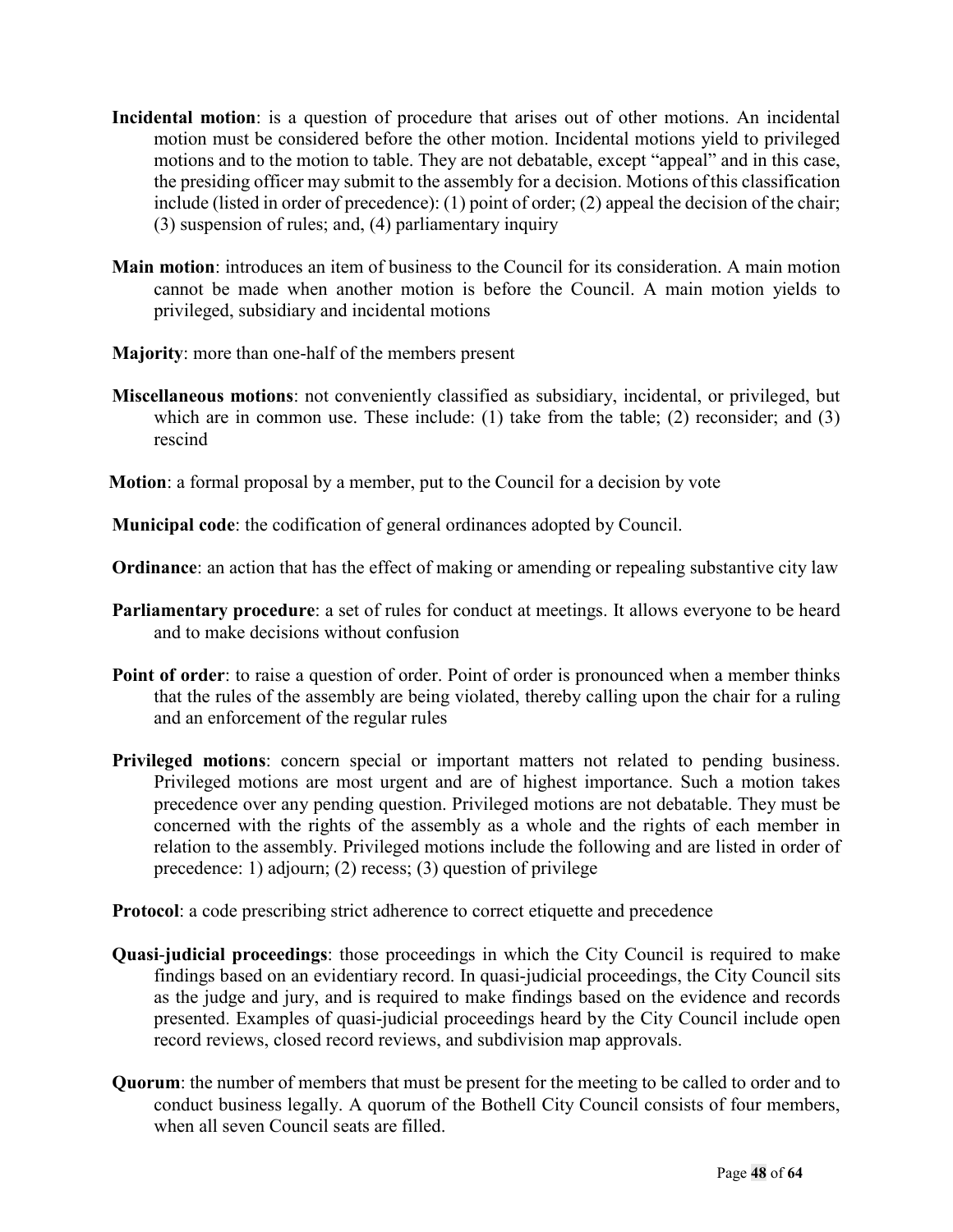**Incidental motion**: is a question of procedure that arises out of other motions. An incidental motion must be considered before the other motion. Incidental motions yield to privileged motions and to the motion to table. They are not debatable, except "appeal" and in this case, the presiding officer may submit to the assembly for a decision. Motions of this classification include (listed in order of precedence): (1) point of order; (2) appeal the decision of the chair; (3) suspension of rules; and, (4) parliamentary inquiry

**Main motion**: introduces an item of business to the Council for its consideration. A main motion cannot be made when another motion is before the Council. A main motion yields to privileged, subsidiary and incidental motions

**Majority**: more than one-half of the members present

**Miscellaneous motions**: not conveniently classified as subsidiary, incidental, or privileged, but which are in common use. These include: (1) take from the table; (2) reconsider; and (3) rescind

**Motion**: a formal proposal by a member, put to the Council for a decision by vote

**Municipal code**: the codification of general ordinances adopted by Council.

**Ordinance**: an action that has the effect of making or amending or repealing substantive city law

**Parliamentary procedure**: a set of rules for conduct at meetings. It allows everyone to be heard and to make decisions without confusion

**Point of order**: to raise a question of order. Point of order is pronounced when a member thinks that the rules of the assembly are being violated, thereby calling upon the chair for a ruling and an enforcement of the regular rules

**Privileged motions**: concern special or important matters not related to pending business. Privileged motions are most urgent and are of highest importance. Such a motion takes precedence over any pending question. Privileged motions are not debatable. They must be concerned with the rights of the assembly as a whole and the rights of each member in relation to the assembly. Privileged motions include the following and are listed in order of precedence: 1) adjourn; (2) recess; (3) question of privilege

**Protocol**: a code prescribing strict adherence to correct etiquette and precedence

**Quasi-judicial proceedings**: those proceedings in which the City Council is required to make findings based on an evidentiary record. In quasi-judicial proceedings, the City Council sits as the judge and jury, and is required to make findings based on the evidence and records presented. Examples of quasi-judicial proceedings heard by the City Council include open record reviews, closed record reviews, and subdivision map approvals.

**Quorum**: the number of members that must be present for the meeting to be called to order and to conduct business legally. A quorum of the Bothell City Council consists of four members, when all seven Council seats are filled.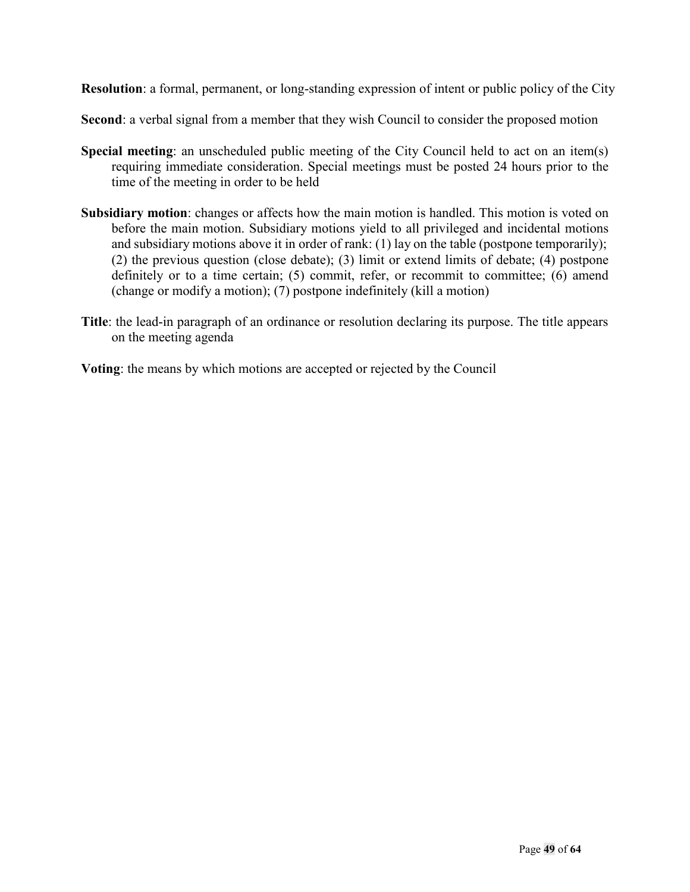**Resolution**: a formal, permanent, or long-standing expression of intent or public policy of the City

**Second**: a verbal signal from a member that they wish Council to consider the proposed motion

**Special meeting**: an unscheduled public meeting of the City Council held to act on an item(s) requiring immediate consideration. Special meetings must be posted 24 hours prior to the time of the meeting in order to be held

**Subsidiary motion**: changes or affects how the main motion is handled. This motion is voted on before the main motion. Subsidiary motions yield to all privileged and incidental motions and subsidiary motions above it in order of rank: (1) lay on the table (postpone temporarily); (2) the previous question (close debate); (3) limit or extend limits of debate; (4) postpone definitely or to a time certain; (5) commit, refer, or recommit to committee; (6) amend (change or modify a motion); (7) postpone indefinitely (kill a motion)

**Title**: the lead-in paragraph of an ordinance or resolution declaring its purpose. The title appears on the meeting agenda

**Voting**: the means by which motions are accepted or rejected by the Council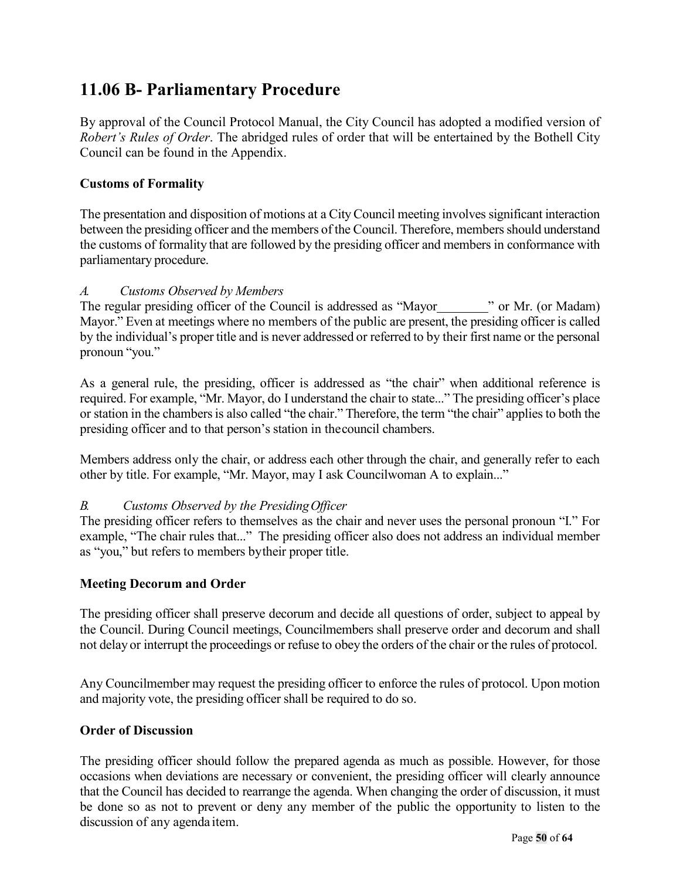## 11.06 B- Parliamentary Procedure

By approval of the Council Protocol Manual, the City Council has adopted a modified version of *Robert's Rules of Order*. The abridged rules of order that will be entertained by the Bothell City Council can be found in the Appendix.

### Customs of Formality

The presentation and disposition of motions at a City Council meeting involves significant interaction between the presiding officer and the members of the Council. Therefore, members should understand the customs of formality that are followed by the presiding officer and members in conformance with parliamentary procedure.

*A. Customs Observed by Members*

The regular presiding officer of the Council is addressed as "Mayor________" or Mr. (or Madam) Mayor." Even at meetings where no members of the public are present, the presiding officer is called by the individual's proper title and is never addressed or referred to by their first name or the personal pronoun "you."

As a general rule, the presiding, officer is addressed as "the chair" when additional reference is required. For example, "Mr. Mayor, do I understand the chair to state..." The presiding officer's place or station in the chambers is also called "the chair." Therefore, the term "the chair" applies to both the presiding officer and to that person's station in the council chambers.

Members address only the chair, or address each other through the chair, and generally refer to each other by title. For example, "Mr. Mayor, may I ask Councilwoman A to explain..."

*B. Customs Observed by the Presiding Officer*

The presiding officer refers to themselves as the chair and never uses the personal pronoun "I." For example, "The chair rules that..." The presiding officer also does not address an individual member as "you," but refers to members by their proper title.

### Meeting Decorum and Order

The presiding officer shall preserve decorum and decide all questions of order, subject to appeal by the Council. During Council meetings, Councilmembers shall preserve order and decorum and shall not delay or interrupt the proceedings or refuse to obey the orders of the chair or the rules of protocol.

Any Councilmember may request the presiding officer to enforce the rules of protocol. Upon motion and majority vote, the presiding officer shall be required to do so.

### Order of Discussion

The presiding officer should follow the prepared agenda as much as possible. However, for those occasions when deviations are necessary or convenient, the presiding officer will clearly announce that the Council has decided to rearrange the agenda. When changing the order of discussion, it must be done so as not to prevent or deny any member of the public the opportunity to listen to the discussion of any agenda item.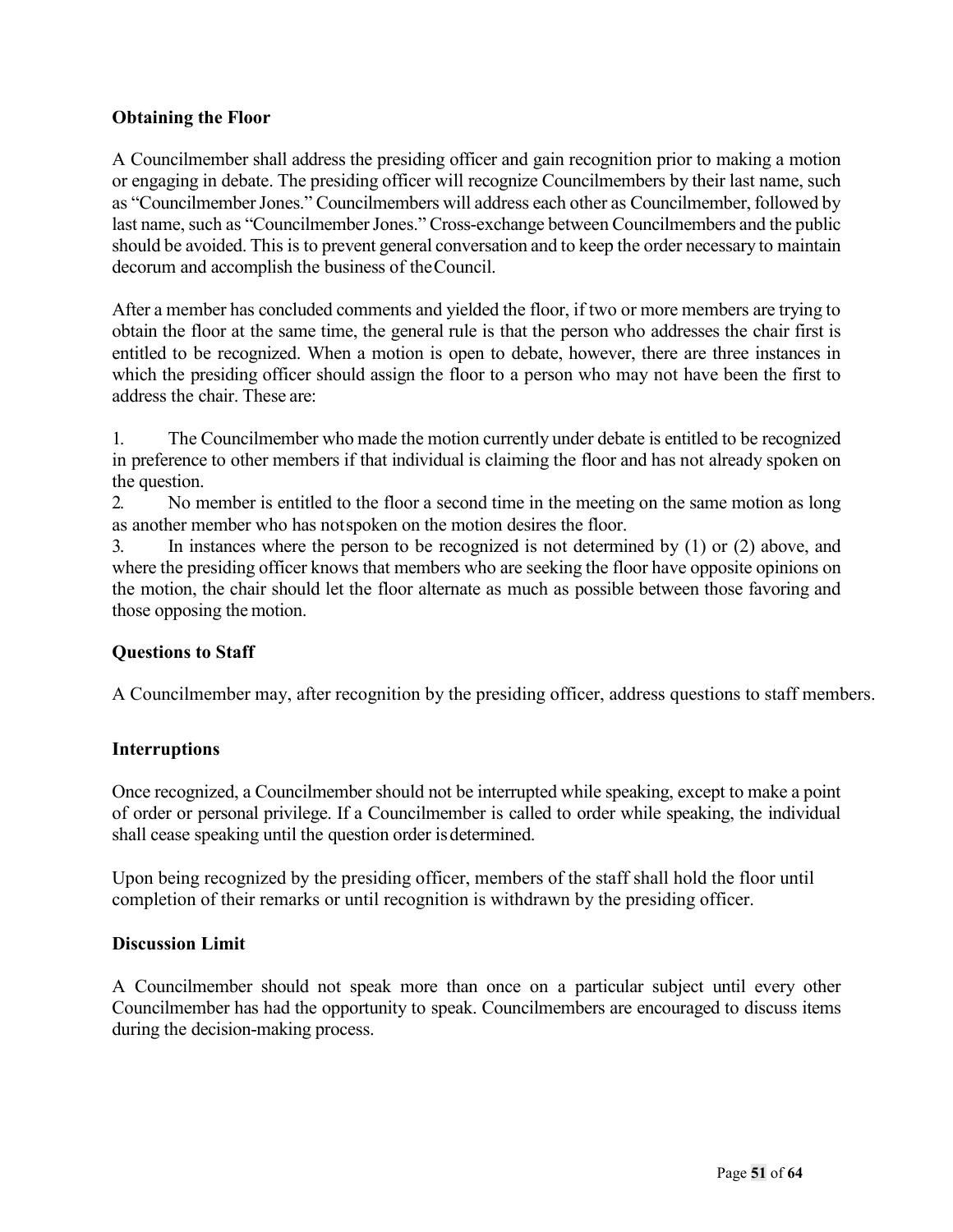### Obtaining the Floor

A Councilmember shall address the presiding officer and gain recognition prior to making a motion or engaging in debate. The presiding officer will recognize Councilmembers by their last name, such as "Councilmember Jones." Councilmembers will address each other as Councilmember, followed by last name, such as "Councilmember Jones." Cross-exchange between Councilmembers and the public should be avoided. This is to prevent general conversation and to keep the order necessary to maintain decorum and accomplish the business of the Council.

After a member has concluded comments and yielded the floor, if two or more members are trying to obtain the floor at the same time, the general rule is that the person who addresses the chair first is entitled to be recognized. When a motion is open to debate, however, there are three instances in which the presiding officer should assign the floor to a person who may not have been the first to address the chair. These are:

1. The Councilmember who made the motion currently under debate is entitled to be recognized in preference to other members if that individual is claiming the floor and has not already spoken on the question.
2. No member is entitled to the floor a second time in the meeting on the same motion as long as another member who has not spoken on the motion desires the floor.
3. In instances where the person to be recognized is not determined by (1) or (2) above, and where the presiding officer knows that members who are seeking the floor have opposite opinions on the motion, the chair should let the floor alternate as much as possible between those favoring and those opposing the motion.

### Questions to Staff

A Councilmember may, after recognition by the presiding officer, address questions to staff members.

### Interruptions

Once recognized, a Councilmember should not be interrupted while speaking, except to make a point of order or personal privilege. If a Councilmember is called to order while speaking, the individual shall cease speaking until the question order is determined.

Upon being recognized by the presiding officer, members of the staff shall hold the floor until completion of their remarks or until recognition is withdrawn by the presiding officer.

### Discussion Limit

A Councilmember should not speak more than once on a particular subject until every other Councilmember has had the opportunity to speak. Councilmembers are encouraged to discuss items during the decision-making process.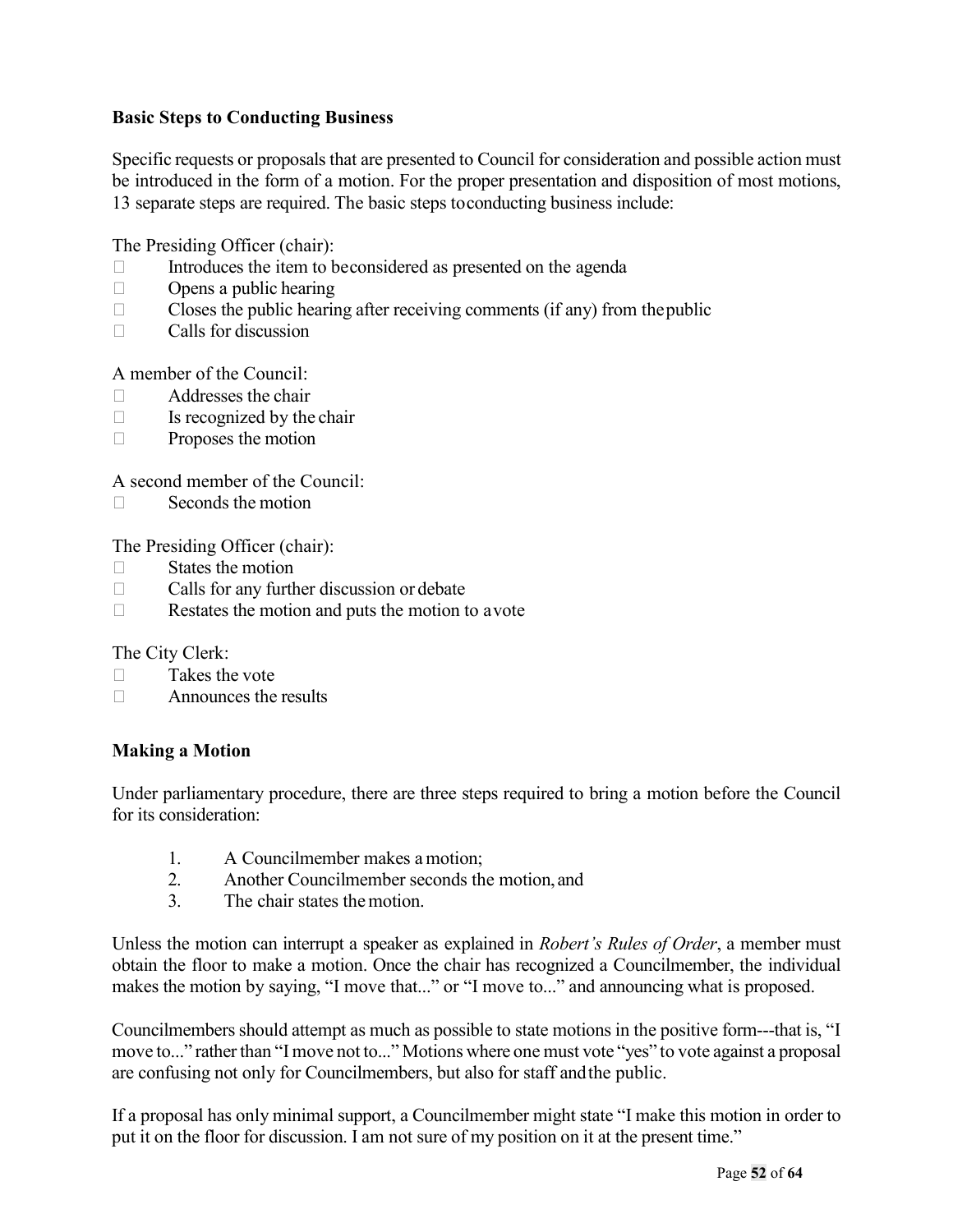**Basic Steps to Conducting Business**

Specific requests or proposals that are presented to Council for consideration and possible action must be introduced in the form of a motion. For the proper presentation and disposition of most motions, 13 separate steps are required. The basic steps to conducting business include:

The Presiding Officer (chair):

- Introduces the item to be considered as presented on the agenda
- Opens a public hearing
- Closes the public hearing after receiving comments (if any) from the public
- Calls for discussion

A member of the Council:

- Addresses the chair
- Is recognized by the chair
- Proposes the motion

A second member of the Council:

- Seconds the motion

The Presiding Officer (chair):

- States the motion
- Calls for any further discussion or debate
- Restates the motion and puts the motion to a vote

The City Clerk:

- Takes the vote
- Announces the results

**Making a Motion**

Under parliamentary procedure, there are three steps required to bring a motion before the Council for its consideration:

1. A Councilmember makes a motion;
2. Another Councilmember seconds the motion, and
3. The chair states the motion.

Unless the motion can interrupt a speaker as explained in *Robert's Rules of Order*, a member must obtain the floor to make a motion. Once the chair has recognized a Councilmember, the individual makes the motion by saying, "I move that..." or "I move to..." and announcing what is proposed.

Councilmembers should attempt as much as possible to state motions in the positive form---that is, "I move to..." rather than "I move not to..." Motions where one must vote "yes" to vote against a proposal are confusing not only for Councilmembers, but also for staff and the public.

If a proposal has only minimal support, a Councilmember might state "I make this motion in order to put it on the floor for discussion. I am not sure of my position on it at the present time."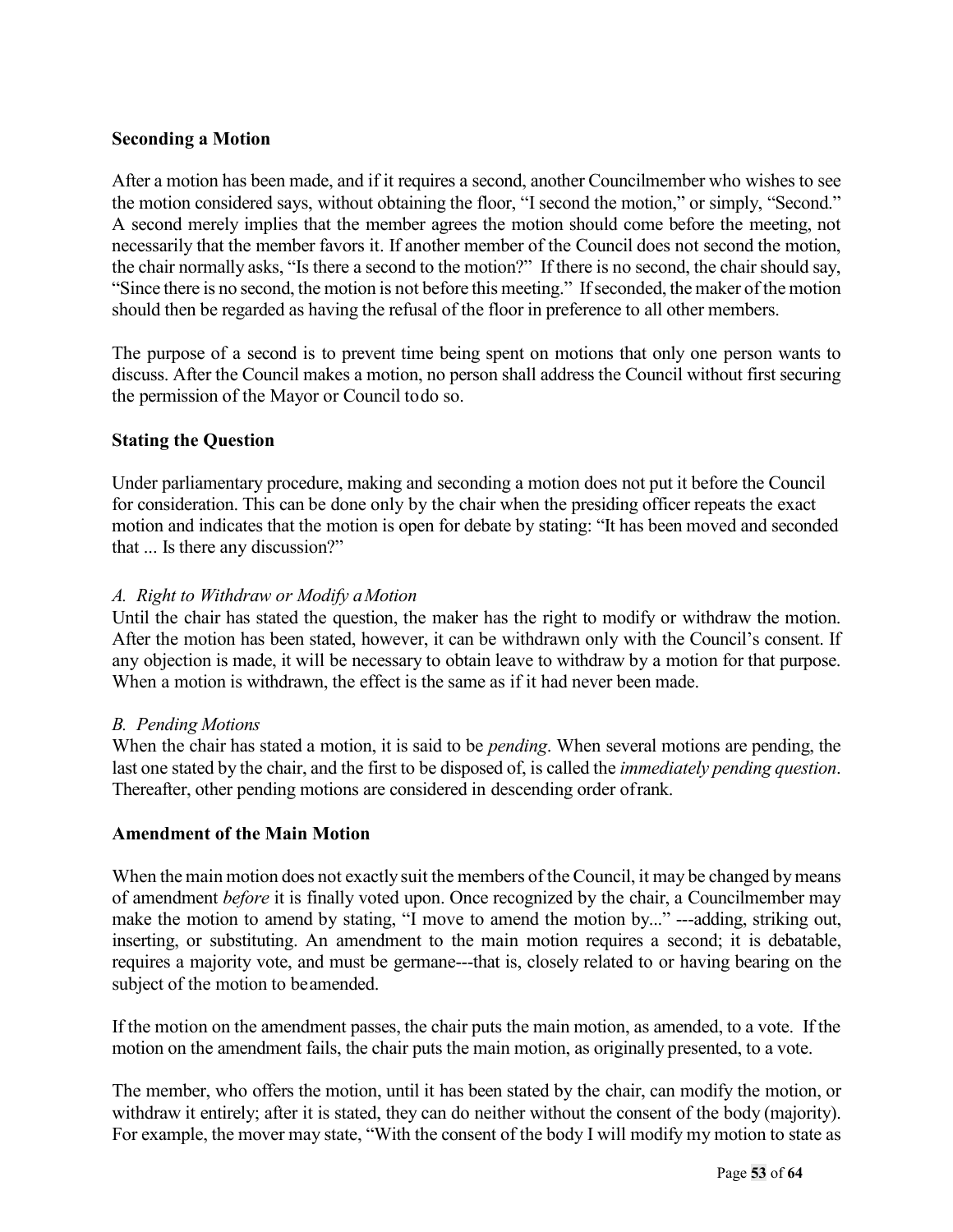### Seconding a Motion

After a motion has been made, and if it requires a second, another Councilmember who wishes to see the motion considered says, without obtaining the floor, "I second the motion," or simply, "Second." A second merely implies that the member agrees the motion should come before the meeting, not necessarily that the member favors it. If another member of the Council does not second the motion, the chair normally asks, "Is there a second to the motion?" If there is no second, the chair should say, "Since there is no second, the motion is not before this meeting." If seconded, the maker of the motion should then be regarded as having the refusal of the floor in preference to all other members.

The purpose of a second is to prevent time being spent on motions that only one person wants to discuss. After the Council makes a motion, no person shall address the Council without first securing the permission of the Mayor or Council todo so.

### Stating the Question

Under parliamentary procedure, making and seconding a motion does not put it before the Council for consideration. This can be done only by the chair when the presiding officer repeats the exact motion and indicates that the motion is open for debate by stating: "It has been moved and seconded that ... Is there any discussion?"

*A. Right to Withdraw or Modify a Motion*

Until the chair has stated the question, the maker has the right to modify or withdraw the motion. After the motion has been stated, however, it can be withdrawn only with the Council's consent. If any objection is made, it will be necessary to obtain leave to withdraw by a motion for that purpose. When a motion is withdrawn, the effect is the same as if it had never been made.

*B. Pending Motions*

When the chair has stated a motion, it is said to be *pending*. When several motions are pending, the last one stated by the chair, and the first to be disposed of, is called the *immediately pending question*. Thereafter, other pending motions are considered in descending order ofrank.

### Amendment of the Main Motion

When the main motion does not exactly suit the members of the Council, it may be changed by means of amendment *before* it is finally voted upon. Once recognized by the chair, a Councilmember may make the motion to amend by stating, "I move to amend the motion by..." ---adding, striking out, inserting, or substituting. An amendment to the main motion requires a second; it is debatable, requires a majority vote, and must be germane---that is, closely related to or having bearing on the subject of the motion to beamended.

If the motion on the amendment passes, the chair puts the main motion, as amended, to a vote. If the motion on the amendment fails, the chair puts the main motion, as originally presented, to a vote.

The member, who offers the motion, until it has been stated by the chair, can modify the motion, or withdraw it entirely; after it is stated, they can do neither without the consent of the body (majority). For example, the mover may state, "With the consent of the body I will modify my motion to state as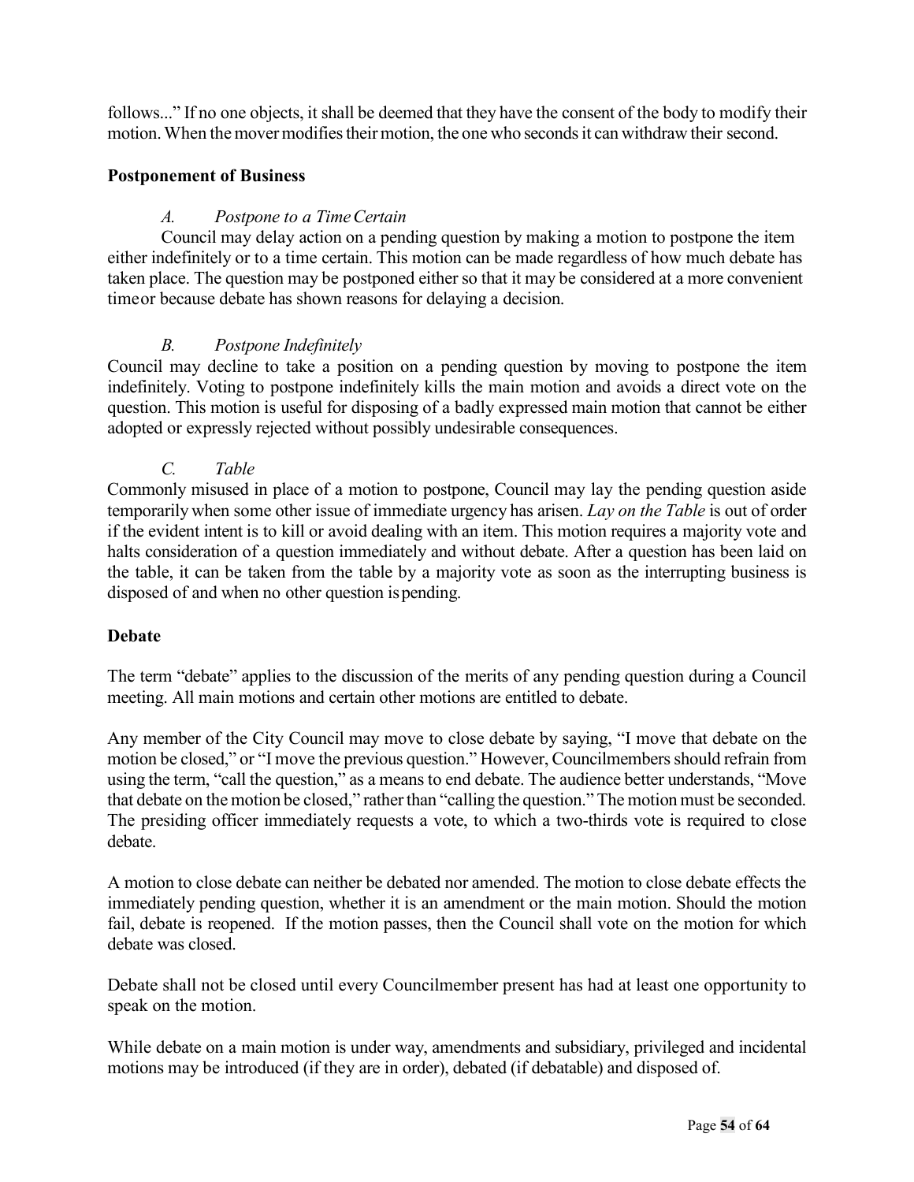follows..." If no one objects, it shall be deemed that they have the consent of the body to modify their motion. When the mover modifies their motion, the one who seconds it can withdraw their second.

**Postponement of Business**

*A. Postpone to a Time Certain*

Council may delay action on a pending question by making a motion to postpone the item either indefinitely or to a time certain. This motion can be made regardless of how much debate has taken place. The question may be postponed either so that it may be considered at a more convenient time or because debate has shown reasons for delaying a decision.

*B. Postpone Indefinitely*

Council may decline to take a position on a pending question by moving to postpone the item indefinitely. Voting to postpone indefinitely kills the main motion and avoids a direct vote on the question. This motion is useful for disposing of a badly expressed main motion that cannot be either adopted or expressly rejected without possibly undesirable consequences.

*C. Table*

Commonly misused in place of a motion to postpone, Council may lay the pending question aside temporarily when some other issue of immediate urgency has arisen. *Lay on the Table* is out of order if the evident intent is to kill or avoid dealing with an item. This motion requires a majority vote and halts consideration of a question immediately and without debate. After a question has been laid on the table, it can be taken from the table by a majority vote as soon as the interrupting business is disposed of and when no other question is pending.

**Debate**

The term "debate" applies to the discussion of the merits of any pending question during a Council meeting. All main motions and certain other motions are entitled to debate.

Any member of the City Council may move to close debate by saying, "I move that debate on the motion be closed," or "I move the previous question." However, Councilmembers should refrain from using the term, "call the question," as a means to end debate. The audience better understands, "Move that debate on the motion be closed," rather than "calling the question." The motion must be seconded. The presiding officer immediately requests a vote, to which a two-thirds vote is required to close debate.

A motion to close debate can neither be debated nor amended. The motion to close debate effects the immediately pending question, whether it is an amendment or the main motion. Should the motion fail, debate is reopened. If the motion passes, then the Council shall vote on the motion for which debate was closed.

Debate shall not be closed until every Councilmember present has had at least one opportunity to speak on the motion.

While debate on a main motion is under way, amendments and subsidiary, privileged and incidental motions may be introduced (if they are in order), debated (if debatable) and disposed of.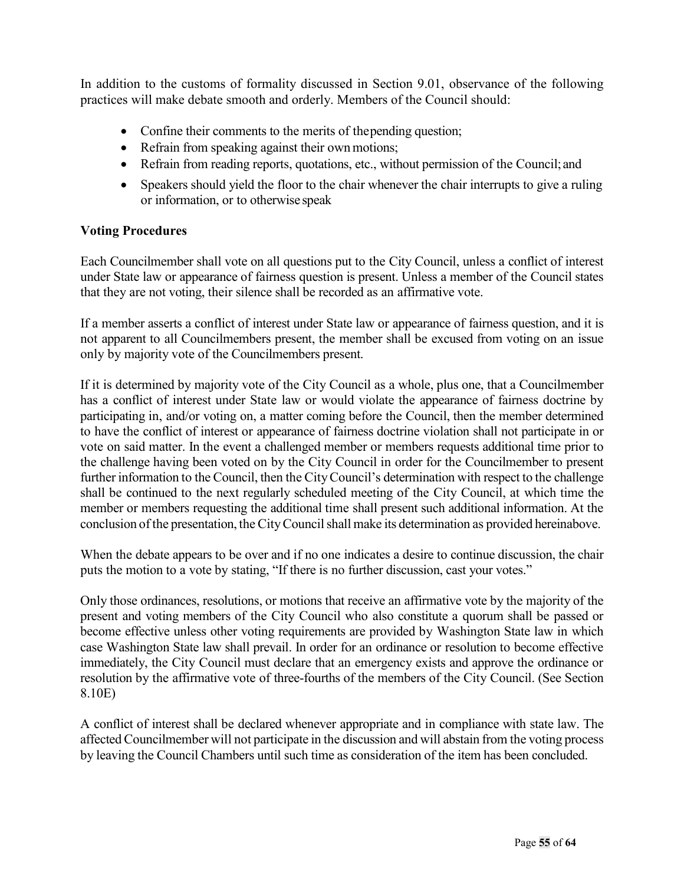In addition to the customs of formality discussed in Section 9.01, observance of the following practices will make debate smooth and orderly. Members of the Council should:

- Confine their comments to the merits of the pending question;
- Refrain from speaking against their own motions;
- Refrain from reading reports, quotations, etc., without permission of the Council; and
- Speakers should yield the floor to the chair whenever the chair interrupts to give a ruling or information, or to otherwise speak

**Voting Procedures**

Each Councilmember shall vote on all questions put to the City Council, unless a conflict of interest under State law or appearance of fairness question is present. Unless a member of the Council states that they are not voting, their silence shall be recorded as an affirmative vote.

If a member asserts a conflict of interest under State law or appearance of fairness question, and it is not apparent to all Councilmembers present, the member shall be excused from voting on an issue only by majority vote of the Councilmembers present.

If it is determined by majority vote of the City Council as a whole, plus one, that a Councilmember has a conflict of interest under State law or would violate the appearance of fairness doctrine by participating in, and/or voting on, a matter coming before the Council, then the member determined to have the conflict of interest or appearance of fairness doctrine violation shall not participate in or vote on said matter. In the event a challenged member or members requests additional time prior to the challenge having been voted on by the City Council in order for the Councilmember to present further information to the Council, then the City Council's determination with respect to the challenge shall be continued to the next regularly scheduled meeting of the City Council, at which time the member or members requesting the additional time shall present such additional information. At the conclusion of the presentation, the City Council shall make its determination as provided hereinabove.

When the debate appears to be over and if no one indicates a desire to continue discussion, the chair puts the motion to a vote by stating, "If there is no further discussion, cast your votes."

Only those ordinances, resolutions, or motions that receive an affirmative vote by the majority of the present and voting members of the City Council who also constitute a quorum shall be passed or become effective unless other voting requirements are provided by Washington State law in which case Washington State law shall prevail. In order for an ordinance or resolution to become effective immediately, the City Council must declare that an emergency exists and approve the ordinance or resolution by the affirmative vote of three-fourths of the members of the City Council. (See Section 8.10E)

A conflict of interest shall be declared whenever appropriate and in compliance with state law. The affected Councilmember will not participate in the discussion and will abstain from the voting process by leaving the Council Chambers until such time as consideration of the item has been concluded.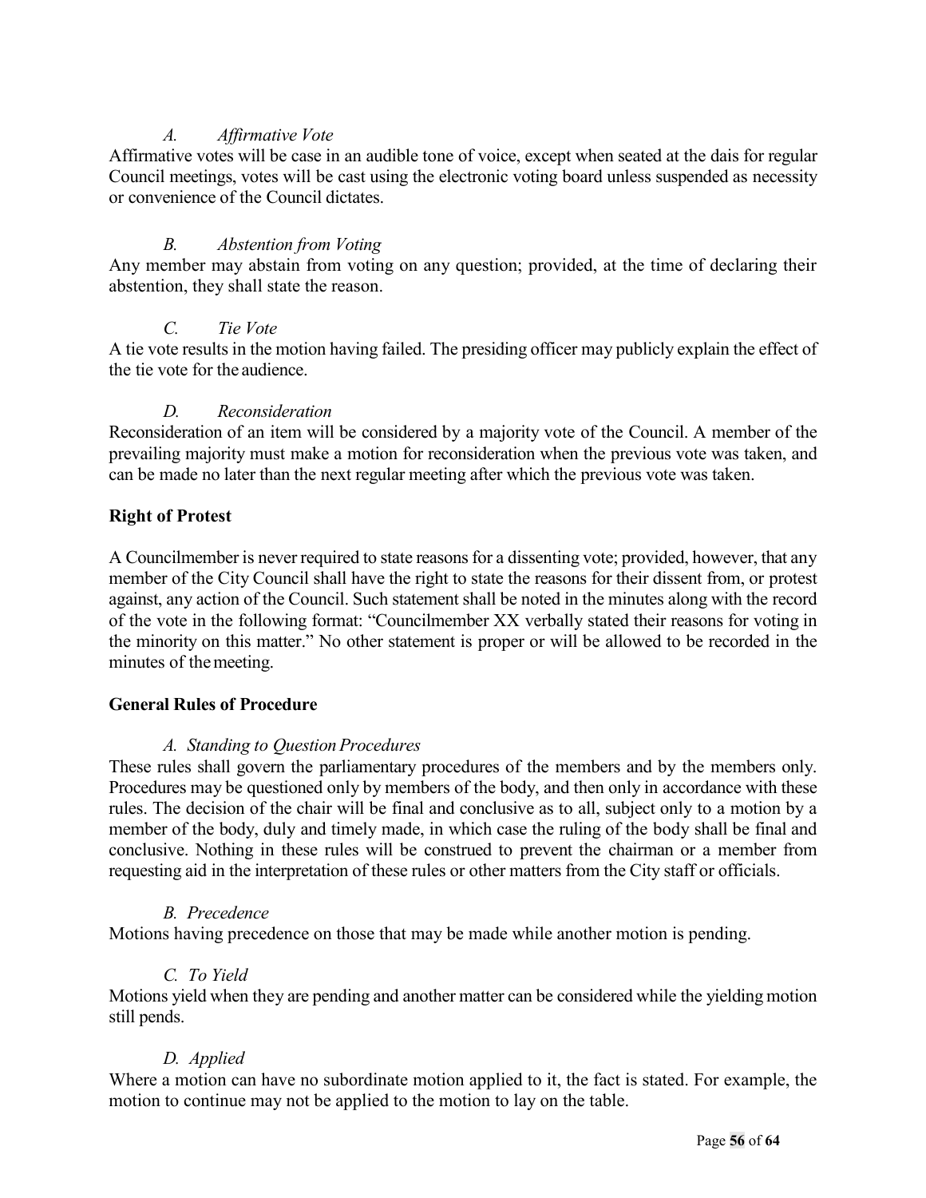### *A. Affirmative Vote*

Affirmative votes will be case in an audible tone of voice, except when seated at the dais for regular Council meetings, votes will be cast using the electronic voting board unless suspended as necessity or convenience of the Council dictates.

### *B. Abstention from Voting*

Any member may abstain from voting on any question; provided, at the time of declaring their abstention, they shall state the reason.

### *C. Tie Vote*

A tie vote results in the motion having failed. The presiding officer may publicly explain the effect of the tie vote for the audience.

### *D. Reconsideration*

Reconsideration of an item will be considered by a majority vote of the Council. A member of the prevailing majority must make a motion for reconsideration when the previous vote was taken, and can be made no later than the next regular meeting after which the previous vote was taken.

## **Right of Protest**

A Councilmember is never required to state reasons for a dissenting vote; provided, however, that any member of the City Council shall have the right to state the reasons for their dissent from, or protest against, any action of the Council. Such statement shall be noted in the minutes along with the record of the vote in the following format: "Councilmember XX verbally stated their reasons for voting in the minority on this matter." No other statement is proper or will be allowed to be recorded in the minutes of the meeting.

## **General Rules of Procedure**

### *A. Standing to Question Procedures*

These rules shall govern the parliamentary procedures of the members and by the members only. Procedures may be questioned only by members of the body, and then only in accordance with these rules. The decision of the chair will be final and conclusive as to all, subject only to a motion by a member of the body, duly and timely made, in which case the ruling of the body shall be final and conclusive. Nothing in these rules will be construed to prevent the chairman or a member from requesting aid in the interpretation of these rules or other matters from the City staff or officials.

### *B. Precedence*

Motions having precedence on those that may be made while another motion is pending.

### *C. To Yield*

Motions yield when they are pending and another matter can be considered while the yielding motion still pends.

### *D. Applied*

Where a motion can have no subordinate motion applied to it, the fact is stated. For example, the motion to continue may not be applied to the motion to lay on the table.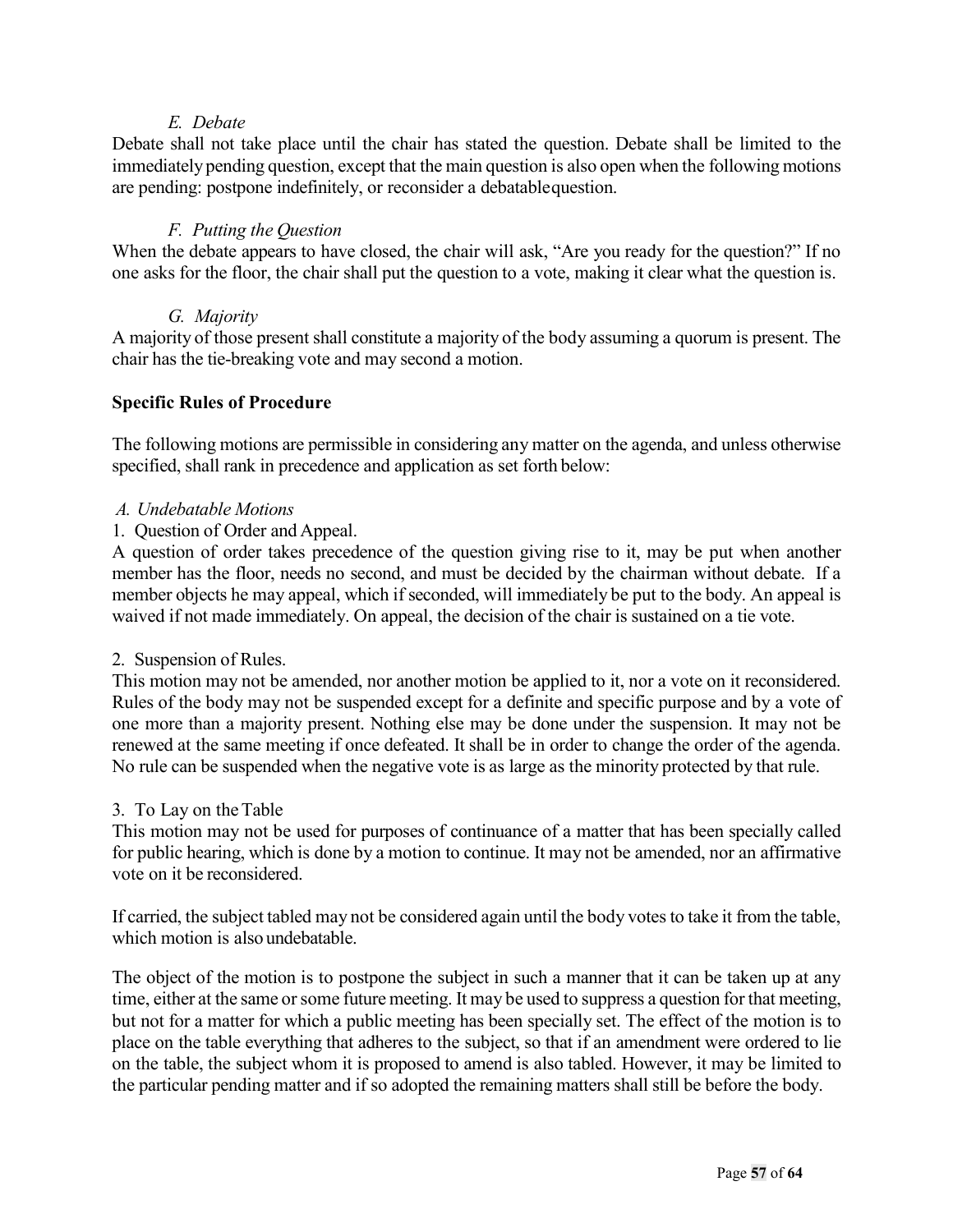### *E. Debate*

Debate shall not take place until the chair has stated the question. Debate shall be limited to the immediately pending question, except that the main question is also open when the following motions are pending: postpone indefinitely, or reconsider a debatable question.

### *F. Putting the Question*

When the debate appears to have closed, the chair will ask, "Are you ready for the question?" If no one asks for the floor, the chair shall put the question to a vote, making it clear what the question is.

### *G. Majority*

A majority of those present shall constitute a majority of the body assuming a quorum is present. The chair has the tie-breaking vote and may second a motion.

## Specific Rules of Procedure

The following motions are permissible in considering any matter on the agenda, and unless otherwise specified, shall rank in precedence and application as set forth below:

### *A. Undebatable Motions*

1. Question of Order and Appeal.

A question of order takes precedence of the question giving rise to it, may be put when another member has the floor, needs no second, and must be decided by the chairman without debate. If a member objects he may appeal, which if seconded, will immediately be put to the body. An appeal is waived if not made immediately. On appeal, the decision of the chair is sustained on a tie vote.

2. Suspension of Rules.

This motion may not be amended, nor another motion be applied to it, nor a vote on it reconsidered. Rules of the body may not be suspended except for a definite and specific purpose and by a vote of one more than a majority present. Nothing else may be done under the suspension. It may not be renewed at the same meeting if once defeated. It shall be in order to change the order of the agenda. No rule can be suspended when the negative vote is as large as the minority protected by that rule.

3. To Lay on the Table

This motion may not be used for purposes of continuance of a matter that has been specially called for public hearing, which is done by a motion to continue. It may not be amended, nor an affirmative vote on it be reconsidered.

If carried, the subject tabled may not be considered again until the body votes to take it from the table, which motion is also undebatable.

The object of the motion is to postpone the subject in such a manner that it can be taken up at any time, either at the same or some future meeting. It may be used to suppress a question for that meeting, but not for a matter for which a public meeting has been specially set. The effect of the motion is to place on the table everything that adheres to the subject, so that if an amendment were ordered to lie on the table, the subject whom it is proposed to amend is also tabled. However, it may be limited to the particular pending matter and if so adopted the remaining matters shall still be before the body.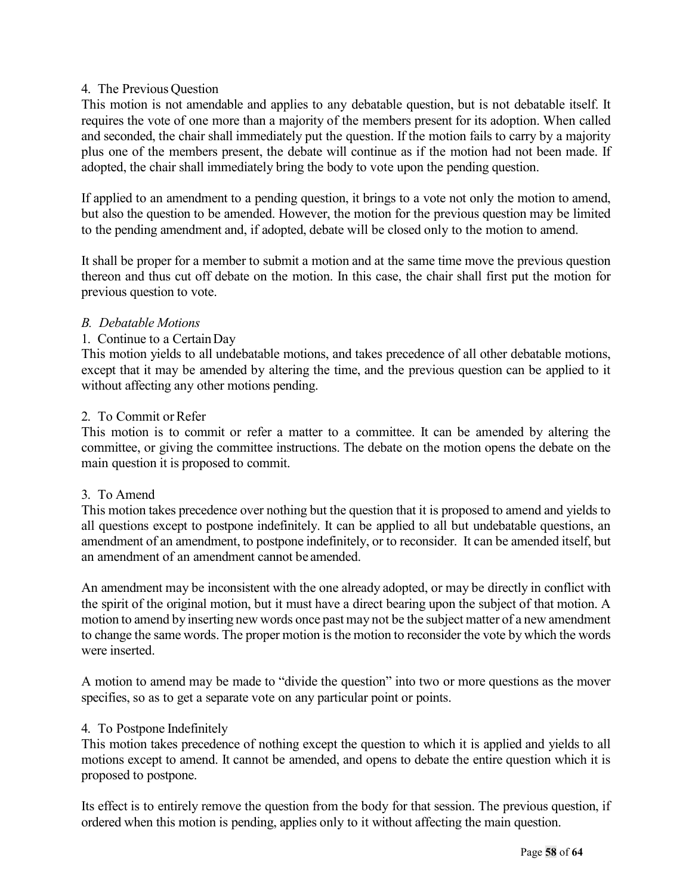4. The Previous Question

This motion is not amendable and applies to any debatable question, but is not debatable itself. It requires the vote of one more than a majority of the members present for its adoption. When called and seconded, the chair shall immediately put the question. If the motion fails to carry by a majority plus one of the members present, the debate will continue as if the motion had not been made. If adopted, the chair shall immediately bring the body to vote upon the pending question.

If applied to an amendment to a pending question, it brings to a vote not only the motion to amend, but also the question to be amended. However, the motion for the previous question may be limited to the pending amendment and, if adopted, debate will be closed only to the motion to amend.

It shall be proper for a member to submit a motion and at the same time move the previous question thereon and thus cut off debate on the motion. In this case, the chair shall first put the motion for previous question to vote.

*B. Debatable Motions*

1. Continue to a Certain Day

This motion yields to all undebatable motions, and takes precedence of all other debatable motions, except that it may be amended by altering the time, and the previous question can be applied to it without affecting any other motions pending.

2. To Commit or Refer

This motion is to commit or refer a matter to a committee. It can be amended by altering the committee, or giving the committee instructions. The debate on the motion opens the debate on the main question it is proposed to commit.

3. To Amend

This motion takes precedence over nothing but the question that it is proposed to amend and yields to all questions except to postpone indefinitely. It can be applied to all but undebatable questions, an amendment of an amendment, to postpone indefinitely, or to reconsider. It can be amended itself, but an amendment of an amendment cannot be amended.

An amendment may be inconsistent with the one already adopted, or may be directly in conflict with the spirit of the original motion, but it must have a direct bearing upon the subject of that motion. A motion to amend by inserting new words once past may not be the subject matter of a new amendment to change the same words. The proper motion is the motion to reconsider the vote by which the words were inserted.

A motion to amend may be made to "divide the question" into two or more questions as the mover specifies, so as to get a separate vote on any particular point or points.

4. To Postpone Indefinitely

This motion takes precedence of nothing except the question to which it is applied and yields to all motions except to amend. It cannot be amended, and opens to debate the entire question which it is proposed to postpone.

Its effect is to entirely remove the question from the body for that session. The previous question, if ordered when this motion is pending, applies only to it without affecting the main question.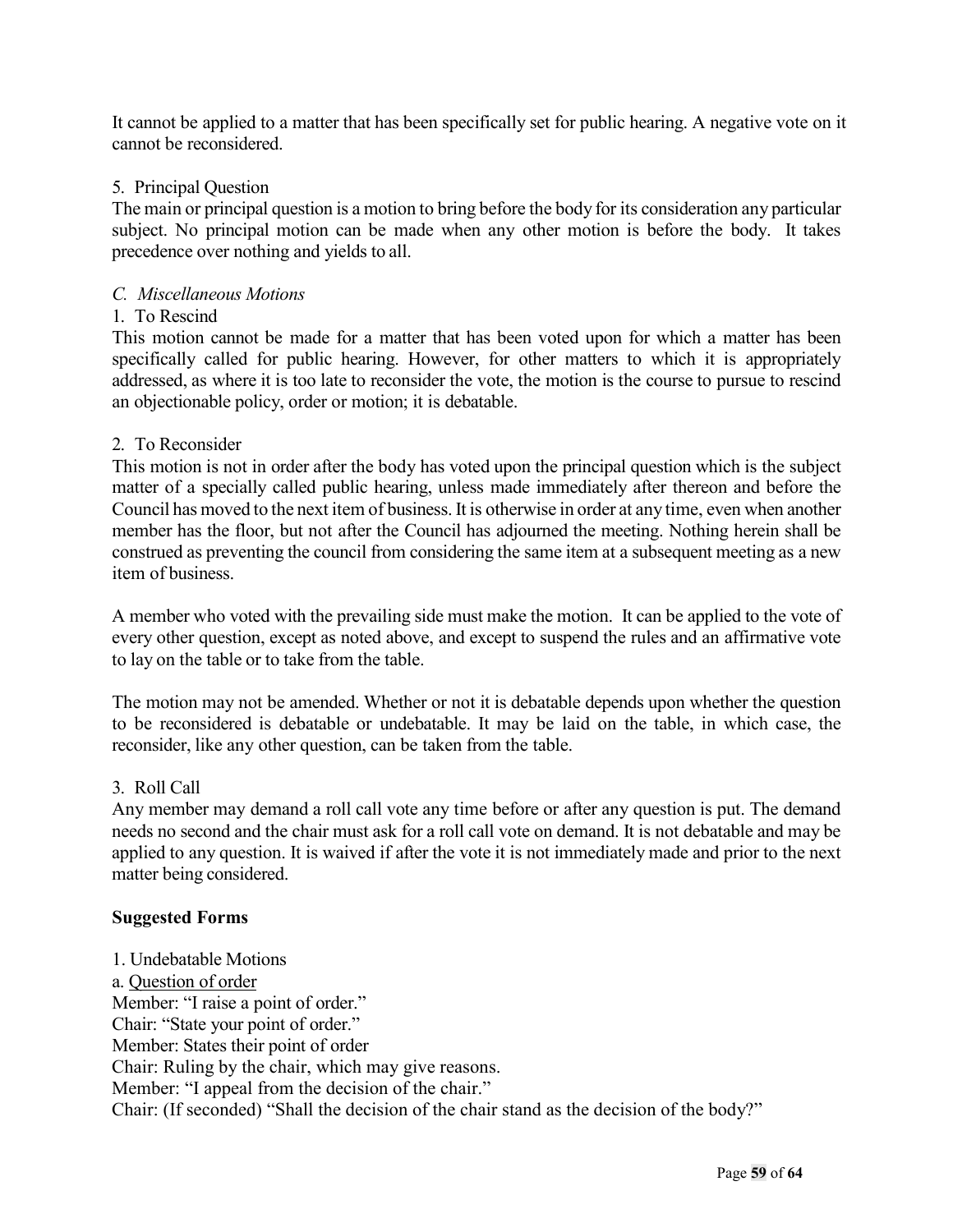It cannot be applied to a matter that has been specifically set for public hearing. A negative vote on it cannot be reconsidered.

5. Principal Question
The main or principal question is a motion to bring before the body for its consideration any particular subject. No principal motion can be made when any other motion is before the body. It takes precedence over nothing and yields to all.

*C. Miscellaneous Motions*

1. To Rescind
This motion cannot be made for a matter that has been voted upon for which a matter has been specifically called for public hearing. However, for other matters to which it is appropriately addressed, as where it is too late to reconsider the vote, the motion is the course to pursue to rescind an objectionable policy, order or motion; it is debatable.

2. To Reconsider
This motion is not in order after the body has voted upon the principal question which is the subject matter of a specially called public hearing, unless made immediately after thereon and before the Council has moved to the next item of business. It is otherwise in order at any time, even when another member has the floor, but not after the Council has adjourned the meeting. Nothing herein shall be construed as preventing the council from considering the same item at a subsequent meeting as a new item of business.

A member who voted with the prevailing side must make the motion. It can be applied to the vote of every other question, except as noted above, and except to suspend the rules and an affirmative vote to lay on the table or to take from the table.

The motion may not be amended. Whether or not it is debatable depends upon whether the question to be reconsidered is debatable or undebatable. It may be laid on the table, in which case, the reconsider, like any other question, can be taken from the table.

3. Roll Call
Any member may demand a roll call vote any time before or after any question is put. The demand needs no second and the chair must ask for a roll call vote on demand. It is not debatable and may be applied to any question. It is waived if after the vote it is not immediately made and prior to the next matter being considered.

**Suggested Forms**

1. Undebatable Motions
a. <u>Question of order</u>
Member: "I raise a point of order."
Chair: "State your point of order."
Member: States their point of order
Chair: Ruling by the chair, which may give reasons.
Member: "I appeal from the decision of the chair."
Chair: (If seconded) "Shall the decision of the chair stand as the decision of the body?"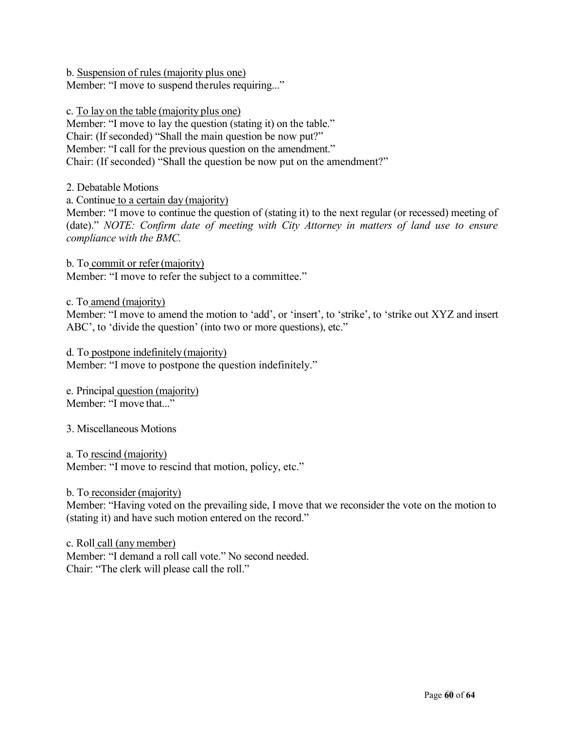b. Suspension of rules (majority plus one)
Member: "I move to suspend the rules requiring..."

c. To lay on the table (majority plus one)
Member: "I move to lay the question (stating it) on the table."
Chair: (If seconded) "Shall the main question be now put?"
Member: "I call for the previous question on the amendment."
Chair: (If seconded) "Shall the question be now put on the amendment?"

2. Debatable Motions

a. Continue to a certain day (majority)
Member: "I move to continue the question of (stating it) to the next regular (or recessed) meeting of (date)." *NOTE: Confirm date of meeting with City Attorney in matters of land use to ensure compliance with the BMC.*

b. To commit or refer (majority)
Member: "I move to refer the subject to a committee."

c. To amend (majority)
Member: "I move to amend the motion to 'add', or 'insert', to 'strike', to 'strike out XYZ and insert ABC', to 'divide the question' (into two or more questions), etc."

d. To postpone indefinitely (majority)
Member: "I move to postpone the question indefinitely."

e. Principal question (majority)
Member: "I move that..."

3. Miscellaneous Motions

a. To rescind (majority)
Member: "I move to rescind that motion, policy, etc."

b. To reconsider (majority)
Member: "Having voted on the prevailing side, I move that we reconsider the vote on the motion to (stating it) and have such motion entered on the record."

c. Roll call (any member)
Member: "I demand a roll call vote." No second needed.
Chair: "The clerk will please call the roll."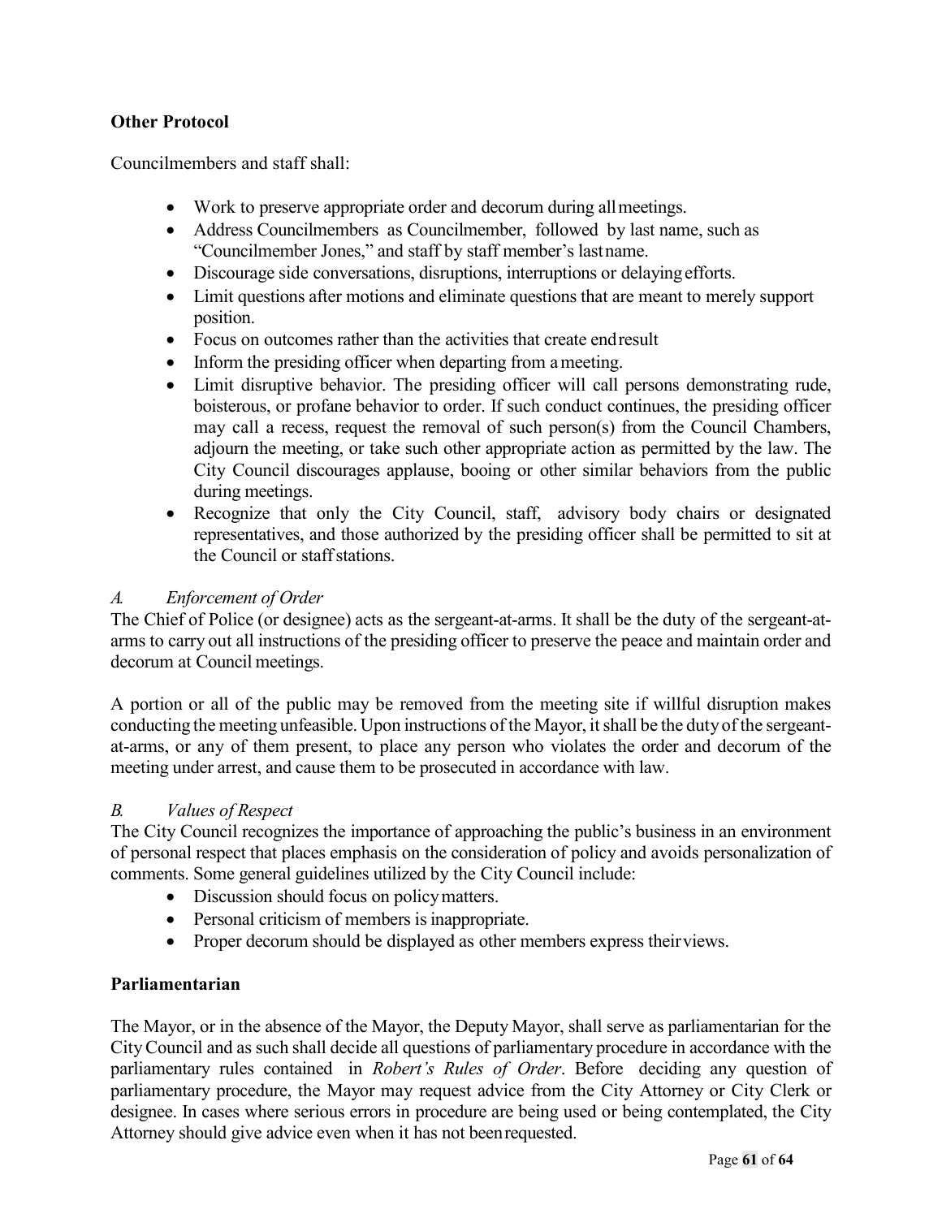**Other Protocol**

Councilmembers and staff shall:

- Work to preserve appropriate order and decorum during all meetings.
- Address Councilmembers as Councilmember, followed by last name, such as "Councilmember Jones," and staff by staff member's last name.
- Discourage side conversations, disruptions, interruptions or delaying efforts.
- Limit questions after motions and eliminate questions that are meant to merely support position.
- Focus on outcomes rather than the activities that create end result
- Inform the presiding officer when departing from a meeting.
- Limit disruptive behavior. The presiding officer will call persons demonstrating rude, boisterous, or profane behavior to order. If such conduct continues, the presiding officer may call a recess, request the removal of such person(s) from the Council Chambers, adjourn the meeting, or take such other appropriate action as permitted by the law. The City Council discourages applause, booing or other similar behaviors from the public during meetings.
- Recognize that only the City Council, staff, advisory body chairs or designated representatives, and those authorized by the presiding officer shall be permitted to sit at the Council or staff stations.

*A. Enforcement of Order*

The Chief of Police (or designee) acts as the sergeant-at-arms. It shall be the duty of the sergeant-at-arms to carry out all instructions of the presiding officer to preserve the peace and maintain order and decorum at Council meetings.

A portion or all of the public may be removed from the meeting site if willful disruption makes conducting the meeting unfeasible. Upon instructions of the Mayor, it shall be the duty of the sergeant-at-arms, or any of them present, to place any person who violates the order and decorum of the meeting under arrest, and cause them to be prosecuted in accordance with law.

*B. Values of Respect*

The City Council recognizes the importance of approaching the public's business in an environment of personal respect that places emphasis on the consideration of policy and avoids personalization of comments. Some general guidelines utilized by the City Council include:

- Discussion should focus on policy matters.
- Personal criticism of members is inappropriate.
- Proper decorum should be displayed as other members express their views.

**Parliamentarian**

The Mayor, or in the absence of the Mayor, the Deputy Mayor, shall serve as parliamentarian for the City Council and as such shall decide all questions of parliamentary procedure in accordance with the parliamentary rules contained in *Robert's Rules of Order*. Before deciding any question of parliamentary procedure, the Mayor may request advice from the City Attorney or City Clerk or designee. In cases where serious errors in procedure are being used or being contemplated, the City Attorney should give advice even when it has not been requested.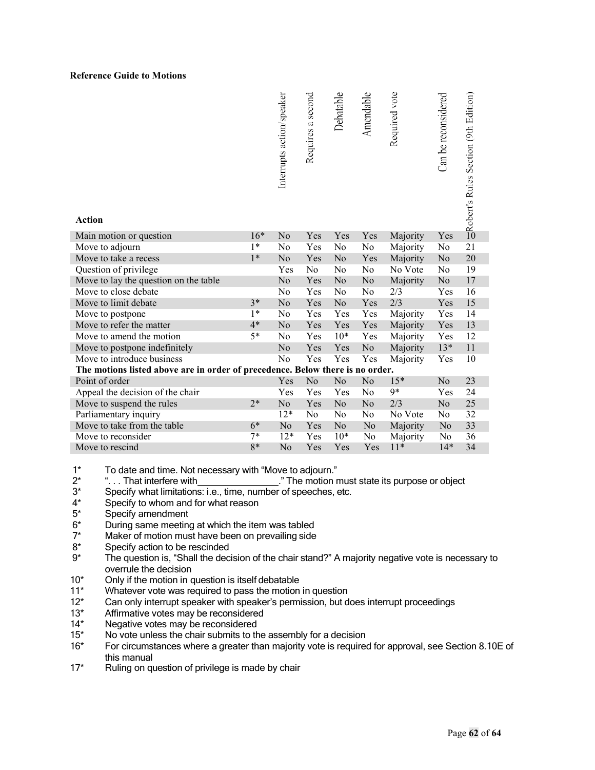**Reference Guide to Motions**

| Action | | Interrupts action/speaker | Requires a second | Debatable | Amendable | Required vote | Can be reconsidered | Robert's Rules Section (9th Edition) |
|---|---|---|---|---|---|---|---|---|
| Main motion or question | 16* | No | Yes | Yes | Yes | Majority | Yes | 10 |
| Move to adjourn | 1* | No | Yes | No | No | Majority | No | 21 |
| Move to take a recess | 1* | No | Yes | No | Yes | Majority | No | 20 |
| Question of privilege | | Yes | No | No | No | No Vote | No | 19 |
| Move to lay the question on the table | | No | Yes | No | No | Majority | No | 17 |
| Move to close debate | | No | Yes | No | No | 2/3 | Yes | 16 |
| Move to limit debate | 3* | No | Yes | No | Yes | 2/3 | Yes | 15 |
| Move to postpone | 1* | No | Yes | Yes | Yes | Majority | Yes | 14 |
| Move to refer the matter | 4* | No | Yes | Yes | Yes | Majority | Yes | 13 |
| Move to amend the motion | 5* | No | Yes | 10* | Yes | Majority | Yes | 12 |
| Move to postpone indefinitely | | No | Yes | Yes | No | Majority | 13* | 11 |
| Move to introduce business | | No | Yes | Yes | Yes | Majority | Yes | 10 |
| **The motions listed above are in order of precedence. Below there is no order.** | | | | | | | | |
| Point of order | | Yes | No | No | No | 15* | No | 23 |
| Appeal the decision of the chair | | Yes | Yes | Yes | No | 9* | Yes | 24 |
| Move to suspend the rules | 2* | No | Yes | No | No | 2/3 | No | 25 |
| Parliamentary inquiry | | 12* | No | No | No | No Vote | No | 32 |
| Move to take from the table | 6* | No | Yes | No | No | Majority | No | 33 |
| Move to reconsider | 7* | 12* | Yes | 10* | No | Majority | No | 36 |
| Move to rescind | 8* | No | Yes | Yes | Yes | 11* | 14* | 34 |

1* To date and time. Not necessary with "Move to adjourn."
2* ". . . That interfere with________________." The motion must state its purpose or object
3* Specify what limitations: i.e., time, number of speeches, etc.
4* Specify to whom and for what reason
5* Specify amendment
6* During same meeting at which the item was tabled
7* Maker of motion must have been on prevailing side
8* Specify action to be rescinded
9* The question is, "Shall the decision of the chair stand?" A majority negative vote is necessary to overrule the decision
10* Only if the motion in question is itself debatable
11* Whatever vote was required to pass the motion in question
12* Can only interrupt speaker with speaker's permission, but does interrupt proceedings
13* Affirmative votes may be reconsidered
14* Negative votes may be reconsidered
15* No vote unless the chair submits to the assembly for a decision
16* For circumstances where a greater than majority vote is required for approval, see Section 8.10E of this manual
17* Ruling on question of privilege is made by chair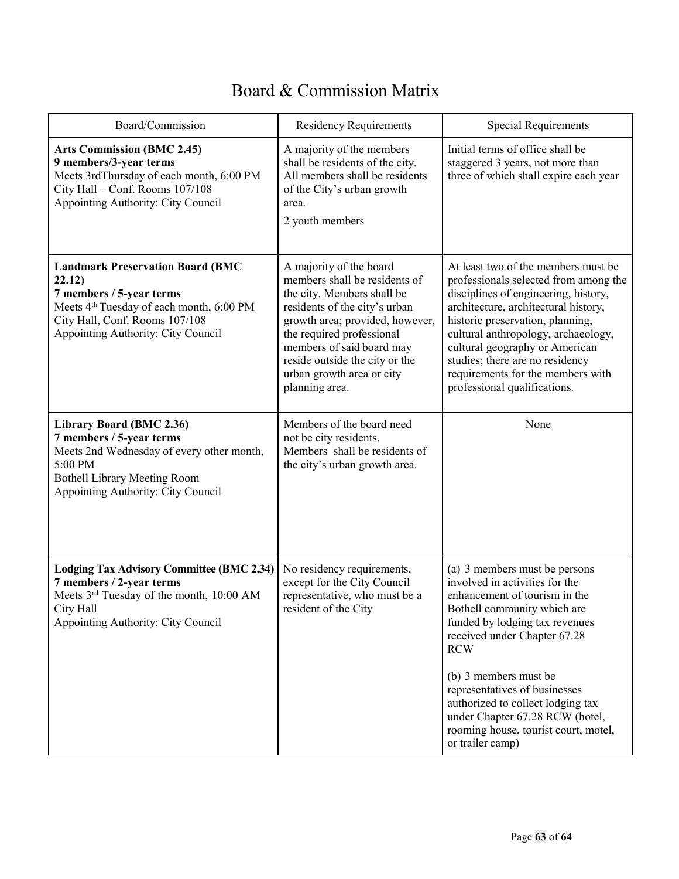# Board & Commission Matrix

| Board/Commission | Residency Requirements | Special Requirements |
|---|---|---|
| **Arts Commission (BMC 2.45)**<br>**9 members/3-year terms**<br>Meets 3rdThursday of each month, 6:00 PM<br>City Hall – Conf. Rooms 107/108<br>Appointing Authority: City Council | A majority of the members shall be residents of the city. All members shall be residents of the City's urban growth area.<br>2 youth members | Initial terms of office shall be staggered 3 years, not more than three of which shall expire each year |
| **Landmark Preservation Board (BMC 22.12)**<br>**7 members / 5-year terms**<br>Meets 4th Tuesday of each month, 6:00 PM<br>City Hall, Conf. Rooms 107/108<br>Appointing Authority: City Council | A majority of the board members shall be residents of the city. Members shall be residents of the city's urban growth area; provided, however, the required professional members of said board may reside outside the city or the urban growth area or city planning area. | At least two of the members must be professionals selected from among the disciplines of engineering, history, architecture, architectural history, historic preservation, planning, cultural anthropology, archaeology, cultural geography or American studies; there are no residency requirements for the members with professional qualifications. |
| **Library Board (BMC 2.36)**<br>**7 members / 5-year terms**<br>Meets 2nd Wednesday of every other month, 5:00 PM<br>Bothell Library Meeting Room<br>Appointing Authority: City Council | Members of the board need not be city residents. Members shall be residents of the city's urban growth area. | None |
| **Lodging Tax Advisory Committee (BMC 2.34)**<br>**7 members / 2-year terms**<br>Meets 3rd Tuesday of the month, 10:00 AM<br>City Hall<br>Appointing Authority: City Council | No residency requirements, except for the City Council representative, who must be a resident of the City | (a) 3 members must be persons involved in activities for the enhancement of tourism in the Bothell community which are funded by lodging tax revenues received under Chapter 67.28 RCW<br><br>(b) 3 members must be representatives of businesses authorized to collect lodging tax under Chapter 67.28 RCW (hotel, rooming house, tourist court, motel, or trailer camp) |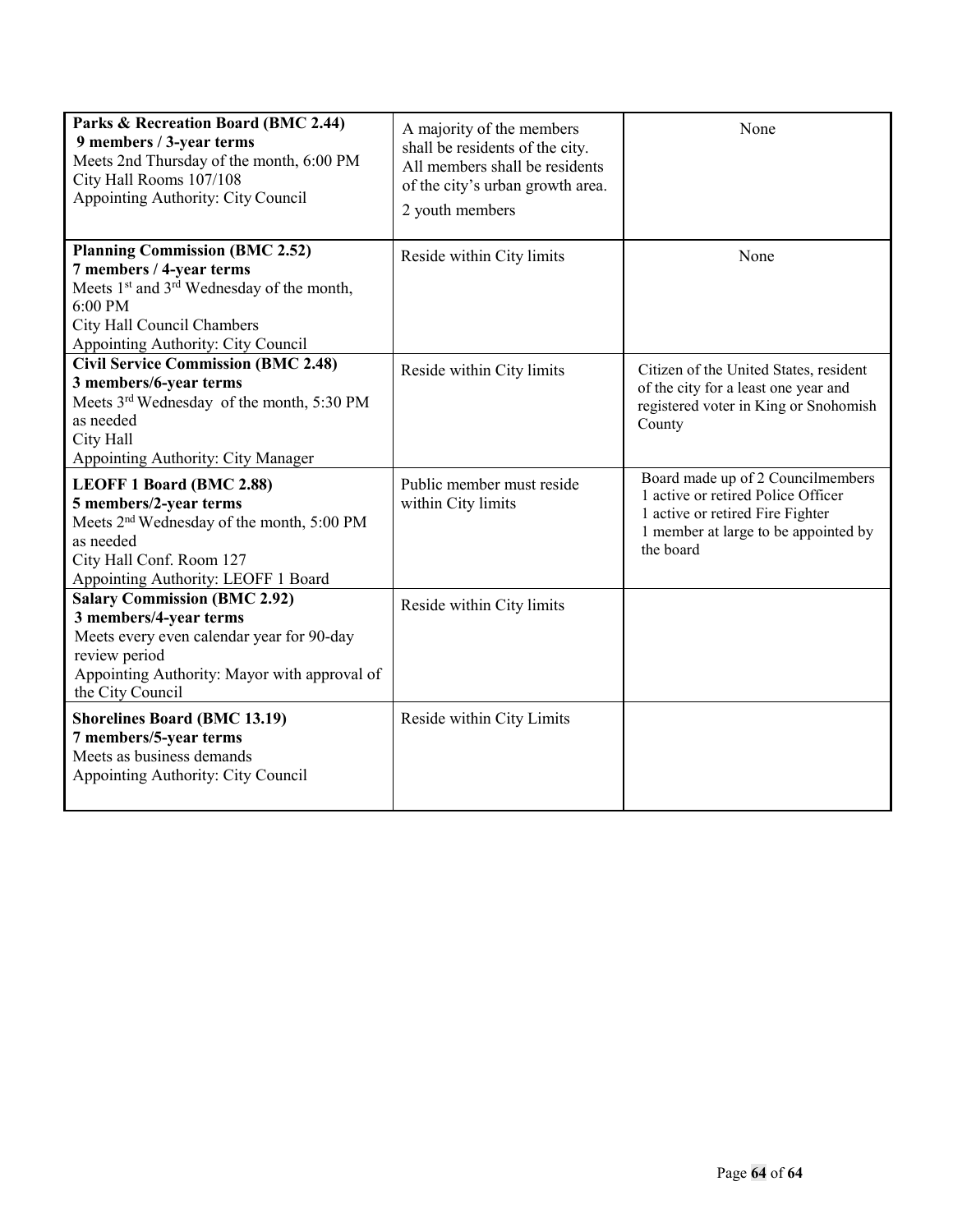| | | |
|---|---|---|
| **Parks & Recreation Board (BMC 2.44)**<br>**9 members / 3-year terms**<br>Meets 2nd Thursday of the month, 6:00 PM<br>City Hall Rooms 107/108<br>Appointing Authority: City Council | A majority of the members shall be residents of the city. All members shall be residents of the city's urban growth area.<br>2 youth members | None |
| **Planning Commission (BMC 2.52)**<br>**7 members / 4-year terms**<br>Meets 1st and 3rd Wednesday of the month, 6:00 PM<br>City Hall Council Chambers<br>Appointing Authority: City Council | Reside within City limits | None |
| **Civil Service Commission (BMC 2.48)**<br>**3 members/6-year terms**<br>Meets 3rd Wednesday of the month, 5:30 PM as needed<br>City Hall<br>Appointing Authority: City Manager | Reside within City limits | Citizen of the United States, resident of the city for a least one year and registered voter in King or Snohomish County |
| **LEOFF 1 Board (BMC 2.88)**<br>**5 members/2-year terms**<br>Meets 2nd Wednesday of the month, 5:00 PM as needed<br>City Hall Conf. Room 127<br>Appointing Authority: LEOFF 1 Board | Public member must reside within City limits | Board made up of 2 Councilmembers<br>1 active or retired Police Officer<br>1 active or retired Fire Fighter<br>1 member at large to be appointed by the board |
| **Salary Commission (BMC 2.92)**<br>**3 members/4-year terms**<br>Meets every even calendar year for 90-day review period<br>Appointing Authority: Mayor with approval of the City Council | Reside within City limits | |
| **Shorelines Board (BMC 13.19)**<br>**7 members/5-year terms**<br>Meets as business demands<br>Appointing Authority: City Council | Reside within City Limits | |